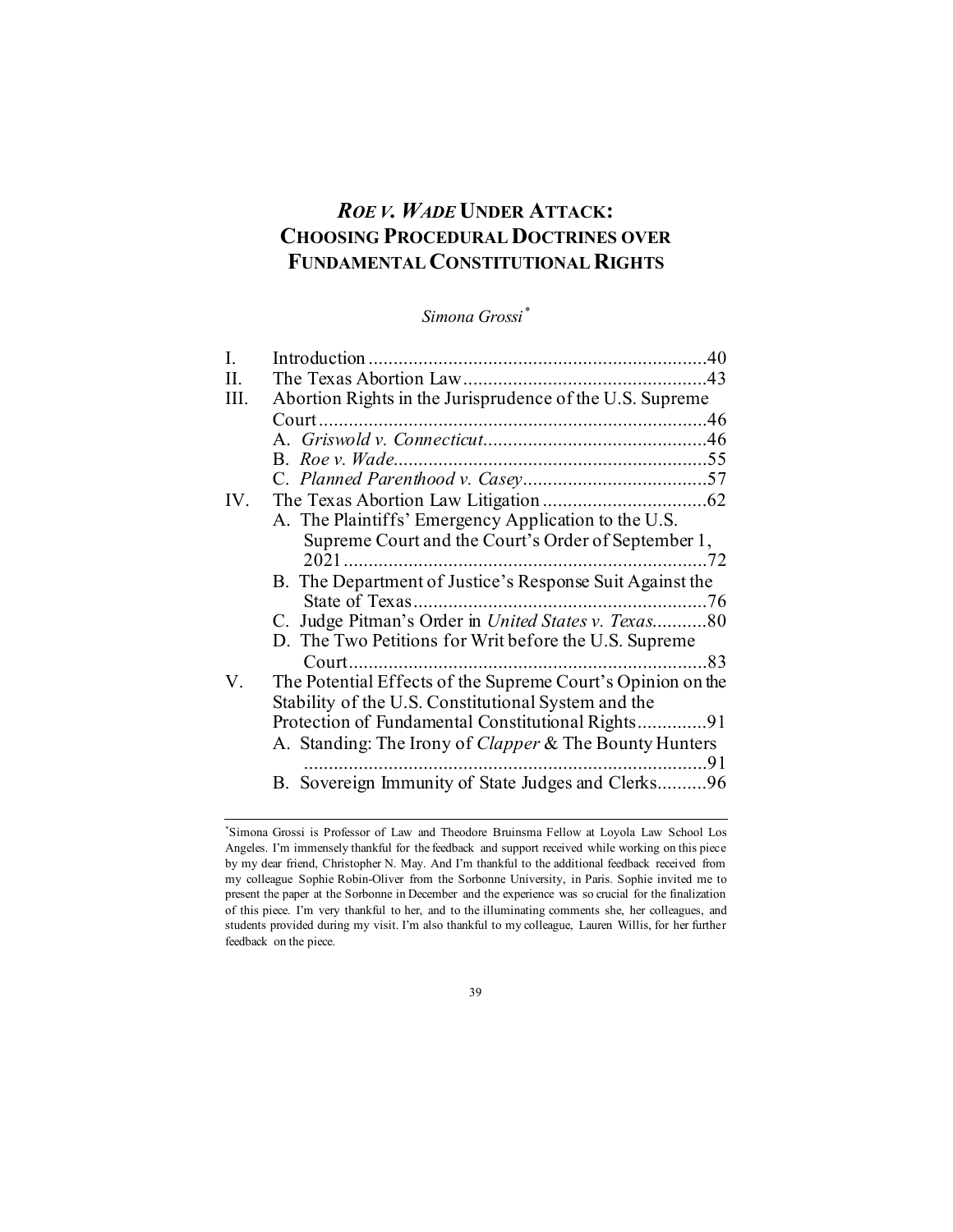# *ROE V. WADE* UNDER ATTACK: CHOOSING PROCEDURAL DOCTRINES OVER FUNDAMENTAL CONSTITUTIONAL RIGHTS

*Simona Grossi*[*]

| | | |
|---|---|---|
| I. | Introduction | 40 |
| II. | The Texas Abortion Law | 43 |
| III. | Abortion Rights in the Jurisprudence of the U.S. Supreme Court | 46 |
| | A. *Griswold v. Connecticut* | 46 |
| | B. *Roe v. Wade* | 55 |
| | C. *Planned Parenthood v. Casey* | 57 |
| IV. | The Texas Abortion Law Litigation | 62 |
| | A. The Plaintiffs' Emergency Application to the U.S. Supreme Court and the Court's Order of September 1, 2021 | 72 |
| | B. The Department of Justice's Response Suit Against the State of Texas | 76 |
| | C. Judge Pitman's Order in *United States v. Texas* | 80 |
| | D. The Two Petitions for Writ before the U.S. Supreme Court | 83 |
| V. | The Potential Effects of the Supreme Court's Opinion on the Stability of the U.S. Constitutional System and the Protection of Fundamental Constitutional Rights | 91 |
| | A. Standing: The Irony of *Clapper* & The Bounty Hunters | 91 |
| | B. Sovereign Immunity of State Judges and Clerks | 96 |

[*] Simona Grossi is Professor of Law and Theodore Bruinsma Fellow at Loyola Law School Los Angeles. I'm immensely thankful for the feedback and support received while working on this piece by my dear friend, Christopher N. May. And I'm thankful to the additional feedback received from my colleague Sophie Robin-Oliver from the Sorbonne University, in Paris. Sophie invited me to present the paper at the Sorbonne in December and the experience was so crucial for the finalization of this piece. I'm very thankful to her, and to the illuminating comments she, her colleagues, and students provided during my visit. I'm also thankful to my colleague, Lauren Willis, for her further feedback on the piece.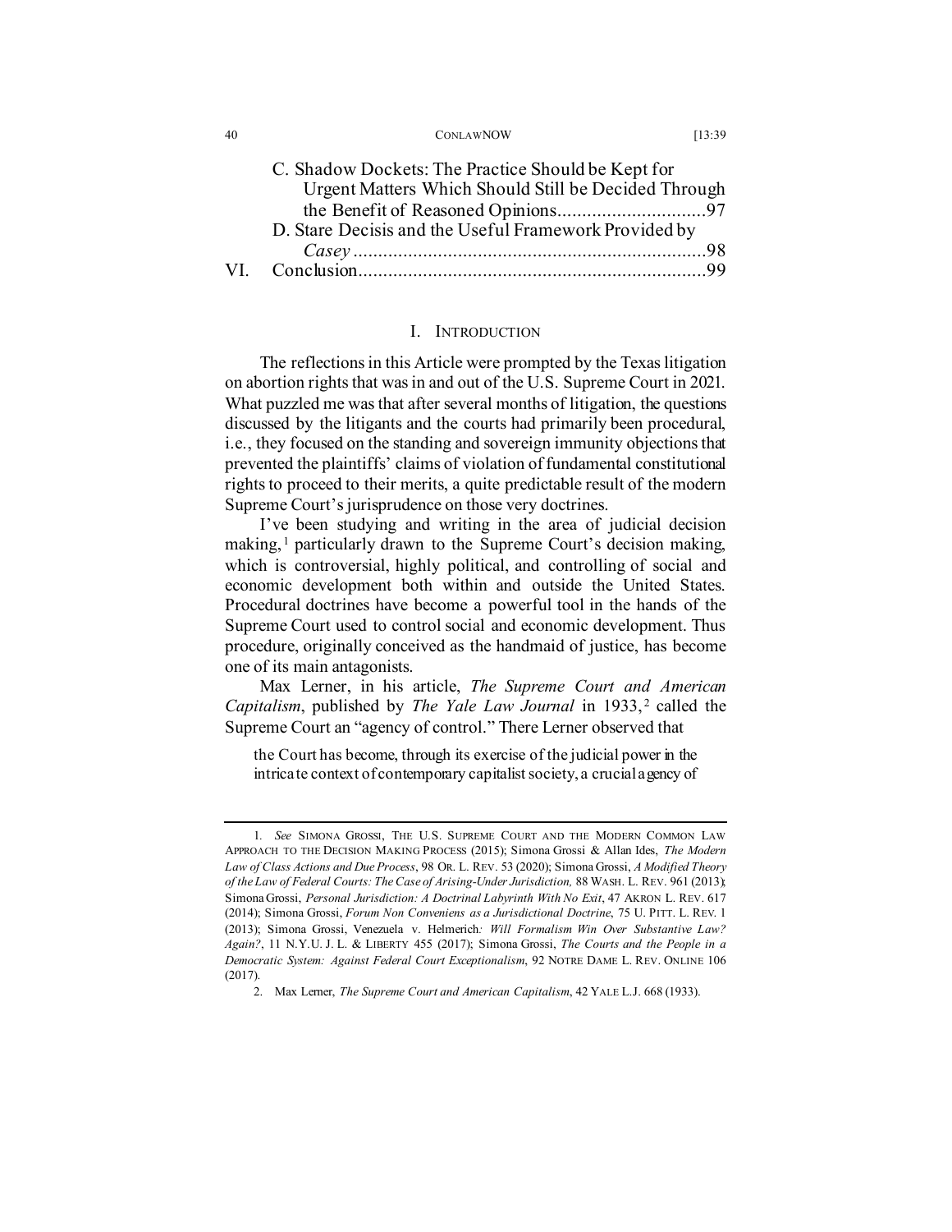C. Shadow Dockets: The Practice Should be Kept for Urgent Matters Which Should Still be Decided Through the Benefit of Reasoned Opinions..............................97

D. Stare Decisis and the Useful Framework Provided by *Casey* ......................................................................98

VI. Conclusion......................................................................99

## I. INTRODUCTION

The reflections in this Article were prompted by the Texas litigation on abortion rights that was in and out of the U.S. Supreme Court in 2021. What puzzled me was that after several months of litigation, the questions discussed by the litigants and the courts had primarily been procedural, i.e., they focused on the standing and sovereign immunity objections that prevented the plaintiffs' claims of violation of fundamental constitutional rights to proceed to their merits, a quite predictable result of the modern Supreme Court's jurisprudence on those very doctrines.

I've been studying and writing in the area of judicial decision making,[1] particularly drawn to the Supreme Court's decision making, which is controversial, highly political, and controlling of social and economic development both within and outside the United States. Procedural doctrines have become a powerful tool in the hands of the Supreme Court used to control social and economic development. Thus procedure, originally conceived as the handmaid of justice, has become one of its main antagonists.

Max Lerner, in his article, *The Supreme Court and American Capitalism*, published by *The Yale Law Journal* in 1933,[2] called the Supreme Court an "agency of control." There Lerner observed that

> the Court has become, through its exercise of the judicial power in the intricate context of contemporary capitalist society, a crucial agency of

---

1. *See* SIMONA GROSSI, THE U.S. SUPREME COURT AND THE MODERN COMMON LAW APPROACH TO THE DECISION MAKING PROCESS (2015); Simona Grossi & Allan Ides, *The Modern Law of Class Actions and Due Process*, 98 OR. L. REV. 53 (2020); Simona Grossi, *A Modified Theory of the Law of Federal Courts: The Case of Arising-Under Jurisdiction,* 88 WASH. L. REV. 961 (2013); Simona Grossi, *Personal Jurisdiction: A Doctrinal Labyrinth With No Exit*, 47 AKRON L. REV. 617 (2014); Simona Grossi, *Forum Non Conveniens as a Jurisdictional Doctrine*, 75 U. PITT. L. REV. 1 (2013); Simona Grossi, *Venezuela v. Helmerich: Will Formalism Win Over Substantive Law? Again?*, 11 N.Y.U. J. L. & LIBERTY 455 (2017); Simona Grossi, *The Courts and the People in a Democratic System: Against Federal Court Exceptionalism*, 92 NOTRE DAME L. REV. ONLINE 106 (2017).

2. Max Lerner, *The Supreme Court and American Capitalism*, 42 YALE L.J. 668 (1933).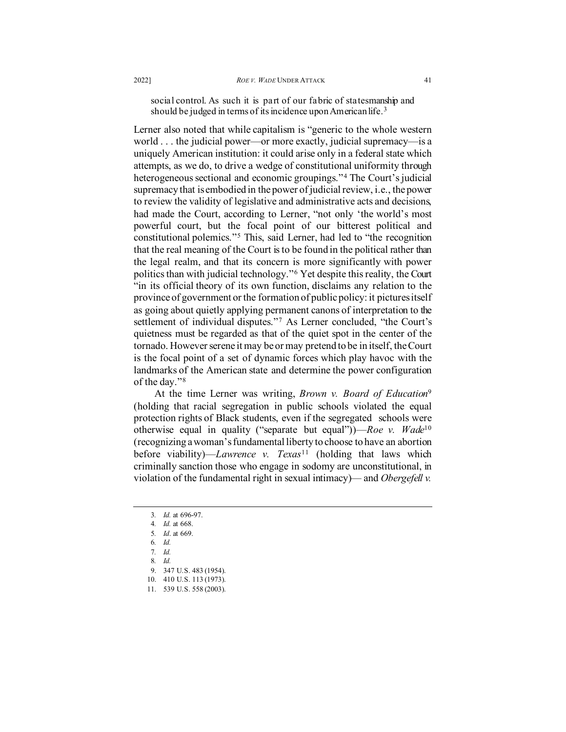social control. As such it is part of our fabric of statesmanship and should be judged in terms of its incidence upon American life.[3]

Lerner also noted that while capitalism is "generic to the whole western world . . . the judicial power—or more exactly, judicial supremacy—is a uniquely American institution: it could arise only in a federal state which attempts, as we do, to drive a wedge of constitutional uniformity through heterogeneous sectional and economic groupings."[4] The Court's judicial supremacy that is embodied in the power of judicial review, i.e., the power to review the validity of legislative and administrative acts and decisions, had made the Court, according to Lerner, "not only 'the world's most powerful court, but the focal point of our bitterest political and constitutional polemics."[5] This, said Lerner, had led to "the recognition that the real meaning of the Court is to be found in the political rather than the legal realm, and that its concern is more significantly with power politics than with judicial technology."[6] Yet despite this reality, the Court "in its official theory of its own function, disclaims any relation to the province of government or the formation of public policy: it pictures itself as going about quietly applying permanent canons of interpretation to the settlement of individual disputes."[7] As Lerner concluded, "the Court's quietness must be regarded as that of the quiet spot in the center of the tornado. However serene it may be or may pretend to be in itself, the Court is the focal point of a set of dynamic forces which play havoc with the landmarks of the American state and determine the power configuration of the day."[8]

At the time Lerner was writing, *Brown v. Board of Education*[9] (holding that racial segregation in public schools violated the equal protection rights of Black students, even if the segregated schools were otherwise equal in quality ("separate but equal"))—*Roe v. Wade*[10] (recognizing a woman's fundamental liberty to choose to have an abortion before viability)—*Lawrence v. Texas*[11] (holding that laws which criminally sanction those who engage in sodomy are unconstitutional, in violation of the fundamental right in sexual intimacy)— and *Obergefell v.*

---

3. *Id.* at 696-97.
4. *Id.* at 668.
5. *Id*. at 669.
6. *Id.*
7. *Id.*
8. *Id.*
9. 347 U.S. 483 (1954).
10. 410 U.S. 113 (1973).
11. 539 U.S. 558 (2003).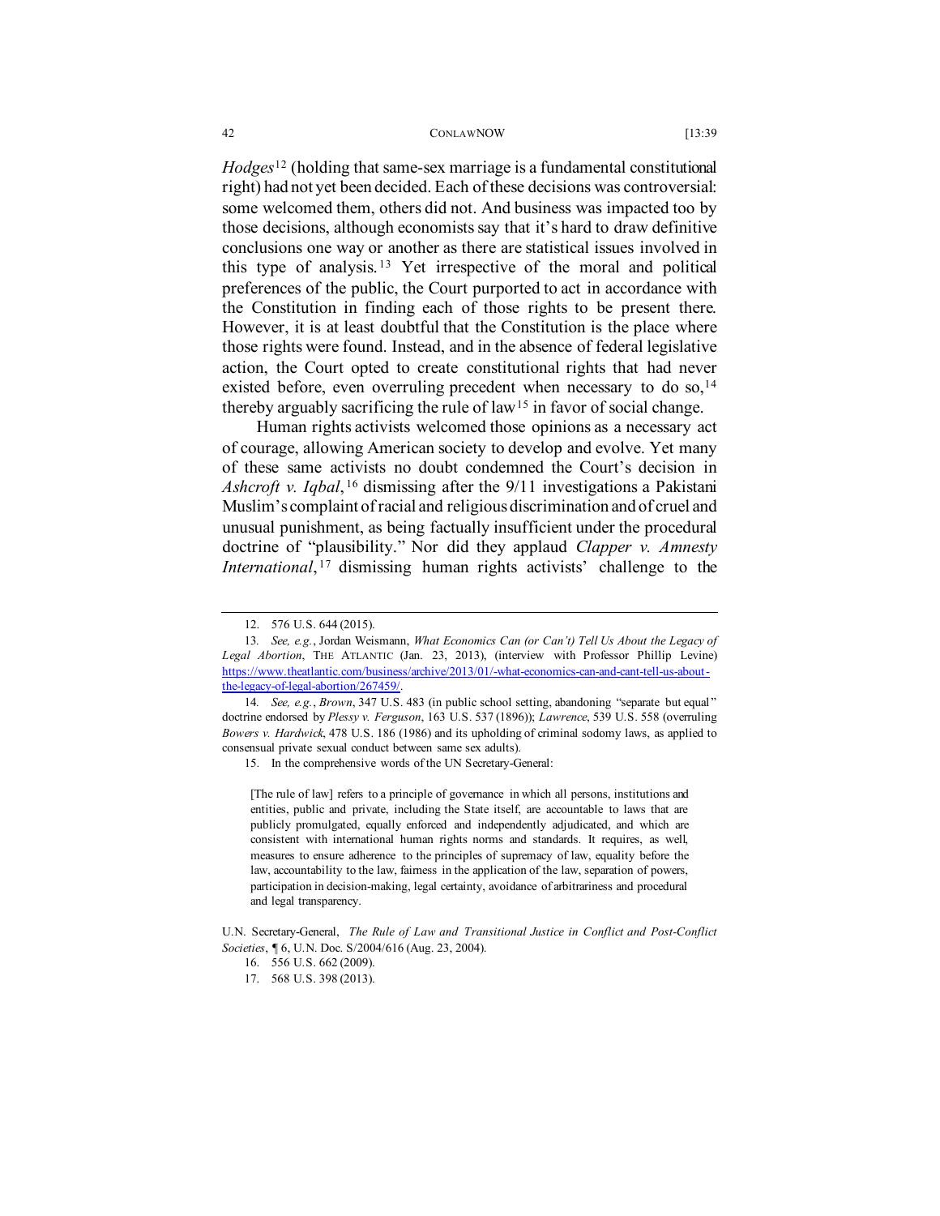*Hodges*[12] (holding that same-sex marriage is a fundamental constitutional right) had not yet been decided. Each of these decisions was controversial: some welcomed them, others did not. And business was impacted too by those decisions, although economists say that it's hard to draw definitive conclusions one way or another as there are statistical issues involved in this type of analysis.[13] Yet irrespective of the moral and political preferences of the public, the Court purported to act in accordance with the Constitution in finding each of those rights to be present there. However, it is at least doubtful that the Constitution is the place where those rights were found. Instead, and in the absence of federal legislative action, the Court opted to create constitutional rights that had never existed before, even overruling precedent when necessary to do so,[14] thereby arguably sacrificing the rule of law[15] in favor of social change.

Human rights activists welcomed those opinions as a necessary act of courage, allowing American society to develop and evolve. Yet many of these same activists no doubt condemned the Court's decision in *Ashcroft v. Iqbal*,[16] dismissing after the 9/11 investigations a Pakistani Muslim's complaint of racial and religious discrimination and of cruel and unusual punishment, as being factually insufficient under the procedural doctrine of "plausibility." Nor did they applaud *Clapper v. Amnesty International*,[17] dismissing human rights activists' challenge to the

---

12. 576 U.S. 644 (2015).

13. *See, e.g.*, Jordan Weismann, *What Economics Can (or Can't) Tell Us About the Legacy of Legal Abortion*, THE ATLANTIC (Jan. 23, 2013), (interview with Professor Phillip Levine) https://www.theatlantic.com/business/archive/2013/01/-what-economics-can-and-cant-tell-us-about-the-legacy-of-legal-abortion/267459/.

14. *See, e.g.*, *Brown*, 347 U.S. 483 (in public school setting, abandoning "separate but equal" doctrine endorsed by *Plessy v. Ferguson*, 163 U.S. 537 (1896)); *Lawrence*, 539 U.S. 558 (overruling *Bowers v. Hardwick*, 478 U.S. 186 (1986) and its upholding of criminal sodomy laws, as applied to consensual private sexual conduct between same sex adults).

15. In the comprehensive words of the UN Secretary-General:

> [The rule of law] refers to a principle of governance in which all persons, institutions and entities, public and private, including the State itself, are accountable to laws that are publicly promulgated, equally enforced and independently adjudicated, and which are consistent with international human rights norms and standards. It requires, as well, measures to ensure adherence to the principles of supremacy of law, equality before the law, accountability to the law, fairness in the application of the law, separation of powers, participation in decision-making, legal certainty, avoidance of arbitrariness and procedural and legal transparency.

U.N. Secretary-General, *The Rule of Law and Transitional Justice in Conflict and Post-Conflict Societies*, ¶ 6, U.N. Doc. S/2004/616 (Aug. 23, 2004).

16. 556 U.S. 662 (2009).

17. 568 U.S. 398 (2013).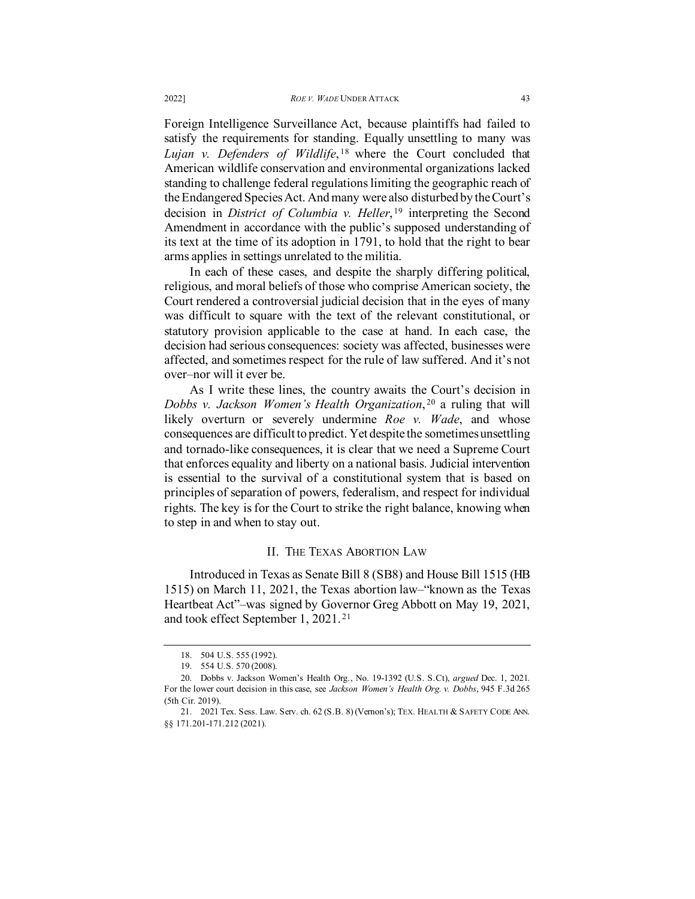Foreign Intelligence Surveillance Act, because plaintiffs had failed to satisfy the requirements for standing. Equally unsettling to many was *Lujan v. Defenders of Wildlife*,[18] where the Court concluded that American wildlife conservation and environmental organizations lacked standing to challenge federal regulations limiting the geographic reach of the Endangered Species Act. And many were also disturbed by the Court's decision in *District of Columbia v. Heller*,[19] interpreting the Second Amendment in accordance with the public's supposed understanding of its text at the time of its adoption in 1791, to hold that the right to bear arms applies in settings unrelated to the militia.

In each of these cases, and despite the sharply differing political, religious, and moral beliefs of those who comprise American society, the Court rendered a controversial judicial decision that in the eyes of many was difficult to square with the text of the relevant constitutional, or statutory provision applicable to the case at hand. In each case, the decision had serious consequences: society was affected, businesses were affected, and sometimes respect for the rule of law suffered. And it's not over–nor will it ever be.

As I write these lines, the country awaits the Court's decision in *Dobbs v. Jackson Women's Health Organization*,[20] a ruling that will likely overturn or severely undermine *Roe v. Wade*, and whose consequences are difficult to predict. Yet despite the sometimes unsettling and tornado-like consequences, it is clear that we need a Supreme Court that enforces equality and liberty on a national basis. Judicial intervention is essential to the survival of a constitutional system that is based on principles of separation of powers, federalism, and respect for individual rights. The key is for the Court to strike the right balance, knowing when to step in and when to stay out.

## II. THE TEXAS ABORTION LAW

Introduced in Texas as Senate Bill 8 (SB8) and House Bill 1515 (HB 1515) on March 11, 2021, the Texas abortion law–"known as the Texas Heartbeat Act"–was signed by Governor Greg Abbott on May 19, 2021, and took effect September 1, 2021.[21]

---

18. 504 U.S. 555 (1992).

19. 554 U.S. 570 (2008).

20. Dobbs v. Jackson Women's Health Org., No. 19-1392 (U.S. S.Ct), *argued* Dec. 1, 2021. For the lower court decision in this case, see *Jackson Women's Health Org. v. Dobbs*, 945 F.3d 265 (5th Cir. 2019).

21. 2021 Tex. Sess. Law. Serv. ch. 62 (S.B. 8) (Vernon's); TEX. HEALTH & SAFETY CODE ANN. §§ 171.201-171.212 (2021).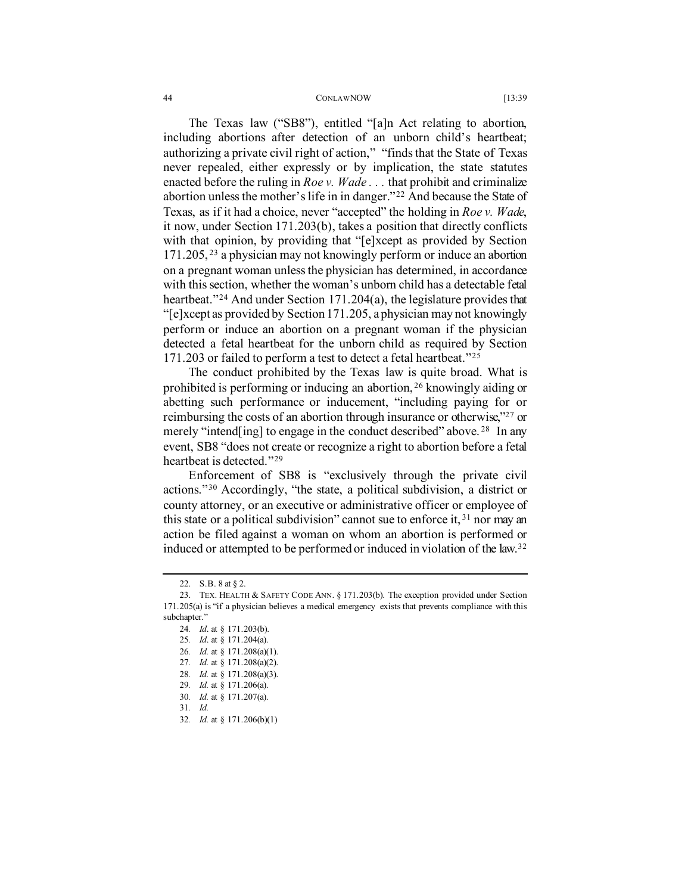The Texas law ("SB8"), entitled "[a]n Act relating to abortion, including abortions after detection of an unborn child's heartbeat; authorizing a private civil right of action," "finds that the State of Texas never repealed, either expressly or by implication, the state statutes enacted before the ruling in *Roe v. Wade* . . . that prohibit and criminalize abortion unless the mother's life in in danger."[22] And because the State of Texas, as if it had a choice, never "accepted" the holding in *Roe v. Wade*, it now, under Section 171.203(b), takes a position that directly conflicts with that opinion, by providing that "[e]xcept as provided by Section 171.205,[23] a physician may not knowingly perform or induce an abortion on a pregnant woman unless the physician has determined, in accordance with this section, whether the woman's unborn child has a detectable fetal heartbeat."[24] And under Section 171.204(a), the legislature provides that "[e]xcept as provided by Section 171.205, a physician may not knowingly perform or induce an abortion on a pregnant woman if the physician detected a fetal heartbeat for the unborn child as required by Section 171.203 or failed to perform a test to detect a fetal heartbeat."[25]

The conduct prohibited by the Texas law is quite broad. What is prohibited is performing or inducing an abortion,[26] knowingly aiding or abetting such performance or inducement, "including paying for or reimbursing the costs of an abortion through insurance or otherwise,"[27] or merely "intend[ing] to engage in the conduct described" above.[28] In any event, SB8 "does not create or recognize a right to abortion before a fetal heartbeat is detected."[29]

Enforcement of SB8 is "exclusively through the private civil actions."[30] Accordingly, "the state, a political subdivision, a district or county attorney, or an executive or administrative officer or employee of this state or a political subdivision" cannot sue to enforce it,[31] nor may an action be filed against a woman on whom an abortion is performed or induced or attempted to be performed or induced in violation of the law.[32]

---

22. S.B. 8 at § 2.
23. TEX. HEALTH & SAFETY CODE ANN. § 171.203(b). The exception provided under Section 171.205(a) is "if a physician believes a medical emergency exists that prevents compliance with this subchapter."
24. *Id*. at § 171.203(b).
25. *Id*. at § 171.204(a).
26. *Id.* at § 171.208(a)(1).
27. *Id.* at § 171.208(a)(2).
28. *Id.* at § 171.208(a)(3).
29. *Id.* at § 171.206(a).
30. *Id.* at § 171.207(a).
31. *Id.*
32. *Id.* at § 171.206(b)(1)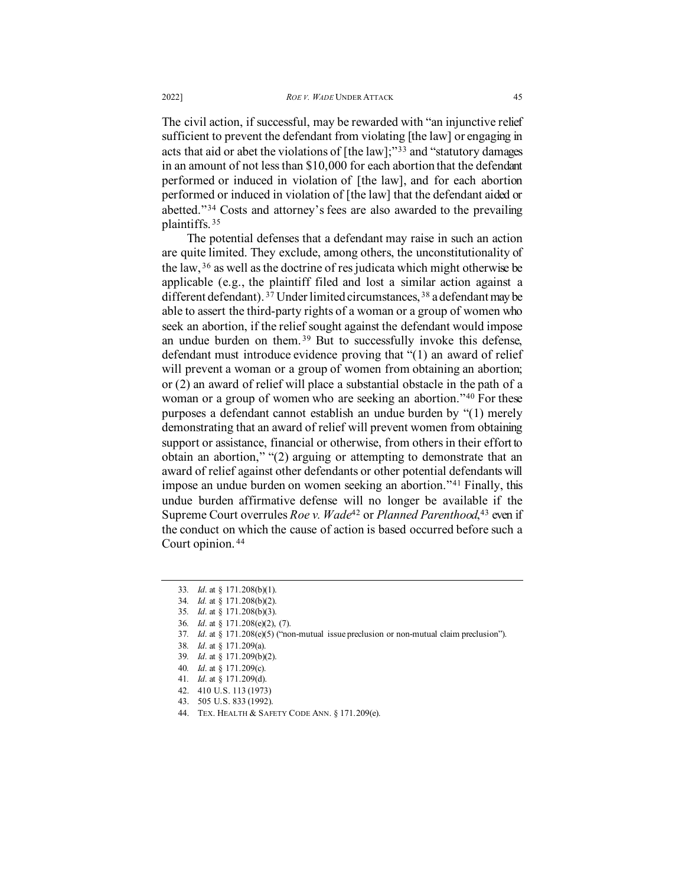The civil action, if successful, may be rewarded with "an injunctive relief sufficient to prevent the defendant from violating [the law] or engaging in acts that aid or abet the violations of [the law];"[33] and "statutory damages in an amount of not less than $10,000 for each abortion that the defendant performed or induced in violation of [the law], and for each abortion performed or induced in violation of [the law] that the defendant aided or abetted."[34] Costs and attorney's fees are also awarded to the prevailing plaintiffs.[35]

The potential defenses that a defendant may raise in such an action are quite limited. They exclude, among others, the unconstitutionality of the law,[36] as well as the doctrine of res judicata which might otherwise be applicable (e.g., the plaintiff filed and lost a similar action against a different defendant).[37] Under limited circumstances,[38] a defendant may be able to assert the third-party rights of a woman or a group of women who seek an abortion, if the relief sought against the defendant would impose an undue burden on them.[39] But to successfully invoke this defense, defendant must introduce evidence proving that "(1) an award of relief will prevent a woman or a group of women from obtaining an abortion; or (2) an award of relief will place a substantial obstacle in the path of a woman or a group of women who are seeking an abortion."[40] For these purposes a defendant cannot establish an undue burden by "(1) merely demonstrating that an award of relief will prevent women from obtaining support or assistance, financial or otherwise, from others in their effort to obtain an abortion," "(2) arguing or attempting to demonstrate that an award of relief against other defendants or other potential defendants will impose an undue burden on women seeking an abortion."[41] Finally, this undue burden affirmative defense will no longer be available if the Supreme Court overrules *Roe v. Wade*[42] or *Planned Parenthood*,[43] even if the conduct on which the cause of action is based occurred before such a Court opinion.[44]

---

33. *Id*. at § 171.208(b)(1).
34. *Id.* at § 171.208(b)(2).
35. *Id*. at § 171.208(b)(3).
36. *Id*. at § 171.208(e)(2), (7).
37. *Id*. at § 171.208(e)(5) ("non-mutual issue preclusion or non-mutual claim preclusion").
38. *Id*. at § 171.209(a).
39. *Id*. at § 171.209(b)(2).
40. *Id*. at § 171.209(c).
41. *Id*. at § 171.209(d).
42. 410 U.S. 113 (1973)
43. 505 U.S. 833 (1992).
44. TEX. HEALTH & SAFETY CODE ANN. § 171.209(e).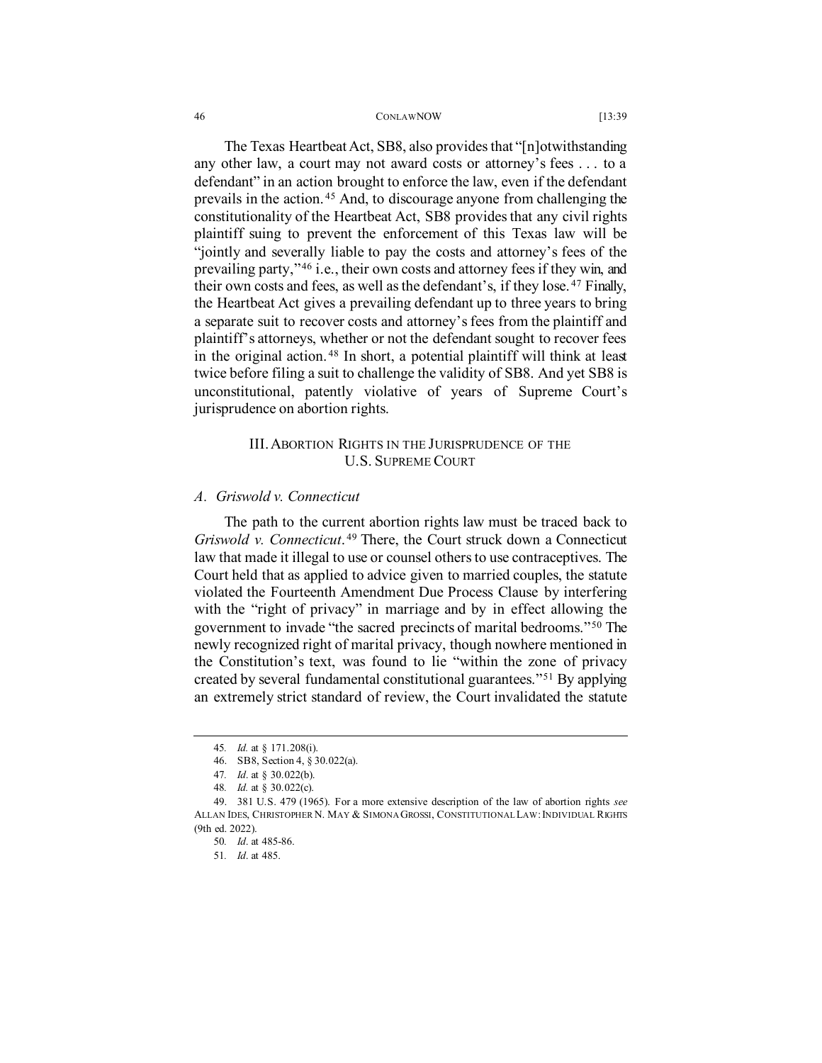The Texas Heartbeat Act, SB8, also provides that "[n]otwithstanding any other law, a court may not award costs or attorney's fees . . . to a defendant" in an action brought to enforce the law, even if the defendant prevails in the action.[45] And, to discourage anyone from challenging the constitutionality of the Heartbeat Act, SB8 provides that any civil rights plaintiff suing to prevent the enforcement of this Texas law will be "jointly and severally liable to pay the costs and attorney's fees of the prevailing party,"[46] i.e., their own costs and attorney fees if they win, and their own costs and fees, as well as the defendant's, if they lose.[47] Finally, the Heartbeat Act gives a prevailing defendant up to three years to bring a separate suit to recover costs and attorney's fees from the plaintiff and plaintiff's attorneys, whether or not the defendant sought to recover fees in the original action.[48] In short, a potential plaintiff will think at least twice before filing a suit to challenge the validity of SB8. And yet SB8 is unconstitutional, patently violative of years of Supreme Court's jurisprudence on abortion rights.

## III. Abortion Rights in the Jurisprudence of the U.S. Supreme Court

### *A. Griswold v. Connecticut*

The path to the current abortion rights law must be traced back to *Griswold v. Connecticut*.[49] There, the Court struck down a Connecticut law that made it illegal to use or counsel others to use contraceptives. The Court held that as applied to advice given to married couples, the statute violated the Fourteenth Amendment Due Process Clause by interfering with the "right of privacy" in marriage and by in effect allowing the government to invade "the sacred precincts of marital bedrooms."[50] The newly recognized right of marital privacy, though nowhere mentioned in the Constitution's text, was found to lie "within the zone of privacy created by several fundamental constitutional guarantees."[51] By applying an extremely strict standard of review, the Court invalidated the statute

---

45. *Id.* at § 171.208(i).

46. SB8, Section 4, § 30.022(a).

47. *Id*. at § 30.022(b).

48. *Id.* at § 30.022(c).

49. 381 U.S. 479 (1965). For a more extensive description of the law of abortion rights *see* ALLAN IDES, CHRISTOPHER N. MAY & SIMONA GROSSI, CONSTITUTIONAL LAW: INDIVIDUAL RIGHTS (9th ed. 2022).

50. *Id*. at 485-86.

51. *Id*. at 485.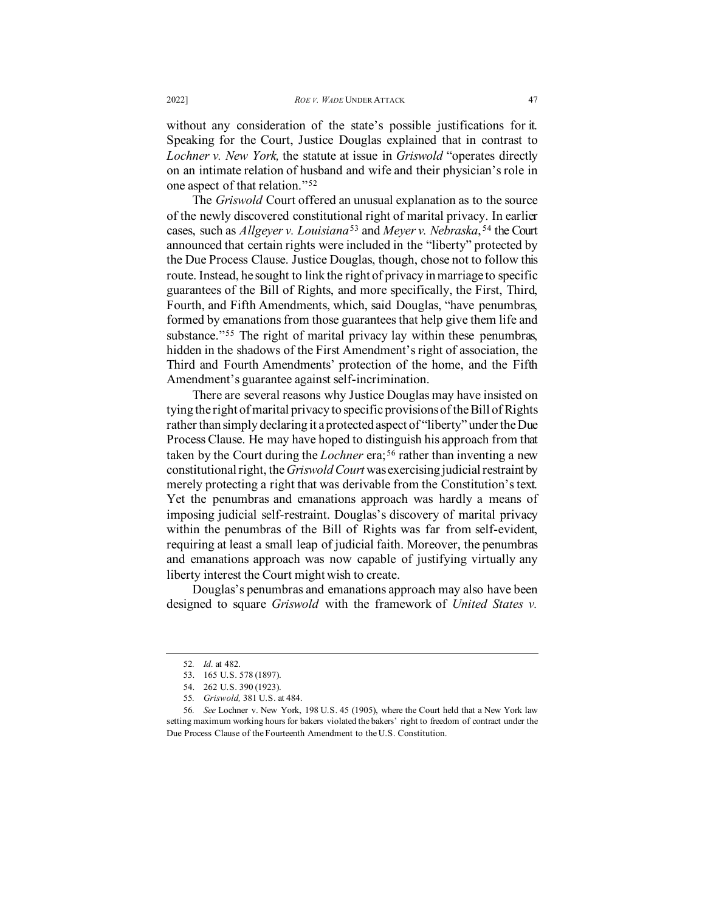without any consideration of the state's possible justifications for it. Speaking for the Court, Justice Douglas explained that in contrast to *Lochner v. New York,* the statute at issue in *Griswold* "operates directly on an intimate relation of husband and wife and their physician's role in one aspect of that relation."[52]

The *Griswold* Court offered an unusual explanation as to the source of the newly discovered constitutional right of marital privacy. In earlier cases, such as *Allgeyer v. Louisiana*[53] and *Meyer v. Nebraska*,[54] the Court announced that certain rights were included in the "liberty" protected by the Due Process Clause. Justice Douglas, though, chose not to follow this route. Instead, he sought to link the right of privacy in marriage to specific guarantees of the Bill of Rights, and more specifically, the First, Third, Fourth, and Fifth Amendments, which, said Douglas, "have penumbras, formed by emanations from those guarantees that help give them life and substance."[55] The right of marital privacy lay within these penumbras, hidden in the shadows of the First Amendment's right of association, the Third and Fourth Amendments' protection of the home, and the Fifth Amendment's guarantee against self-incrimination.

There are several reasons why Justice Douglas may have insisted on tying the right of marital privacy to specific provisions of the Bill of Rights rather than simply declaring it a protected aspect of "liberty" under the Due Process Clause. He may have hoped to distinguish his approach from that taken by the Court during the *Lochner* era;[56] rather than inventing a new constitutional right, the *Griswold Court* was exercising judicial restraint by merely protecting a right that was derivable from the Constitution's text. Yet the penumbras and emanations approach was hardly a means of imposing judicial self-restraint. Douglas's discovery of marital privacy within the penumbras of the Bill of Rights was far from self-evident, requiring at least a small leap of judicial faith. Moreover, the penumbras and emanations approach was now capable of justifying virtually any liberty interest the Court might wish to create.

Douglas's penumbras and emanations approach may also have been designed to square *Griswold* with the framework of *United States v.*

---

52. *Id*. at 482.

53. 165 U.S. 578 (1897).

54. 262 U.S. 390 (1923).

55. *Griswold,* 381 U.S. at 484.

56. *See* Lochner v. New York, 198 U.S. 45 (1905), where the Court held that a New York law setting maximum working hours for bakers violated the bakers' right to freedom of contract under the Due Process Clause of the Fourteenth Amendment to the U.S. Constitution.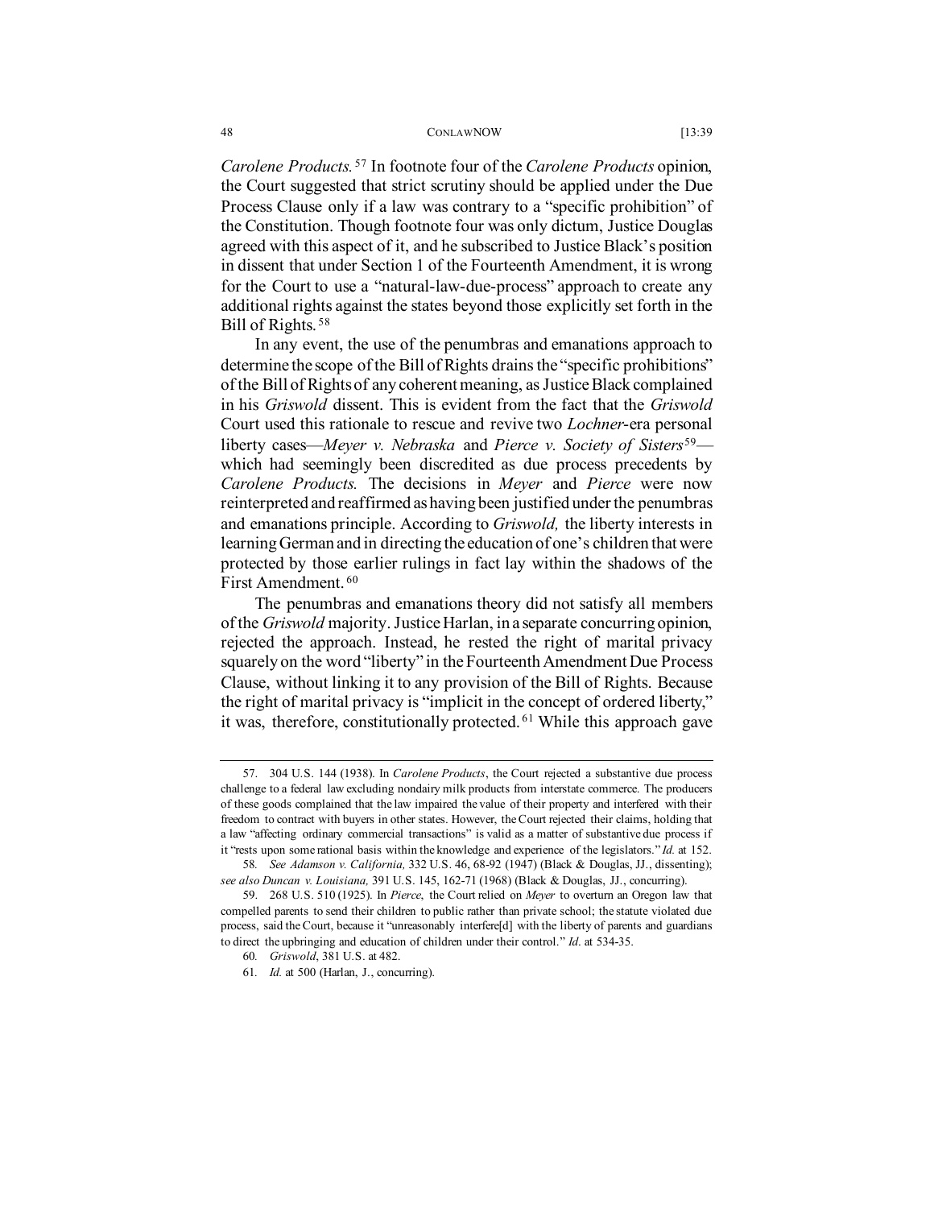*Carolene Products.*[57] In footnote four of the *Carolene Products* opinion, the Court suggested that strict scrutiny should be applied under the Due Process Clause only if a law was contrary to a "specific prohibition" of the Constitution. Though footnote four was only dictum, Justice Douglas agreed with this aspect of it, and he subscribed to Justice Black's position in dissent that under Section 1 of the Fourteenth Amendment, it is wrong for the Court to use a "natural-law-due-process" approach to create any additional rights against the states beyond those explicitly set forth in the Bill of Rights.[58]

In any event, the use of the penumbras and emanations approach to determine the scope of the Bill of Rights drains the "specific prohibitions" of the Bill of Rights of any coherent meaning, as Justice Black complained in his *Griswold* dissent. This is evident from the fact that the *Griswold* Court used this rationale to rescue and revive two *Lochner*-era personal liberty cases—*Meyer v. Nebraska* and *Pierce v. Society of Sisters*[59]—which had seemingly been discredited as due process precedents by *Carolene Products.* The decisions in *Meyer* and *Pierce* were now reinterpreted and reaffirmed as having been justified under the penumbras and emanations principle. According to *Griswold,* the liberty interests in learning German and in directing the education of one's children that were protected by those earlier rulings in fact lay within the shadows of the First Amendment.[60]

The penumbras and emanations theory did not satisfy all members of the *Griswold* majority. Justice Harlan, in a separate concurring opinion, rejected the approach. Instead, he rested the right of marital privacy squarely on the word "liberty" in the Fourteenth Amendment Due Process Clause, without linking it to any provision of the Bill of Rights. Because the right of marital privacy is "implicit in the concept of ordered liberty," it was, therefore, constitutionally protected.[61] While this approach gave

---

57. 304 U.S. 144 (1938). In *Carolene Products*, the Court rejected a substantive due process challenge to a federal law excluding nondairy milk products from interstate commerce. The producers of these goods complained that the law impaired the value of their property and interfered with their freedom to contract with buyers in other states. However, the Court rejected their claims, holding that a law "affecting ordinary commercial transactions" is valid as a matter of substantive due process if it "rests upon some rational basis within the knowledge and experience of the legislators." *Id.* at 152.

58. *See Adamson v. California,* 332 U.S. 46, 68-92 (1947) (Black & Douglas, JJ., dissenting); *see also Duncan v. Louisiana,* 391 U.S. 145, 162-71 (1968) (Black & Douglas, JJ., concurring).

59. 268 U.S. 510 (1925). In *Pierce*, the Court relied on *Meyer* to overturn an Oregon law that compelled parents to send their children to public rather than private school; the statute violated due process, said the Court, because it "unreasonably interfere[d] with the liberty of parents and guardians to direct the upbringing and education of children under their control." *Id*. at 534-35.

60. *Griswold*, 381 U.S. at 482.

61. *Id.* at 500 (Harlan, J., concurring).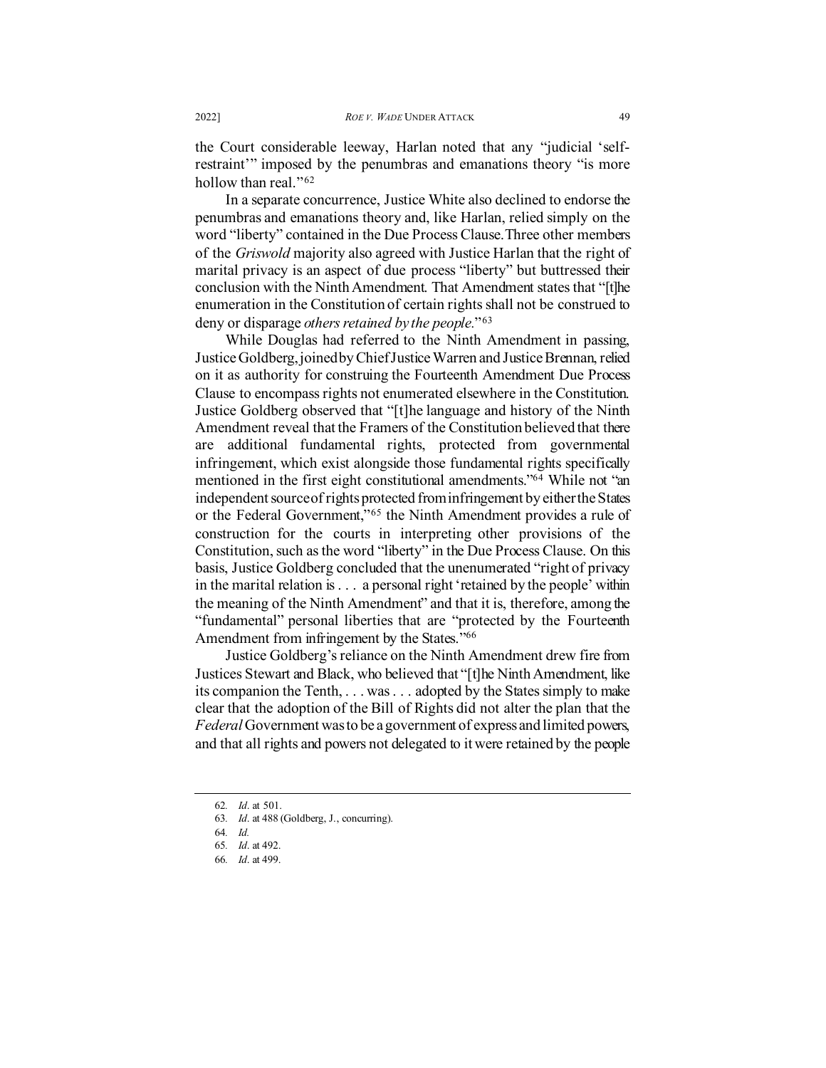the Court considerable leeway, Harlan noted that any "judicial 'self-restraint'" imposed by the penumbras and emanations theory "is more hollow than real."[62]

In a separate concurrence, Justice White also declined to endorse the penumbras and emanations theory and, like Harlan, relied simply on the word "liberty" contained in the Due Process Clause. Three other members of the *Griswold* majority also agreed with Justice Harlan that the right of marital privacy is an aspect of due process "liberty" but buttressed their conclusion with the Ninth Amendment. That Amendment states that "[t]he enumeration in the Constitution of certain rights shall not be construed to deny or disparage *others retained by the people*."[63]

While Douglas had referred to the Ninth Amendment in passing, Justice Goldberg, joined by Chief Justice Warren and Justice Brennan, relied on it as authority for construing the Fourteenth Amendment Due Process Clause to encompass rights not enumerated elsewhere in the Constitution. Justice Goldberg observed that "[t]he language and history of the Ninth Amendment reveal that the Framers of the Constitution believed that there are additional fundamental rights, protected from governmental infringement, which exist alongside those fundamental rights specifically mentioned in the first eight constitutional amendments."[64] While not "an independent source of rights protected from infringement by either the States or the Federal Government,"[65] the Ninth Amendment provides a rule of construction for the courts in interpreting other provisions of the Constitution, such as the word "liberty" in the Due Process Clause. On this basis, Justice Goldberg concluded that the unenumerated "right of privacy in the marital relation is . . . a personal right 'retained by the people' within the meaning of the Ninth Amendment" and that it is, therefore, among the "fundamental" personal liberties that are "protected by the Fourteenth Amendment from infringement by the States."[66]

Justice Goldberg's reliance on the Ninth Amendment drew fire from Justices Stewart and Black, who believed that "[t]he Ninth Amendment, like its companion the Tenth, . . . was . . . adopted by the States simply to make clear that the adoption of the Bill of Rights did not alter the plan that the *Federal* Government was to be a government of express and limited powers, and that all rights and powers not delegated to it were retained by the people

---

62. *Id*. at 501.

63. *Id*. at 488 (Goldberg, J., concurring).

64. *Id.*

65. *Id*. at 492.

66. *Id*. at 499.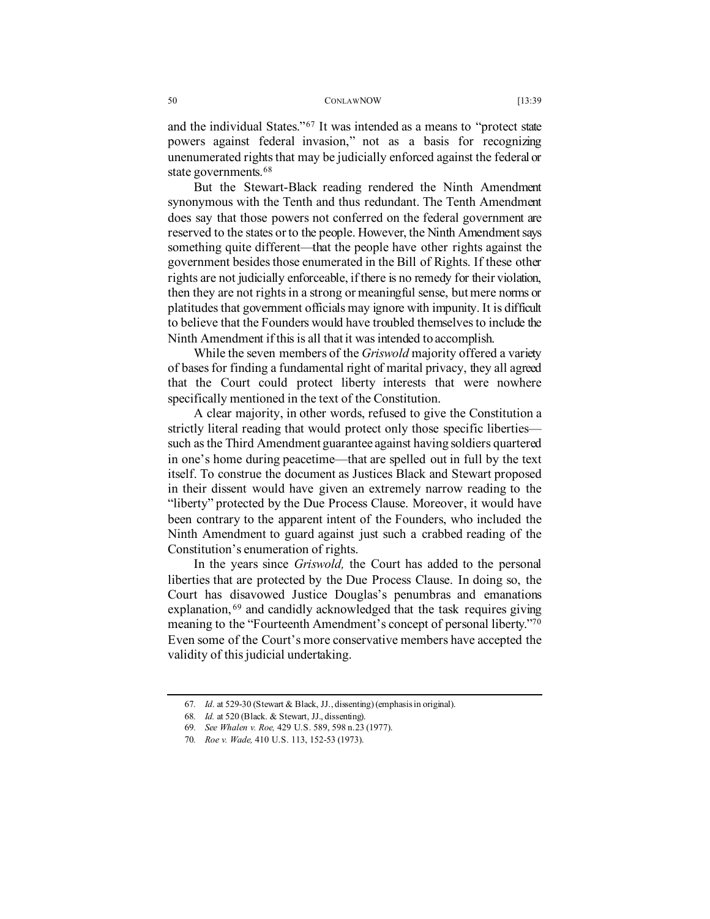and the individual States."[67] It was intended as a means to "protect state powers against federal invasion," not as a basis for recognizing unenumerated rights that may be judicially enforced against the federal or state governments.[68]

But the Stewart-Black reading rendered the Ninth Amendment synonymous with the Tenth and thus redundant. The Tenth Amendment does say that those powers not conferred on the federal government are reserved to the states or to the people. However, the Ninth Amendment says something quite different—that the people have other rights against the government besides those enumerated in the Bill of Rights. If these other rights are not judicially enforceable, if there is no remedy for their violation, then they are not rights in a strong or meaningful sense, but mere norms or platitudes that government officials may ignore with impunity. It is difficult to believe that the Founders would have troubled themselves to include the Ninth Amendment if this is all that it was intended to accomplish.

While the seven members of the *Griswold* majority offered a variety of bases for finding a fundamental right of marital privacy, they all agreed that the Court could protect liberty interests that were nowhere specifically mentioned in the text of the Constitution.

A clear majority, in other words, refused to give the Constitution a strictly literal reading that would protect only those specific liberties—such as the Third Amendment guarantee against having soldiers quartered in one's home during peacetime—that are spelled out in full by the text itself. To construe the document as Justices Black and Stewart proposed in their dissent would have given an extremely narrow reading to the "liberty" protected by the Due Process Clause. Moreover, it would have been contrary to the apparent intent of the Founders, who included the Ninth Amendment to guard against just such a crabbed reading of the Constitution's enumeration of rights.

In the years since *Griswold,* the Court has added to the personal liberties that are protected by the Due Process Clause. In doing so, the Court has disavowed Justice Douglas's penumbras and emanations explanation,[69] and candidly acknowledged that the task requires giving meaning to the "Fourteenth Amendment's concept of personal liberty."[70] Even some of the Court's more conservative members have accepted the validity of this judicial undertaking.

---

67. *Id.* at 529-30 (Stewart & Black, JJ., dissenting) (emphasis in original).

68. *Id.* at 520 (Black. & Stewart, JJ., dissenting).

69. *See Whalen v. Roe,* 429 U.S. 589, 598 n.23 (1977).

70. *Roe v. Wade,* 410 U.S. 113, 152-53 (1973).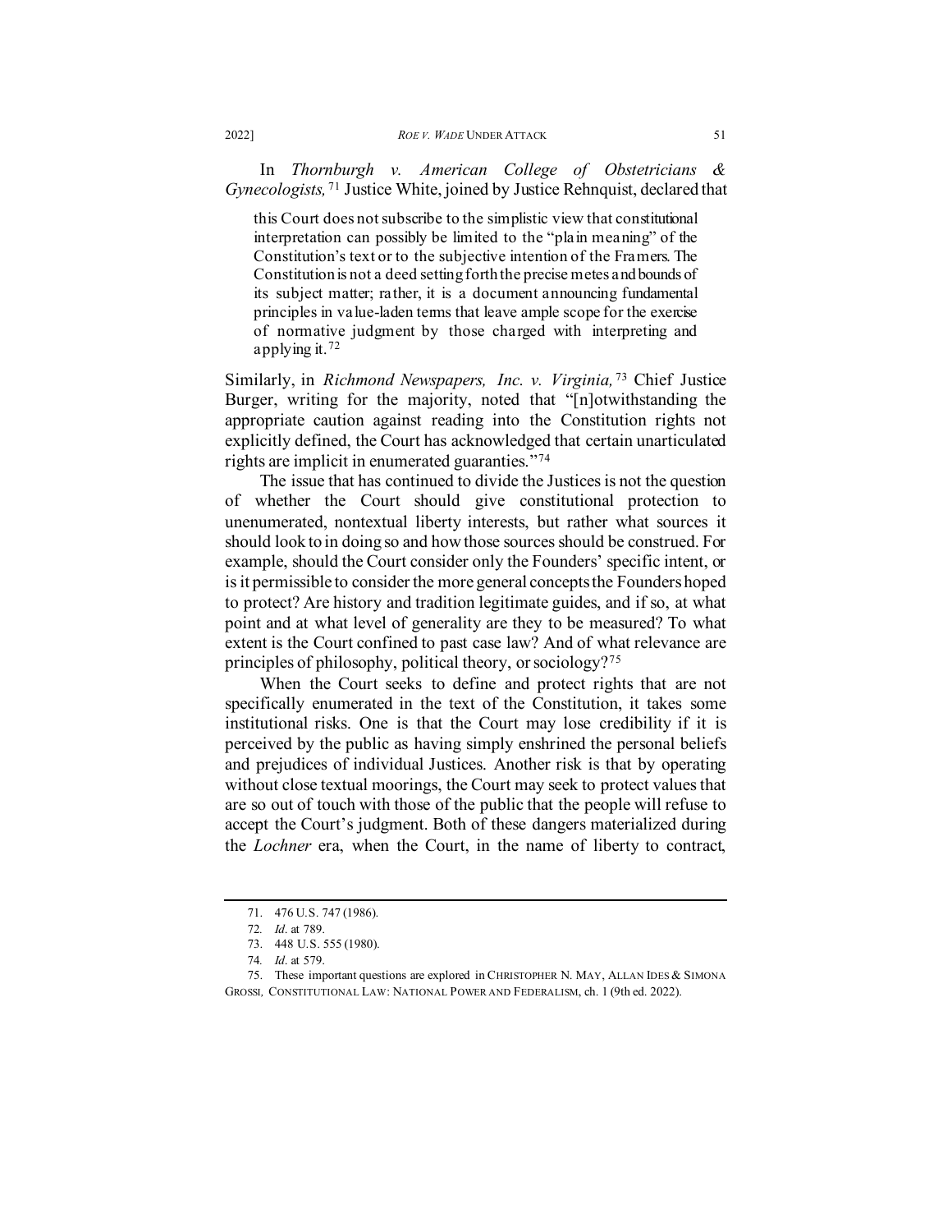In *Thornburgh v. American College of Obstetricians & Gynecologists,*[71] Justice White, joined by Justice Rehnquist, declared that

> this Court does not subscribe to the simplistic view that constitutional interpretation can possibly be limited to the "plain meaning" of the Constitution's text or to the subjective intention of the Framers. The Constitution is not a deed setting forth the precise metes and bounds of its subject matter; rather, it is a document announcing fundamental principles in value-laden terms that leave ample scope for the exercise of normative judgment by those charged with interpreting and applying it.[72]

Similarly, in *Richmond Newspapers, Inc. v. Virginia,*[73] Chief Justice Burger, writing for the majority, noted that "[n]otwithstanding the appropriate caution against reading into the Constitution rights not explicitly defined, the Court has acknowledged that certain unarticulated rights are implicit in enumerated guaranties."[74]

The issue that has continued to divide the Justices is not the question of whether the Court should give constitutional protection to unenumerated, nontextual liberty interests, but rather what sources it should look to in doing so and how those sources should be construed. For example, should the Court consider only the Founders' specific intent, or is it permissible to consider the more general concepts the Founders hoped to protect? Are history and tradition legitimate guides, and if so, at what point and at what level of generality are they to be measured? To what extent is the Court confined to past case law? And of what relevance are principles of philosophy, political theory, or sociology?[75]

When the Court seeks to define and protect rights that are not specifically enumerated in the text of the Constitution, it takes some institutional risks. One is that the Court may lose credibility if it is perceived by the public as having simply enshrined the personal beliefs and prejudices of individual Justices. Another risk is that by operating without close textual moorings, the Court may seek to protect values that are so out of touch with those of the public that the people will refuse to accept the Court's judgment. Both of these dangers materialized during the *Lochner* era, when the Court, in the name of liberty to contract,

---

71. 476 U.S. 747 (1986).

72. *Id*. at 789.

73. 448 U.S. 555 (1980).

74. *Id*. at 579.

75. These important questions are explored in CHRISTOPHER N. MAY, ALLAN IDES & SIMONA GROSSI, CONSTITUTIONAL LAW: NATIONAL POWER AND FEDERALISM, ch. 1 (9th ed. 2022).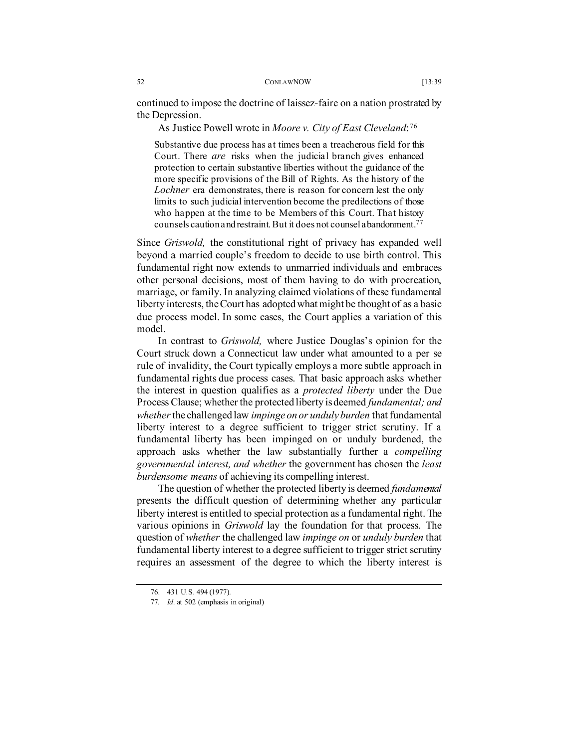continued to impose the doctrine of laissez-faire on a nation prostrated by the Depression.

As Justice Powell wrote in *Moore v. City of East Cleveland*:[76]

> Substantive due process has at times been a treacherous field for this Court. There *are* risks when the judicial branch gives enhanced protection to certain substantive liberties without the guidance of the more specific provisions of the Bill of Rights. As the history of the *Lochner* era demonstrates, there is reason for concern lest the only limits to such judicial intervention become the predilections of those who happen at the time to be Members of this Court. That history counsels caution and restraint. But it does not counsel abandonment.[77]

Since *Griswold,* the constitutional right of privacy has expanded well beyond a married couple's freedom to decide to use birth control. This fundamental right now extends to unmarried individuals and embraces other personal decisions, most of them having to do with procreation, marriage, or family. In analyzing claimed violations of these fundamental liberty interests, the Court has adopted what might be thought of as a basic due process model. In some cases, the Court applies a variation of this model.

In contrast to *Griswold,* where Justice Douglas's opinion for the Court struck down a Connecticut law under what amounted to a per se rule of invalidity, the Court typically employs a more subtle approach in fundamental rights due process cases. That basic approach asks whether the interest in question qualifies as a *protected liberty* under the Due Process Clause; whether the protected liberty is deemed *fundamental; and whether* the challenged law *impinge on or unduly burden* that fundamental liberty interest to a degree sufficient to trigger strict scrutiny. If a fundamental liberty has been impinged on or unduly burdened, the approach asks whether the law substantially further a *compelling governmental interest, and whether* the government has chosen the *least burdensome means* of achieving its compelling interest.

The question of whether the protected liberty is deemed *fundamental* presents the difficult question of determining whether any particular liberty interest is entitled to special protection as a fundamental right. The various opinions in *Griswold* lay the foundation for that process. The question of *whether* the challenged law *impinge on* or *unduly burden* that fundamental liberty interest to a degree sufficient to trigger strict scrutiny requires an assessment of the degree to which the liberty interest is

---

76. 431 U.S. 494 (1977).

77. *Id*. at 502 (emphasis in original)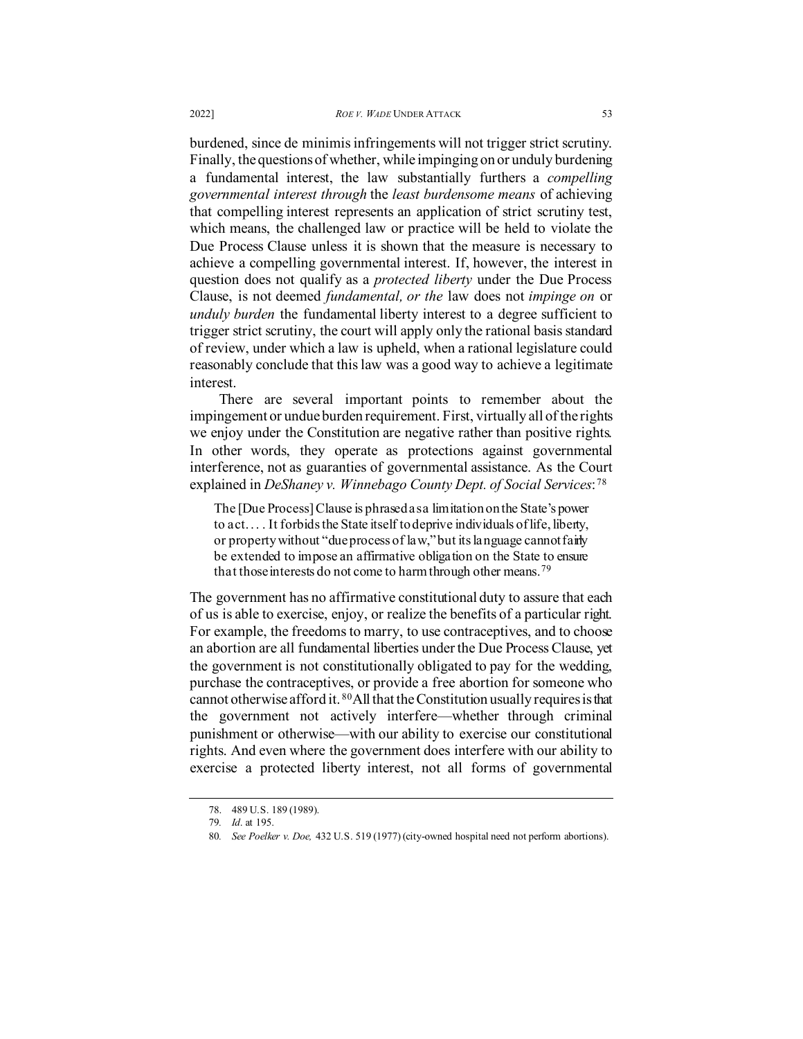burdened, since de minimis infringements will not trigger strict scrutiny. Finally, the questions of whether, while impinging on or unduly burdening a fundamental interest, the law substantially furthers a *compelling governmental interest through* the *least burdensome means* of achieving that compelling interest represents an application of strict scrutiny test, which means, the challenged law or practice will be held to violate the Due Process Clause unless it is shown that the measure is necessary to achieve a compelling governmental interest. If, however, the interest in question does not qualify as a *protected liberty* under the Due Process Clause, is not deemed *fundamental, or the* law does not *impinge on* or *unduly burden* the fundamental liberty interest to a degree sufficient to trigger strict scrutiny, the court will apply only the rational basis standard of review, under which a law is upheld, when a rational legislature could reasonably conclude that this law was a good way to achieve a legitimate interest.

There are several important points to remember about the impingement or undue burden requirement. First, virtually all of the rights we enjoy under the Constitution are negative rather than positive rights. In other words, they operate as protections against governmental interference, not as guaranties of governmental assistance. As the Court explained in *DeShaney v. Winnebago County Dept. of Social Services*:[78]

> The [Due Process] Clause is phrased as a limitation on the State's power to act. . . . It forbids the State itself to deprive individuals of life, liberty, or property without "due process of law," but its language cannot fairly be extended to impose an affirmative obligation on the State to ensure that those interests do not come to harm through other means.[79]

The government has no affirmative constitutional duty to assure that each of us is able to exercise, enjoy, or realize the benefits of a particular right. For example, the freedoms to marry, to use contraceptives, and to choose an abortion are all fundamental liberties under the Due Process Clause, yet the government is not constitutionally obligated to pay for the wedding, purchase the contraceptives, or provide a free abortion for someone who cannot otherwise afford it.[80] All that the Constitution usually requires is that the government not actively interfere—whether through criminal punishment or otherwise—with our ability to exercise our constitutional rights. And even where the government does interfere with our ability to exercise a protected liberty interest, not all forms of governmental

---

78. 489 U.S. 189 (1989).

79. *Id*. at 195.

80. *See Poelker v. Doe,* 432 U.S. 519 (1977) (city-owned hospital need not perform abortions).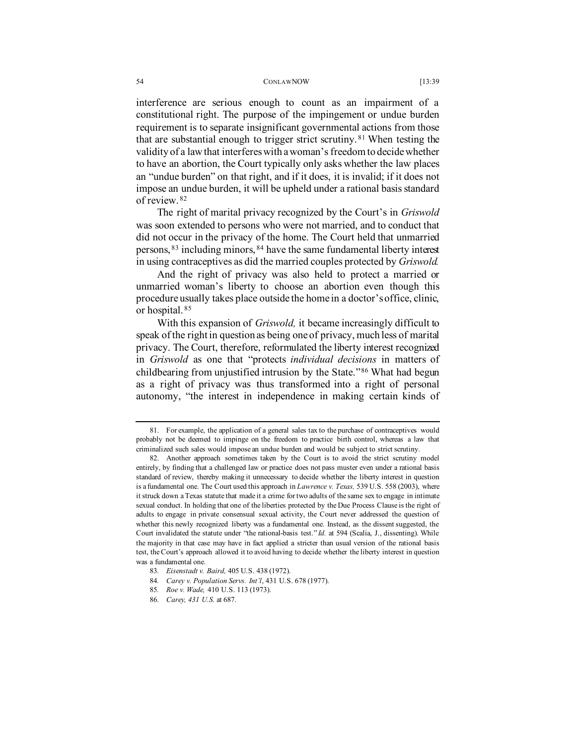interference are serious enough to count as an impairment of a constitutional right. The purpose of the impingement or undue burden requirement is to separate insignificant governmental actions from those that are substantial enough to trigger strict scrutiny.[81] When testing the validity of a law that interferes with a woman's freedom to decide whether to have an abortion, the Court typically only asks whether the law places an "undue burden" on that right, and if it does, it is invalid; if it does not impose an undue burden, it will be upheld under a rational basis standard of review.[82]

The right of marital privacy recognized by the Court's in *Griswold* was soon extended to persons who were not married, and to conduct that did not occur in the privacy of the home. The Court held that unmarried persons,[83] including minors,[84] have the same fundamental liberty interest in using contraceptives as did the married couples protected by *Griswold*.

And the right of privacy was also held to protect a married or unmarried woman's liberty to choose an abortion even though this procedure usually takes place outside the home in a doctor's office, clinic, or hospital.[85]

With this expansion of *Griswold,* it became increasingly difficult to speak of the right in question as being one of privacy, much less of marital privacy. The Court, therefore, reformulated the liberty interest recognized in *Griswold* as one that "protects *individual decisions* in matters of childbearing from unjustified intrusion by the State."[86] What had begun as a right of privacy was thus transformed into a right of personal autonomy, "the interest in independence in making certain kinds of

---

81. For example, the application of a general sales tax to the purchase of contraceptives would probably not be deemed to impinge on the freedom to practice birth control, whereas a law that criminalized such sales would impose an undue burden and would be subject to strict scrutiny.

82. Another approach sometimes taken by the Court is to avoid the strict scrutiny model entirely, by finding that a challenged law or practice does not pass muster even under a rational basis standard of review, thereby making it unnecessary to decide whether the liberty interest in question is a fundamental one. The Court used this approach in *Lawrence v. Texas,* 539 U.S. 558 (2003), where it struck down a Texas statute that made it a crime for two adults of the same sex to engage in intimate sexual conduct. In holding that one of the liberties protected by the Due Process Clause is the right of adults to engage in private consensual sexual activity, the Court never addressed the question of whether this newly recognized liberty was a fundamental one. Instead, as the dissent suggested, the Court invalidated the statute under "the rational-basis test." *Id.* at 594 (Scalia, J., dissenting). While the majority in that case may have in fact applied a stricter than usual version of the rational basis test, the Court's approach allowed it to avoid having to decide whether the liberty interest in question was a fundamental one.

83. *Eisenstadt v. Baird,* 405 U.S. 438 (1972).

84. *Carey v. Population Servs. Int'l*, 431 U.S. 678 (1977).

85. *Roe v. Wade,* 410 U.S. 113 (1973).

86. *Carey, 431 U.S.* at 687.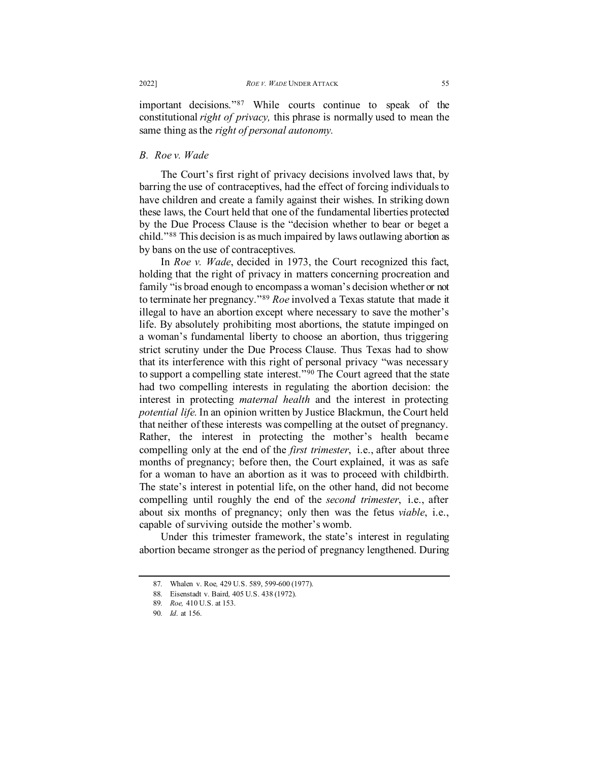important decisions."[87] While courts continue to speak of the constitutional *right of privacy,* this phrase is normally used to mean the same thing as the *right of personal autonomy.*

### *B. Roe v. Wade*

The Court's first right of privacy decisions involved laws that, by barring the use of contraceptives, had the effect of forcing individuals to have children and create a family against their wishes. In striking down these laws, the Court held that one of the fundamental liberties protected by the Due Process Clause is the "decision whether to bear or beget a child."[88] This decision is as much impaired by laws outlawing abortion as by bans on the use of contraceptives.

In *Roe v. Wade*, decided in 1973, the Court recognized this fact, holding that the right of privacy in matters concerning procreation and family "is broad enough to encompass a woman's decision whether or not to terminate her pregnancy."[89] *Roe* involved a Texas statute that made it illegal to have an abortion except where necessary to save the mother's life. By absolutely prohibiting most abortions, the statute impinged on a woman's fundamental liberty to choose an abortion, thus triggering strict scrutiny under the Due Process Clause. Thus Texas had to show that its interference with this right of personal privacy "was necessary to support a compelling state interest."[90] The Court agreed that the state had two compelling interests in regulating the abortion decision: the interest in protecting *maternal health* and the interest in protecting *potential life.* In an opinion written by Justice Blackmun, the Court held that neither of these interests was compelling at the outset of pregnancy. Rather, the interest in protecting the mother's health became compelling only at the end of the *first trimester*, i.e., after about three months of pregnancy; before then, the Court explained, it was as safe for a woman to have an abortion as it was to proceed with childbirth. The state's interest in potential life, on the other hand, did not become compelling until roughly the end of the *second trimester*, i.e., after about six months of pregnancy; only then was the fetus *viable*, i.e., capable of surviving outside the mother's womb.

Under this trimester framework, the state's interest in regulating abortion became stronger as the period of pregnancy lengthened. During

---

87. Whalen v. Roe*,* 429 U.S. 589, 599-600 (1977).

88. Eisenstadt v. Baird*,* 405 U.S. 438 (1972).

89. *Roe,* 410 U.S. at 153.

90. *Id.* at 156.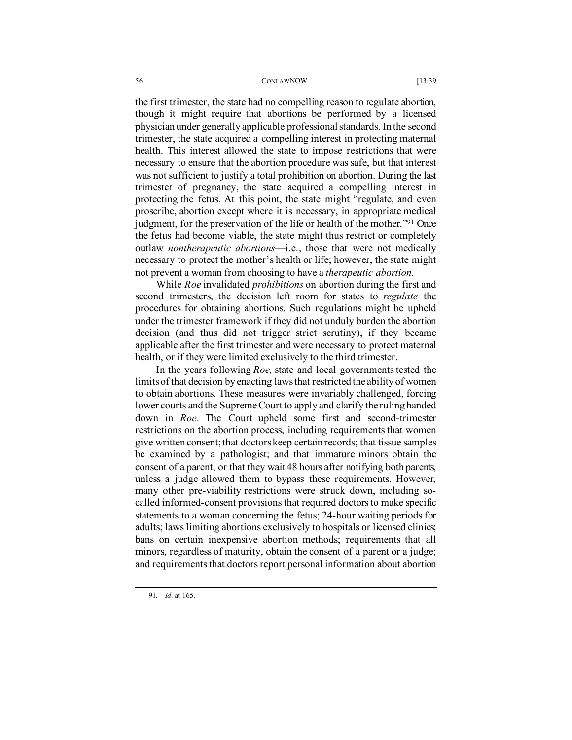the first trimester, the state had no compelling reason to regulate abortion, though it might require that abortions be performed by a licensed physician under generally applicable professional standards. In the second trimester, the state acquired a compelling interest in protecting maternal health. This interest allowed the state to impose restrictions that were necessary to ensure that the abortion procedure was safe, but that interest was not sufficient to justify a total prohibition on abortion. During the last trimester of pregnancy, the state acquired a compelling interest in protecting the fetus. At this point, the state might "regulate, and even proscribe, abortion except where it is necessary, in appropriate medical judgment, for the preservation of the life or health of the mother."[91] Once the fetus had become viable, the state might thus restrict or completely outlaw *nontherapeutic abortions*—i.e., those that were not medically necessary to protect the mother's health or life; however, the state might not prevent a woman from choosing to have a *therapeutic abortion.*

While *Roe* invalidated *prohibitions* on abortion during the first and second trimesters, the decision left room for states to *regulate* the procedures for obtaining abortions. Such regulations might be upheld under the trimester framework if they did not unduly burden the abortion decision (and thus did not trigger strict scrutiny), if they became applicable after the first trimester and were necessary to protect maternal health, or if they were limited exclusively to the third trimester.

In the years following *Roe,* state and local governments tested the limits of that decision by enacting laws that restricted the ability of women to obtain abortions. These measures were invariably challenged, forcing lower courts and the Supreme Court to apply and clarify the ruling handed down in *Roe.* The Court upheld some first and second-trimester restrictions on the abortion process, including requirements that women give written consent; that doctors keep certain records; that tissue samples be examined by a pathologist; and that immature minors obtain the consent of a parent, or that they wait 48 hours after notifying both parents, unless a judge allowed them to bypass these requirements. However, many other pre-viability restrictions were struck down, including so-called informed-consent provisions that required doctors to make specific statements to a woman concerning the fetus; 24-hour waiting periods for adults; laws limiting abortions exclusively to hospitals or licensed clinics; bans on certain inexpensive abortion methods; requirements that all minors, regardless of maturity, obtain the consent of a parent or a judge; and requirements that doctors report personal information about abortion

---

91. *Id*. at 165.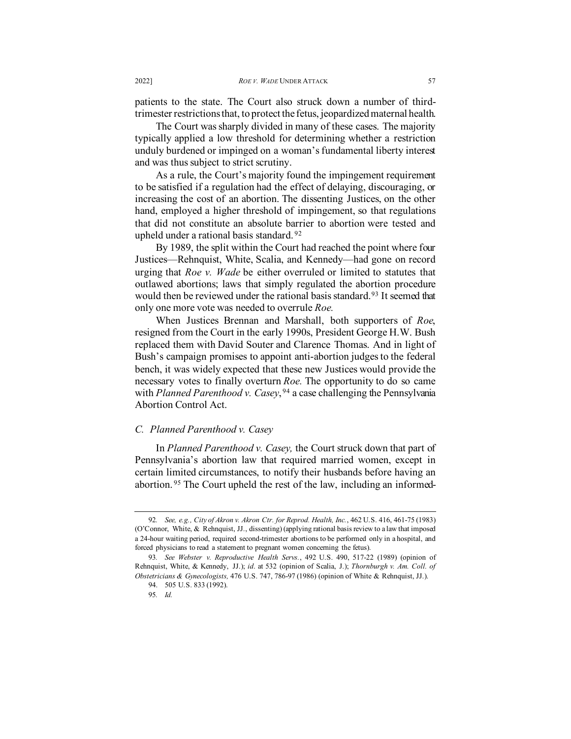patients to the state. The Court also struck down a number of third-trimester restrictions that, to protect the fetus, jeopardized maternal health.

The Court was sharply divided in many of these cases. The majority typically applied a low threshold for determining whether a restriction unduly burdened or impinged on a woman's fundamental liberty interest and was thus subject to strict scrutiny.

As a rule, the Court's majority found the impingement requirement to be satisfied if a regulation had the effect of delaying, discouraging, or increasing the cost of an abortion. The dissenting Justices, on the other hand, employed a higher threshold of impingement, so that regulations that did not constitute an absolute barrier to abortion were tested and upheld under a rational basis standard.[92]

By 1989, the split within the Court had reached the point where four Justices—Rehnquist, White, Scalia, and Kennedy—had gone on record urging that *Roe v. Wade* be either overruled or limited to statutes that outlawed abortions; laws that simply regulated the abortion procedure would then be reviewed under the rational basis standard.[93] It seemed that only one more vote was needed to overrule *Roe.*

When Justices Brennan and Marshall, both supporters of *Roe*, resigned from the Court in the early 1990s, President George H.W. Bush replaced them with David Souter and Clarence Thomas. And in light of Bush's campaign promises to appoint anti-abortion judges to the federal bench, it was widely expected that these new Justices would provide the necessary votes to finally overturn *Roe.* The opportunity to do so came with *Planned Parenthood v. Casey*,[94] a case challenging the Pennsylvania Abortion Control Act.

### C. *Planned Parenthood v. Casey*

In *Planned Parenthood v. Casey,* the Court struck down that part of Pennsylvania's abortion law that required married women, except in certain limited circumstances, to notify their husbands before having an abortion.[95] The Court upheld the rest of the law, including an informed-

---

92. *See, e.g.*, *City of Akron v. Akron Ctr. for Reprod. Health, Inc.*, 462 U.S. 416, 461-75 (1983) (O'Connor, White, & Rehnquist, JJ., dissenting) (applying rational basis review to a law that imposed a 24-hour waiting period, required second-trimester abortions to be performed only in a hospital, and forced physicians to read a statement to pregnant women concerning the fetus).

93. *See Webster v. Reproductive Health Servs.*, 492 U.S. 490, 517-22 (1989) (opinion of Rehnquist, White, & Kennedy, JJ.); *id*. at 532 (opinion of Scalia, J.); *Thornburgh v. Am. Coll. of Obstetricians & Gynecologists,* 476 U.S. 747, 786-97 (1986) (opinion of White & Rehnquist, JJ.).

94. 505 U.S. 833 (1992).

95. *Id.*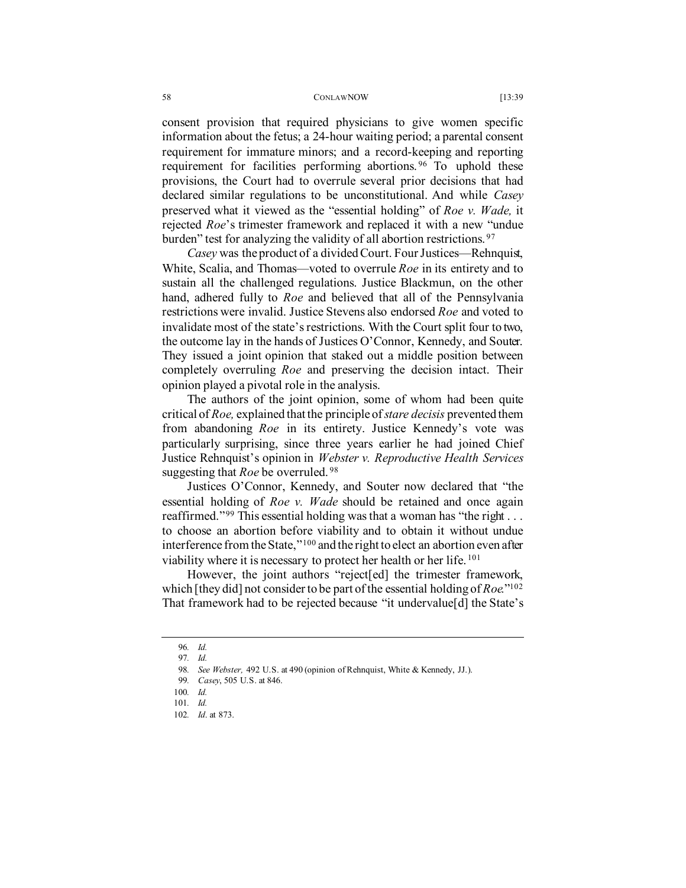consent provision that required physicians to give women specific information about the fetus; a 24-hour waiting period; a parental consent requirement for immature minors; and a record-keeping and reporting requirement for facilities performing abortions.[96] To uphold these provisions, the Court had to overrule several prior decisions that had declared similar regulations to be unconstitutional. And while *Casey* preserved what it viewed as the "essential holding" of *Roe v. Wade,* it rejected *Roe*'s trimester framework and replaced it with a new "undue burden" test for analyzing the validity of all abortion restrictions.[97]

*Casey* was the product of a divided Court. Four Justices—Rehnquist, White, Scalia, and Thomas—voted to overrule *Roe* in its entirety and to sustain all the challenged regulations. Justice Blackmun, on the other hand, adhered fully to *Roe* and believed that all of the Pennsylvania restrictions were invalid. Justice Stevens also endorsed *Roe* and voted to invalidate most of the state's restrictions. With the Court split four to two, the outcome lay in the hands of Justices O'Connor, Kennedy, and Souter. They issued a joint opinion that staked out a middle position between completely overruling *Roe* and preserving the decision intact. Their opinion played a pivotal role in the analysis.

The authors of the joint opinion, some of whom had been quite critical of *Roe,* explained that the principle of *stare decisis* prevented them from abandoning *Roe* in its entirety. Justice Kennedy's vote was particularly surprising, since three years earlier he had joined Chief Justice Rehnquist's opinion in *Webster v. Reproductive Health Services* suggesting that *Roe* be overruled.[98]

Justices O'Connor, Kennedy, and Souter now declared that "the essential holding of *Roe v. Wade* should be retained and once again reaffirmed."[99] This essential holding was that a woman has "the right . . . to choose an abortion before viability and to obtain it without undue interference from the State,"[100] and the right to elect an abortion even after viability where it is necessary to protect her health or her life.[101]

However, the joint authors "reject[ed] the trimester framework, which [they did] not consider to be part of the essential holding of *Roe*."[102] That framework had to be rejected because "it undervalue[d] the State's

---

96. *Id.*

97. *Id.*

98. *See Webster,* 492 U.S. at 490 (opinion of Rehnquist, White & Kennedy, JJ.).

99. *Casey*, 505 U.S. at 846.

100. *Id.*

101. *Id.*

102. *Id*. at 873.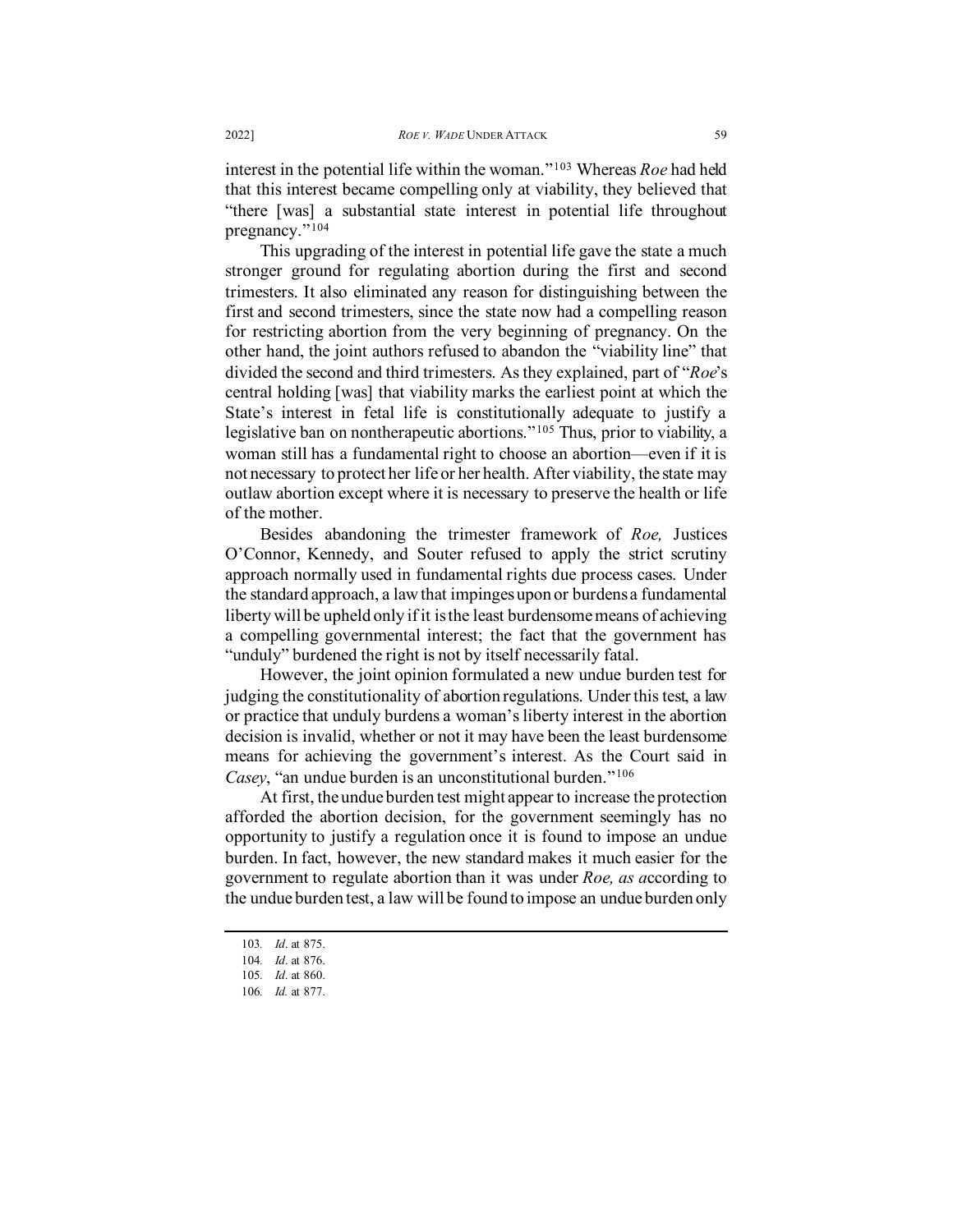interest in the potential life within the woman."[103] Whereas *Roe* had held that this interest became compelling only at viability, they believed that "there [was] a substantial state interest in potential life throughout pregnancy."[104]

This upgrading of the interest in potential life gave the state a much stronger ground for regulating abortion during the first and second trimesters. It also eliminated any reason for distinguishing between the first and second trimesters, since the state now had a compelling reason for restricting abortion from the very beginning of pregnancy. On the other hand, the joint authors refused to abandon the "viability line" that divided the second and third trimesters. As they explained, part of "*Roe*'s central holding [was] that viability marks the earliest point at which the State's interest in fetal life is constitutionally adequate to justify a legislative ban on nontherapeutic abortions."[105] Thus, prior to viability, a woman still has a fundamental right to choose an abortion—even if it is not necessary to protect her life or her health. After viability, the state may outlaw abortion except where it is necessary to preserve the health or life of the mother.

Besides abandoning the trimester framework of *Roe,* Justices O'Connor, Kennedy, and Souter refused to apply the strict scrutiny approach normally used in fundamental rights due process cases. Under the standard approach, a law that impinges upon or burdens a fundamental liberty will be upheld only if it is the least burdensome means of achieving a compelling governmental interest; the fact that the government has "unduly" burdened the right is not by itself necessarily fatal.

However, the joint opinion formulated a new undue burden test for judging the constitutionality of abortion regulations. Under this test, a law or practice that unduly burdens a woman's liberty interest in the abortion decision is invalid, whether or not it may have been the least burdensome means for achieving the government's interest. As the Court said in *Casey*, "an undue burden is an unconstitutional burden."[106]

At first, the undue burden test might appear to increase the protection afforded the abortion decision, for the government seemingly has no opportunity to justify a regulation once it is found to impose an undue burden. In fact, however, the new standard makes it much easier for the government to regulate abortion than it was under *Roe, as a*ccording to the undue burden test, a law will be found to impose an undue burden only

---

103. *Id*. at 875.

104. *Id*. at 876.

105. *Id*. at 860.

106. *Id.* at 877.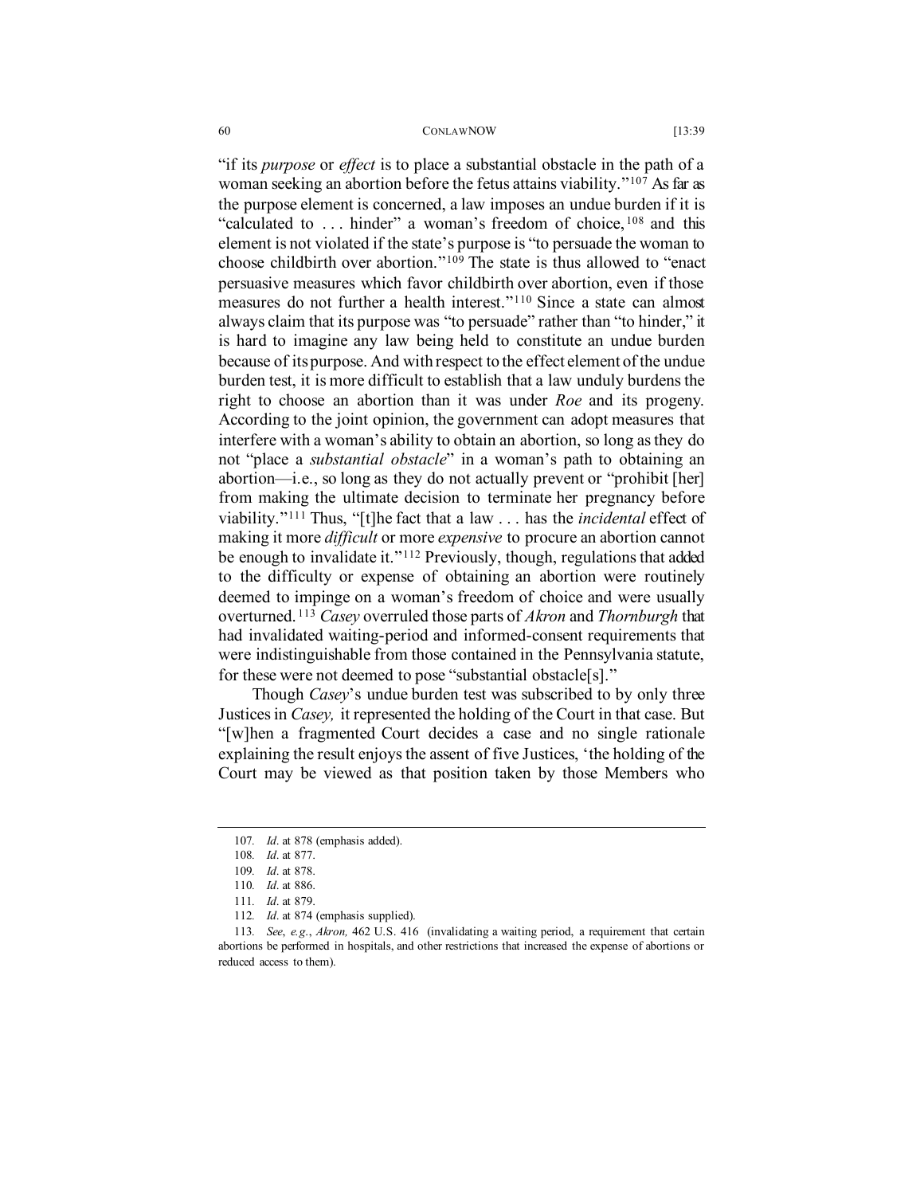"if its *purpose* or *effect* is to place a substantial obstacle in the path of a woman seeking an abortion before the fetus attains viability."[107] As far as the purpose element is concerned, a law imposes an undue burden if it is "calculated to . . . hinder" a woman's freedom of choice,[108] and this element is not violated if the state's purpose is "to persuade the woman to choose childbirth over abortion."[109] The state is thus allowed to "enact persuasive measures which favor childbirth over abortion, even if those measures do not further a health interest."[110] Since a state can almost always claim that its purpose was "to persuade" rather than "to hinder," it is hard to imagine any law being held to constitute an undue burden because of its purpose. And with respect to the effect element of the undue burden test, it is more difficult to establish that a law unduly burdens the right to choose an abortion than it was under *Roe* and its progeny. According to the joint opinion, the government can adopt measures that interfere with a woman's ability to obtain an abortion, so long as they do not "place a *substantial obstacle*" in a woman's path to obtaining an abortion—i.e., so long as they do not actually prevent or "prohibit [her] from making the ultimate decision to terminate her pregnancy before viability."[111] Thus, "[t]he fact that a law . . . has the *incidental* effect of making it more *difficult* or more *expensive* to procure an abortion cannot be enough to invalidate it."[112] Previously, though, regulations that added to the difficulty or expense of obtaining an abortion were routinely deemed to impinge on a woman's freedom of choice and were usually overturned.[113] *Casey* overruled those parts of *Akron* and *Thornburgh* that had invalidated waiting-period and informed-consent requirements that were indistinguishable from those contained in the Pennsylvania statute, for these were not deemed to pose "substantial obstacle[s]."

Though *Casey*'s undue burden test was subscribed to by only three Justices in *Casey,* it represented the holding of the Court in that case. But "[w]hen a fragmented Court decides a case and no single rationale explaining the result enjoys the assent of five Justices, 'the holding of the Court may be viewed as that position taken by those Members who

---

107. *Id*. at 878 (emphasis added).

108. *Id*. at 877.

109. *Id*. at 878.

110. *Id*. at 886.

111. *Id*. at 879.

112. *Id*. at 874 (emphasis supplied).

113. *See*, *e.g.*, *Akron,* 462 U.S. 416 (invalidating a waiting period, a requirement that certain abortions be performed in hospitals, and other restrictions that increased the expense of abortions or reduced access to them).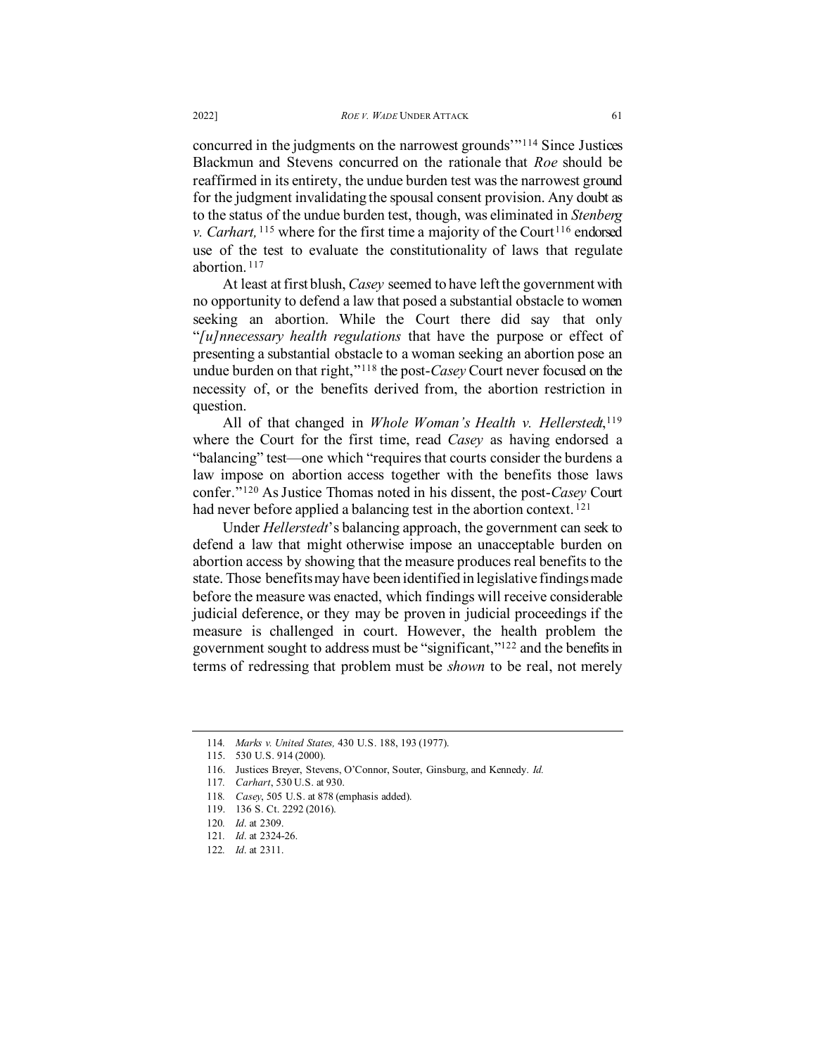concurred in the judgments on the narrowest grounds'"[114] Since Justices Blackmun and Stevens concurred on the rationale that *Roe* should be reaffirmed in its entirety, the undue burden test was the narrowest ground for the judgment invalidating the spousal consent provision. Any doubt as to the status of the undue burden test, though, was eliminated in *Stenberg v. Carhart,*[115] where for the first time a majority of the Court[116] endorsed use of the test to evaluate the constitutionality of laws that regulate abortion.[117]

At least at first blush, *Casey* seemed to have left the government with no opportunity to defend a law that posed a substantial obstacle to women seeking an abortion. While the Court there did say that only "*[u]nnecessary health regulations* that have the purpose or effect of presenting a substantial obstacle to a woman seeking an abortion pose an undue burden on that right,"[118] the post-*Casey* Court never focused on the necessity of, or the benefits derived from, the abortion restriction in question.

All of that changed in *Whole Woman's Health v. Hellerstedt*,[119] where the Court for the first time, read *Casey* as having endorsed a "balancing" test—one which "requires that courts consider the burdens a law impose on abortion access together with the benefits those laws confer."[120] As Justice Thomas noted in his dissent, the post-*Casey* Court had never before applied a balancing test in the abortion context.[121]

Under *Hellerstedt*'s balancing approach, the government can seek to defend a law that might otherwise impose an unacceptable burden on abortion access by showing that the measure produces real benefits to the state. Those benefits may have been identified in legislative findings made before the measure was enacted, which findings will receive considerable judicial deference, or they may be proven in judicial proceedings if the measure is challenged in court. However, the health problem the government sought to address must be "significant,"[122] and the benefits in terms of redressing that problem must be *shown* to be real, not merely

---

114. *Marks v. United States,* 430 U.S. 188, 193 (1977).

115. 530 U.S. 914 (2000).

116. Justices Breyer, Stevens, O'Connor, Souter, Ginsburg, and Kennedy. *Id.*

117. *Carhart*, 530 U.S. at 930.

118. *Casey*, 505 U.S. at 878 (emphasis added).

119. 136 S. Ct. 2292 (2016).

120. *Id*. at 2309.

121. *Id*. at 2324-26.

122. *Id*. at 2311.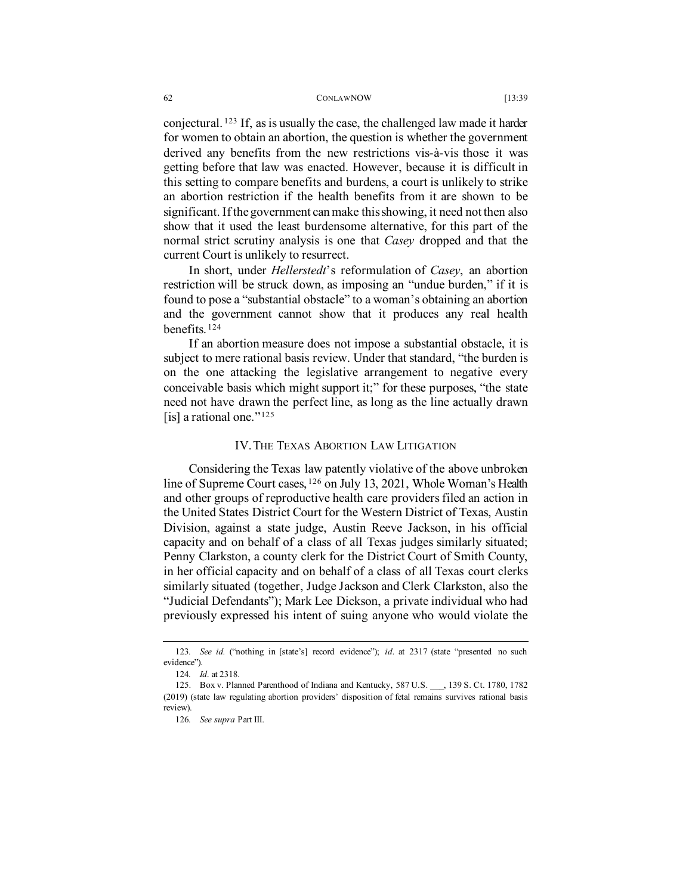conjectural.[123] If, as is usually the case, the challenged law made it harder for women to obtain an abortion, the question is whether the government derived any benefits from the new restrictions vis-à-vis those it was getting before that law was enacted. However, because it is difficult in this setting to compare benefits and burdens, a court is unlikely to strike an abortion restriction if the health benefits from it are shown to be significant. If the government can make this showing, it need not then also show that it used the least burdensome alternative, for this part of the normal strict scrutiny analysis is one that *Casey* dropped and that the current Court is unlikely to resurrect.

In short, under *Hellerstedt*'s reformulation of *Casey*, an abortion restriction will be struck down, as imposing an "undue burden," if it is found to pose a "substantial obstacle" to a woman's obtaining an abortion and the government cannot show that it produces any real health benefits.[124]

If an abortion measure does not impose a substantial obstacle, it is subject to mere rational basis review. Under that standard, "the burden is on the one attacking the legislative arrangement to negative every conceivable basis which might support it;" for these purposes, "the state need not have drawn the perfect line, as long as the line actually drawn [is] a rational one."[125]

## IV. THE TEXAS ABORTION LAW LITIGATION

Considering the Texas law patently violative of the above unbroken line of Supreme Court cases,[126] on July 13, 2021, Whole Woman's Health and other groups of reproductive health care providers filed an action in the United States District Court for the Western District of Texas, Austin Division, against a state judge, Austin Reeve Jackson, in his official capacity and on behalf of a class of all Texas judges similarly situated; Penny Clarkston, a county clerk for the District Court of Smith County, in her official capacity and on behalf of a class of all Texas court clerks similarly situated (together, Judge Jackson and Clerk Clarkston, also the "Judicial Defendants"); Mark Lee Dickson, a private individual who had previously expressed his intent of suing anyone who would violate the

---

123. *See id.* ("nothing in [state's] record evidence"); *id*. at 2317 (state "presented no such evidence").

124. *Id*. at 2318.

125. Box v. Planned Parenthood of Indiana and Kentucky, 587 U.S. ___, 139 S. Ct. 1780, 1782 (2019) (state law regulating abortion providers' disposition of fetal remains survives rational basis review).

126. *See supra* Part III.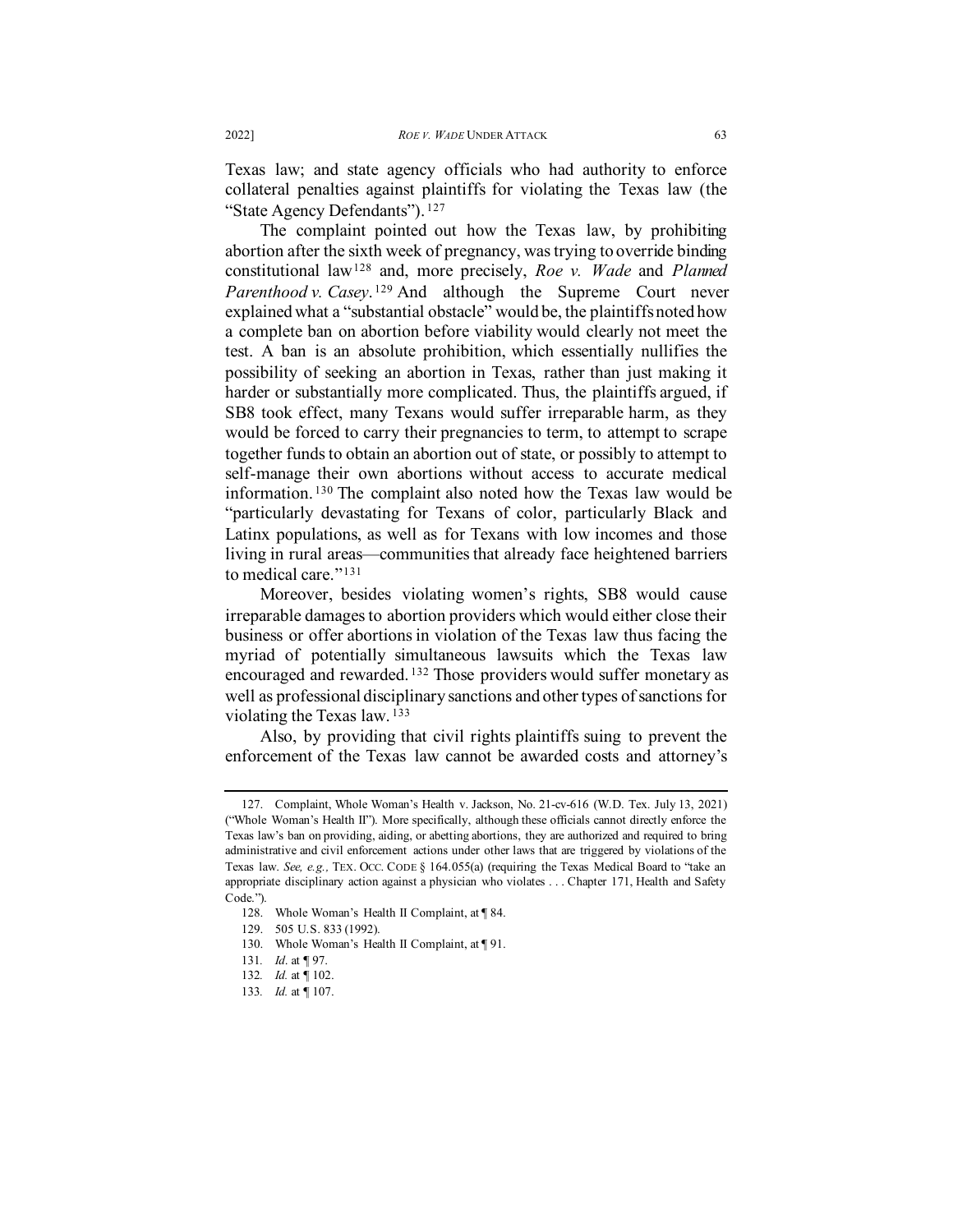Texas law; and state agency officials who had authority to enforce collateral penalties against plaintiffs for violating the Texas law (the "State Agency Defendants").[127]

The complaint pointed out how the Texas law, by prohibiting abortion after the sixth week of pregnancy, was trying to override binding constitutional law[128] and, more precisely, *Roe v. Wade* and *Planned Parenthood v. Casey*.[129] And although the Supreme Court never explained what a "substantial obstacle" would be, the plaintiffs noted how a complete ban on abortion before viability would clearly not meet the test. A ban is an absolute prohibition, which essentially nullifies the possibility of seeking an abortion in Texas, rather than just making it harder or substantially more complicated. Thus, the plaintiffs argued, if SB8 took effect, many Texans would suffer irreparable harm, as they would be forced to carry their pregnancies to term, to attempt to scrape together funds to obtain an abortion out of state, or possibly to attempt to self-manage their own abortions without access to accurate medical information.[130] The complaint also noted how the Texas law would be "particularly devastating for Texans of color, particularly Black and Latinx populations, as well as for Texans with low incomes and those living in rural areas—communities that already face heightened barriers to medical care."[131]

Moreover, besides violating women's rights, SB8 would cause irreparable damages to abortion providers which would either close their business or offer abortions in violation of the Texas law thus facing the myriad of potentially simultaneous lawsuits which the Texas law encouraged and rewarded.[132] Those providers would suffer monetary as well as professional disciplinary sanctions and other types of sanctions for violating the Texas law.[133]

Also, by providing that civil rights plaintiffs suing to prevent the enforcement of the Texas law cannot be awarded costs and attorney's

---

127. Complaint, Whole Woman's Health v. Jackson, No. 21-cv-616 (W.D. Tex. July 13, 2021) ("Whole Woman's Health II"). More specifically, although these officials cannot directly enforce the Texas law's ban on providing, aiding, or abetting abortions, they are authorized and required to bring administrative and civil enforcement actions under other laws that are triggered by violations of the Texas law. *See, e.g.,* TEX. OCC. CODE § 164.055(a) (requiring the Texas Medical Board to "take an appropriate disciplinary action against a physician who violates . . . Chapter 171, Health and Safety Code.").

128. Whole Woman's Health II Complaint, at ¶ 84.

129. 505 U.S. 833 (1992).

130. Whole Woman's Health II Complaint, at ¶ 91.

131. *Id.* at ¶ 97.

132. *Id.* at ¶ 102.

133. *Id.* at ¶ 107.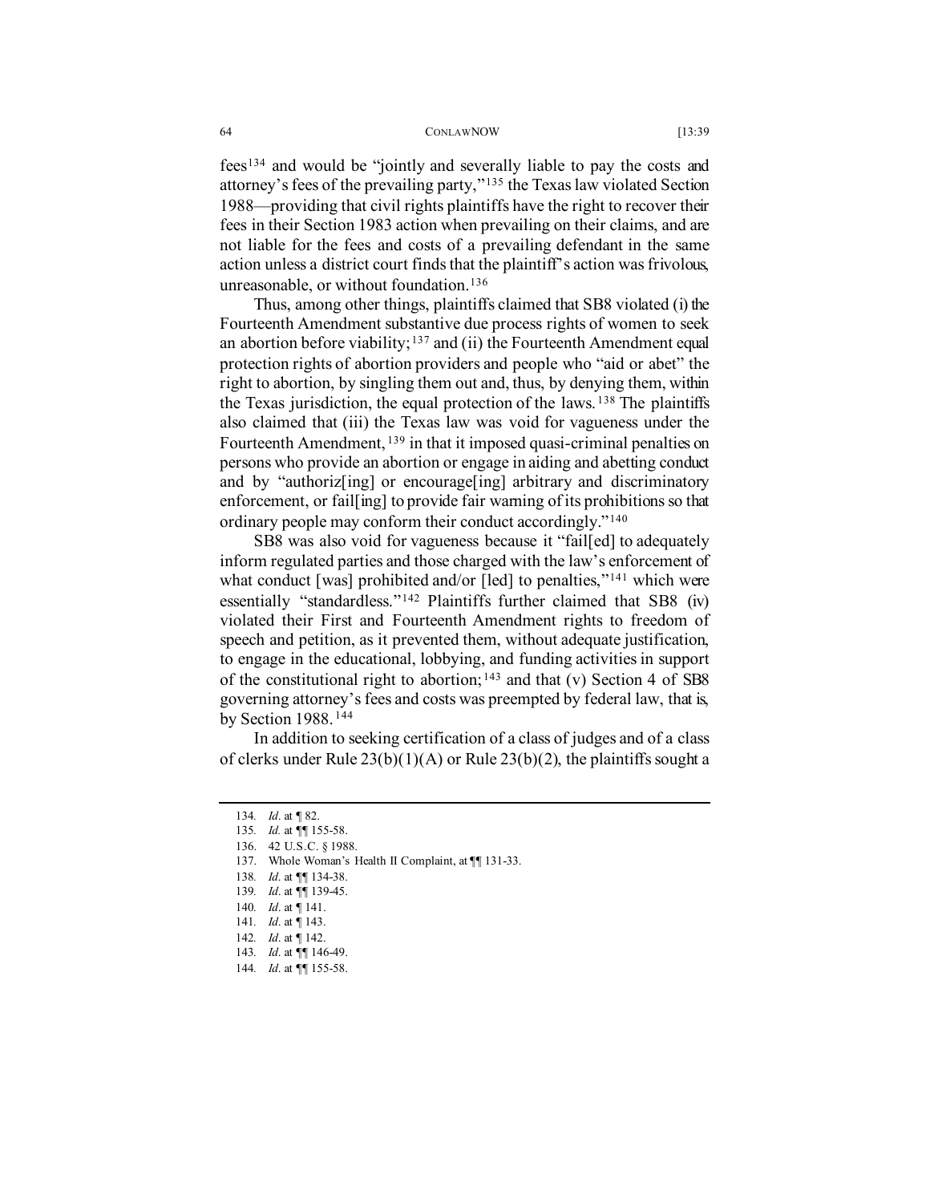fees[134] and would be "jointly and severally liable to pay the costs and attorney's fees of the prevailing party,"[135] the Texas law violated Section 1988—providing that civil rights plaintiffs have the right to recover their fees in their Section 1983 action when prevailing on their claims, and are not liable for the fees and costs of a prevailing defendant in the same action unless a district court finds that the plaintiff's action was frivolous, unreasonable, or without foundation.[136]

Thus, among other things, plaintiffs claimed that SB8 violated (i) the Fourteenth Amendment substantive due process rights of women to seek an abortion before viability;[137] and (ii) the Fourteenth Amendment equal protection rights of abortion providers and people who "aid or abet" the right to abortion, by singling them out and, thus, by denying them, within the Texas jurisdiction, the equal protection of the laws.[138] The plaintiffs also claimed that (iii) the Texas law was void for vagueness under the Fourteenth Amendment,[139] in that it imposed quasi-criminal penalties on persons who provide an abortion or engage in aiding and abetting conduct and by "authoriz[ing] or encourage[ing] arbitrary and discriminatory enforcement, or fail[ing] to provide fair warning of its prohibitions so that ordinary people may conform their conduct accordingly."[140]

SB8 was also void for vagueness because it "fail[ed] to adequately inform regulated parties and those charged with the law's enforcement of what conduct [was] prohibited and/or [led] to penalties,"[141] which were essentially "standardless."[142] Plaintiffs further claimed that SB8 (iv) violated their First and Fourteenth Amendment rights to freedom of speech and petition, as it prevented them, without adequate justification, to engage in the educational, lobbying, and funding activities in support of the constitutional right to abortion;[143] and that (v) Section 4 of SB8 governing attorney's fees and costs was preempted by federal law, that is, by Section 1988.[144]

In addition to seeking certification of a class of judges and of a class of clerks under Rule 23(b)(1)(A) or Rule 23(b)(2), the plaintiffs sought a

---

134. *Id*. at ¶ 82.
135. *Id.* at ¶¶ 155-58.
136. 42 U.S.C. § 1988.
137. Whole Woman's Health II Complaint, at ¶¶ 131-33.
138. *Id*. at ¶¶ 134-38.
139. *Id*. at ¶¶ 139-45.
140. *Id*. at ¶ 141.
141. *Id*. at ¶ 143.
142. *Id*. at ¶ 142.
143. *Id*. at ¶¶ 146-49.
144. *Id*. at ¶¶ 155-58.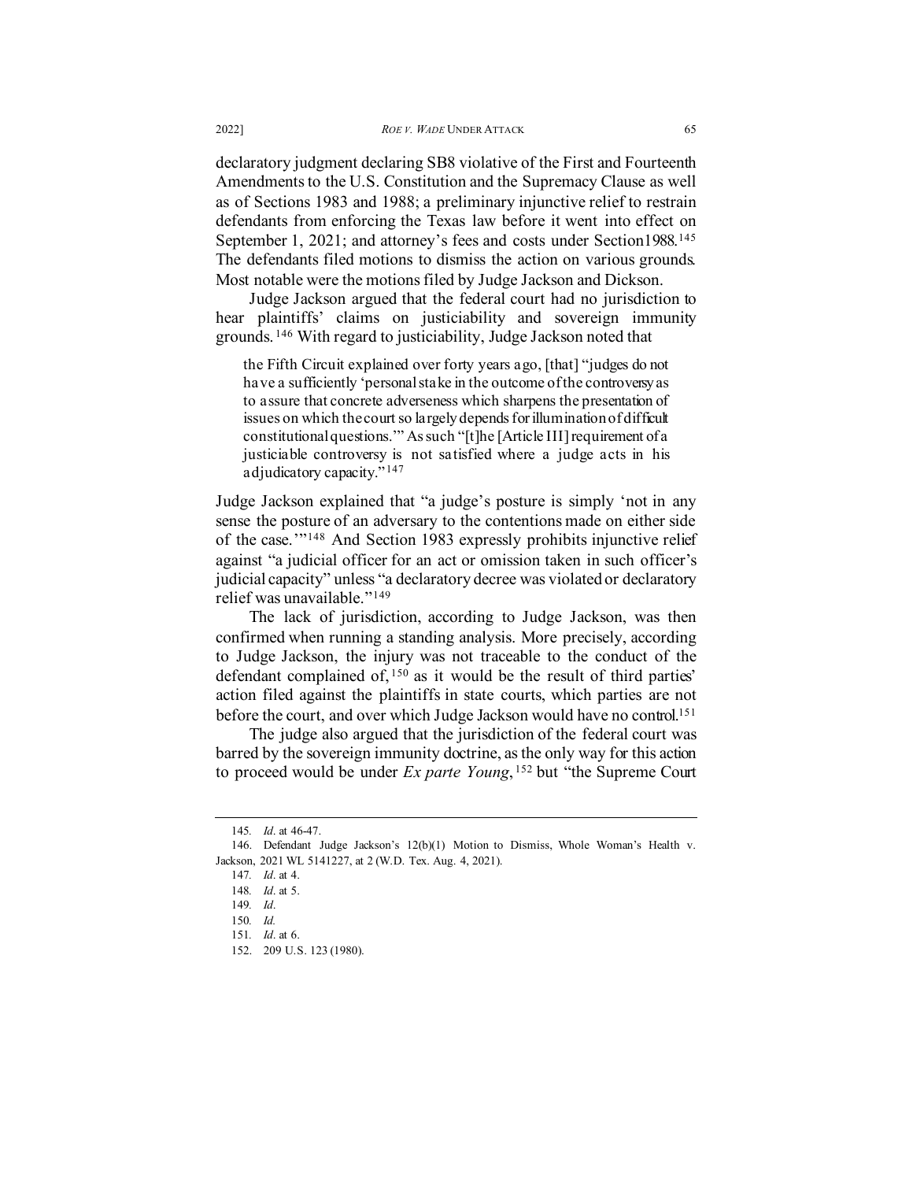declaratory judgment declaring SB8 violative of the First and Fourteenth Amendments to the U.S. Constitution and the Supremacy Clause as well as of Sections 1983 and 1988; a preliminary injunctive relief to restrain defendants from enforcing the Texas law before it went into effect on September 1, 2021; and attorney's fees and costs under Section1988.[145] The defendants filed motions to dismiss the action on various grounds. Most notable were the motions filed by Judge Jackson and Dickson.

Judge Jackson argued that the federal court had no jurisdiction to hear plaintiffs' claims on justiciability and sovereign immunity grounds.[146] With regard to justiciability, Judge Jackson noted that

> the Fifth Circuit explained over forty years ago, [that] "judges do not have a sufficiently 'personal stake in the outcome of the controversy as to assure that concrete adverseness which sharpens the presentation of issues on which the court so largely depends for illumination of difficult constitutional questions.'" As such "[t]he [Article III] requirement of a justiciable controversy is not satisfied where a judge acts in his adjudicatory capacity."[147]

Judge Jackson explained that "a judge's posture is simply 'not in any sense the posture of an adversary to the contentions made on either side of the case.'"[148] And Section 1983 expressly prohibits injunctive relief against "a judicial officer for an act or omission taken in such officer's judicial capacity" unless "a declaratory decree was violated or declaratory relief was unavailable."[149]

The lack of jurisdiction, according to Judge Jackson, was then confirmed when running a standing analysis. More precisely, according to Judge Jackson, the injury was not traceable to the conduct of the defendant complained of,[150] as it would be the result of third parties' action filed against the plaintiffs in state courts, which parties are not before the court, and over which Judge Jackson would have no control.[151]

The judge also argued that the jurisdiction of the federal court was barred by the sovereign immunity doctrine, as the only way for this action to proceed would be under *Ex parte Young*,[152] but "the Supreme Court

---

145. *Id*. at 46-47.

146. Defendant Judge Jackson's 12(b)(1) Motion to Dismiss, Whole Woman's Health v. Jackson, 2021 WL 5141227, at 2 (W.D. Tex. Aug. 4, 2021).

147. *Id*. at 4.

148. *Id*. at 5.

149. *Id*.

150. *Id.*

151. *Id*. at 6.

152. 209 U.S. 123 (1980).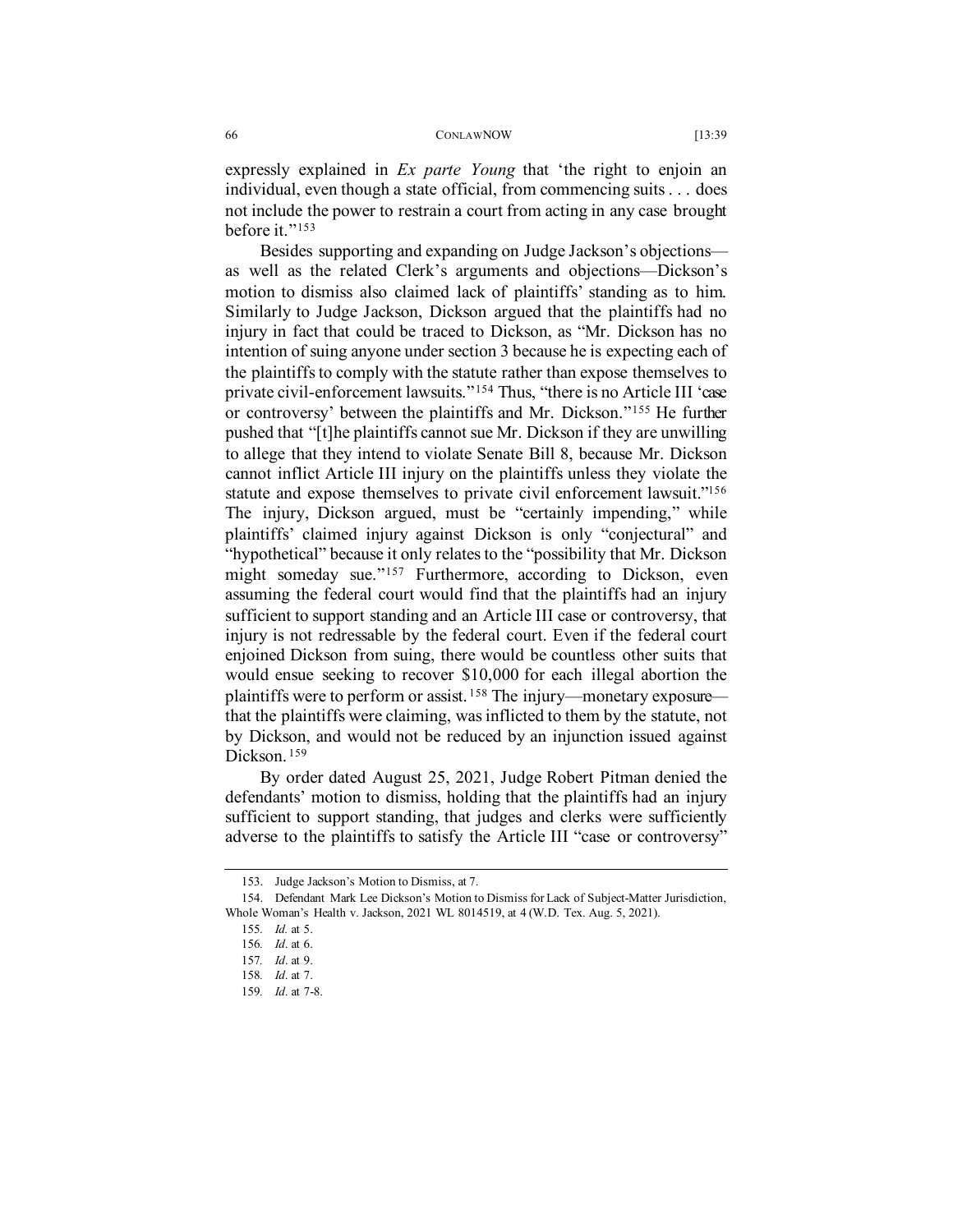expressly explained in *Ex parte Young* that 'the right to enjoin an individual, even though a state official, from commencing suits . . . does not include the power to restrain a court from acting in any case brought before it.'"[153]

Besides supporting and expanding on Judge Jackson's objections—as well as the related Clerk's arguments and objections—Dickson's motion to dismiss also claimed lack of plaintiffs' standing as to him. Similarly to Judge Jackson, Dickson argued that the plaintiffs had no injury in fact that could be traced to Dickson, as "Mr. Dickson has no intention of suing anyone under section 3 because he is expecting each of the plaintiffs to comply with the statute rather than expose themselves to private civil-enforcement lawsuits."[154] Thus, "there is no Article III 'case or controversy' between the plaintiffs and Mr. Dickson."[155] He further pushed that "[t]he plaintiffs cannot sue Mr. Dickson if they are unwilling to allege that they intend to violate Senate Bill 8, because Mr. Dickson cannot inflict Article III injury on the plaintiffs unless they violate the statute and expose themselves to private civil enforcement lawsuit."[156] The injury, Dickson argued, must be "certainly impending," while plaintiffs' claimed injury against Dickson is only "conjectural" and "hypothetical" because it only relates to the "possibility that Mr. Dickson might someday sue."[157] Furthermore, according to Dickson, even assuming the federal court would find that the plaintiffs had an injury sufficient to support standing and an Article III case or controversy, that injury is not redressable by the federal court. Even if the federal court enjoined Dickson from suing, there would be countless other suits that would ensue seeking to recover $10,000 for each illegal abortion the plaintiffs were to perform or assist.[158] The injury—monetary exposure—that the plaintiffs were claiming, was inflicted to them by the statute, not by Dickson, and would not be reduced by an injunction issued against Dickson.[159]

By order dated August 25, 2021, Judge Robert Pitman denied the defendants' motion to dismiss, holding that the plaintiffs had an injury sufficient to support standing, that judges and clerks were sufficiently adverse to the plaintiffs to satisfy the Article III "case or controversy"

---

153. Judge Jackson's Motion to Dismiss, at 7.

154. Defendant Mark Lee Dickson's Motion to Dismiss for Lack of Subject-Matter Jurisdiction, Whole Woman's Health v. Jackson, 2021 WL 8014519, at 4 (W.D. Tex. Aug. 5, 2021).

155. *Id.* at 5.

156. *Id*. at 6.

157. *Id*. at 9.

158. *Id*. at 7.

159. *Id*. at 7-8.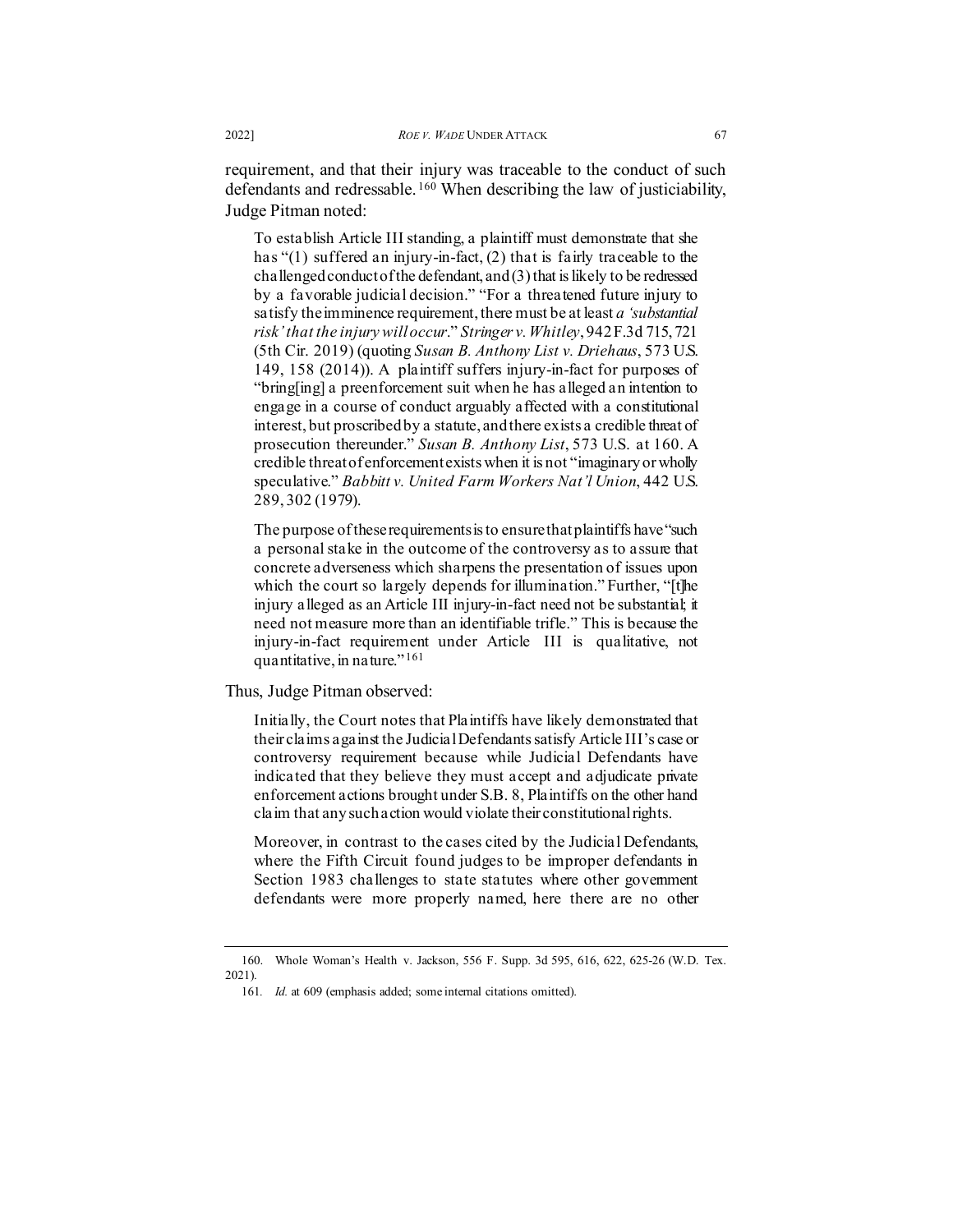requirement, and that their injury was traceable to the conduct of such defendants and redressable.[160] When describing the law of justiciability, Judge Pitman noted:

> To establish Article III standing, a plaintiff must demonstrate that she has "(1) suffered an injury-in-fact, (2) that is fairly traceable to the challenged conduct of the defendant, and (3) that is likely to be redressed by a favorable judicial decision." "For a threatened future injury to satisfy the imminence requirement, there must be at least *a 'substantial risk' that the injury will occur*." *Stringer v. Whitley*, 942 F.3d 715, 721 (5th Cir. 2019) (quoting *Susan B. Anthony List v. Driehaus*, 573 U.S. 149, 158 (2014)). A plaintiff suffers injury-in-fact for purposes of "bring[ing] a preenforcement suit when he has alleged an intention to engage in a course of conduct arguably affected with a constitutional interest, but proscribed by a statute, and there exists a credible threat of prosecution thereunder." *Susan B. Anthony List*, 573 U.S. at 160. A credible threat of enforcement exists when it is not "imaginary or wholly speculative." *Babbitt v. United Farm Workers Nat'l Union*, 442 U.S. 289, 302 (1979).
>
> The purpose of these requirements is to ensure that plaintiffs have "such a personal stake in the outcome of the controversy as to assure that concrete adverseness which sharpens the presentation of issues upon which the court so largely depends for illumination." Further, "[t]he injury alleged as an Article III injury-in-fact need not be substantial; it need not measure more than an identifiable trifle." This is because the injury-in-fact requirement under Article III is qualitative, not quantitative, in nature."[161]

Thus, Judge Pitman observed:

> Initially, the Court notes that Plaintiffs have likely demonstrated that their claims against the Judicial Defendants satisfy Article III's case or controversy requirement because while Judicial Defendants have indicated that they believe they must accept and adjudicate private enforcement actions brought under S.B. 8, Plaintiffs on the other hand claim that any such action would violate their constitutional rights.
>
> Moreover, in contrast to the cases cited by the Judicial Defendants, where the Fifth Circuit found judges to be improper defendants in Section 1983 challenges to state statutes where other government defendants were more properly named, here there are no other

---

160. Whole Woman's Health v. Jackson, 556 F. Supp. 3d 595, 616, 622, 625-26 (W.D. Tex. 2021).

161. *Id.* at 609 (emphasis added; some internal citations omitted).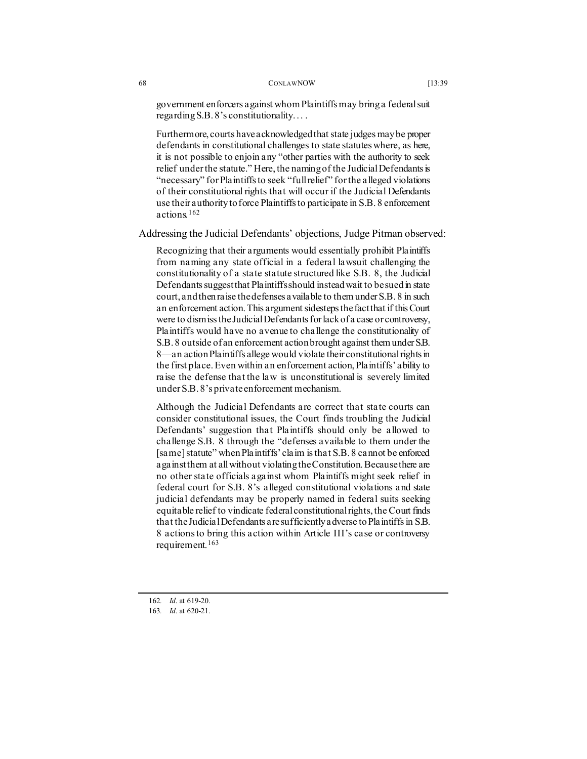> government enforcers against whom Plaintiffs may bring a federal suit regarding S.B. 8's constitutionality. . . .
>
> Furthermore, courts have acknowledged that state judges may be proper defendants in constitutional challenges to state statutes where, as here, it is not possible to enjoin any "other parties with the authority to seek relief under the statute." Here, the naming of the Judicial Defendants is "necessary" for Plaintiffs to seek "full relief" for the alleged violations of their constitutional rights that will occur if the Judicial Defendants use their authority to force Plaintiffs to participate in S.B. 8 enforcement actions.[162]

Addressing the Judicial Defendants' objections, Judge Pitman observed:

> Recognizing that their arguments would essentially prohibit Plaintiffs from naming any state official in a federal lawsuit challenging the constitutionality of a state statute structured like S.B. 8, the Judicial Defendants suggest that Plaintiffs should instead wait to be sued in state court, and then raise the defenses available to them under S.B. 8 in such an enforcement action. This argument sidesteps the fact that if this Court were to dismiss the Judicial Defendants for lack of a case or controversy, Plaintiffs would have no avenue to challenge the constitutionality of S.B. 8 outside of an enforcement action brought against them under S.B. 8—an action Plaintiffs allege would violate their constitutional rights in the first place. Even within an enforcement action, Plaintiffs' ability to raise the defense that the law is unconstitutional is severely limited under S.B. 8's private enforcement mechanism.
>
> Although the Judicial Defendants are correct that state courts can consider constitutional issues, the Court finds troubling the Judicial Defendants' suggestion that Plaintiffs should only be allowed to challenge S.B. 8 through the "defenses available to them under the [same] statute" when Plaintiffs' claim is that S.B. 8 cannot be enforced against them at all without violating the Constitution. Because there are no other state officials against whom Plaintiffs might seek relief in federal court for S.B. 8's alleged constitutional violations and state judicial defendants may be properly named in federal suits seeking equitable relief to vindicate federal constitutional rights, the Court finds that the Judicial Defendants are sufficiently adverse to Plaintiffs in S.B. 8 actions to bring this action within Article III's case or controversy requirement.[163]

---

162. *Id*. at 619-20.

163. *Id*. at 620-21.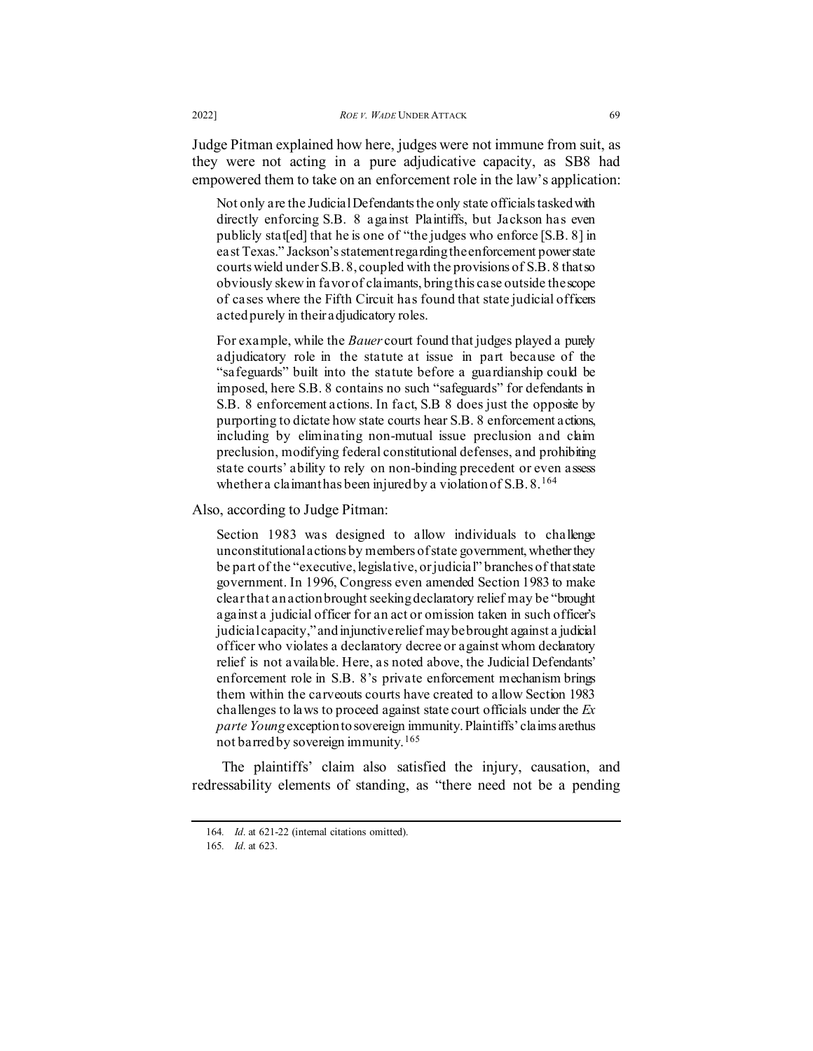Judge Pitman explained how here, judges were not immune from suit, as they were not acting in a pure adjudicative capacity, as SB8 had empowered them to take on an enforcement role in the law's application:

> Not only are the Judicial Defendants the only state officials tasked with directly enforcing S.B. 8 against Plaintiffs, but Jackson has even publicly stat[ed] that he is one of "the judges who enforce [S.B. 8] in east Texas." Jackson's statement regarding the enforcement power state courts wield under S.B. 8, coupled with the provisions of S.B. 8 that so obviously skew in favor of claimants, bring this case outside the scope of cases where the Fifth Circuit has found that state judicial officers acted purely in their adjudicatory roles.
>
> For example, while the *Bauer* court found that judges played a purely adjudicatory role in the statute at issue in part because of the "safeguards" built into the statute before a guardianship could be imposed, here S.B. 8 contains no such "safeguards" for defendants in S.B. 8 enforcement actions. In fact, S.B 8 does just the opposite by purporting to dictate how state courts hear S.B. 8 enforcement actions, including by eliminating non-mutual issue preclusion and claim preclusion, modifying federal constitutional defenses, and prohibiting state courts' ability to rely on non-binding precedent or even assess whether a claimant has been injured by a violation of S.B. 8.[164]

Also, according to Judge Pitman:

> Section 1983 was designed to allow individuals to challenge unconstitutional actions by members of state government, whether they be part of the "executive, legislative, or judicial" branches of that state government. In 1996, Congress even amended Section 1983 to make clear that an action brought seeking declaratory relief may be "brought against a judicial officer for an act or omission taken in such officer's judicial capacity," and injunctive relief may be brought against a judicial officer who violates a declaratory decree or against whom declaratory relief is not available. Here, as noted above, the Judicial Defendants' enforcement role in S.B. 8's private enforcement mechanism brings them within the carveouts courts have created to allow Section 1983 challenges to laws to proceed against state court officials under the *Ex parte Young* exception to sovereign immunity. Plaintiffs' claims are thus not barred by sovereign immunity.[165]

The plaintiffs' claim also satisfied the injury, causation, and redressability elements of standing, as "there need not be a pending

---

164. *Id*. at 621-22 (internal citations omitted).

165. *Id*. at 623.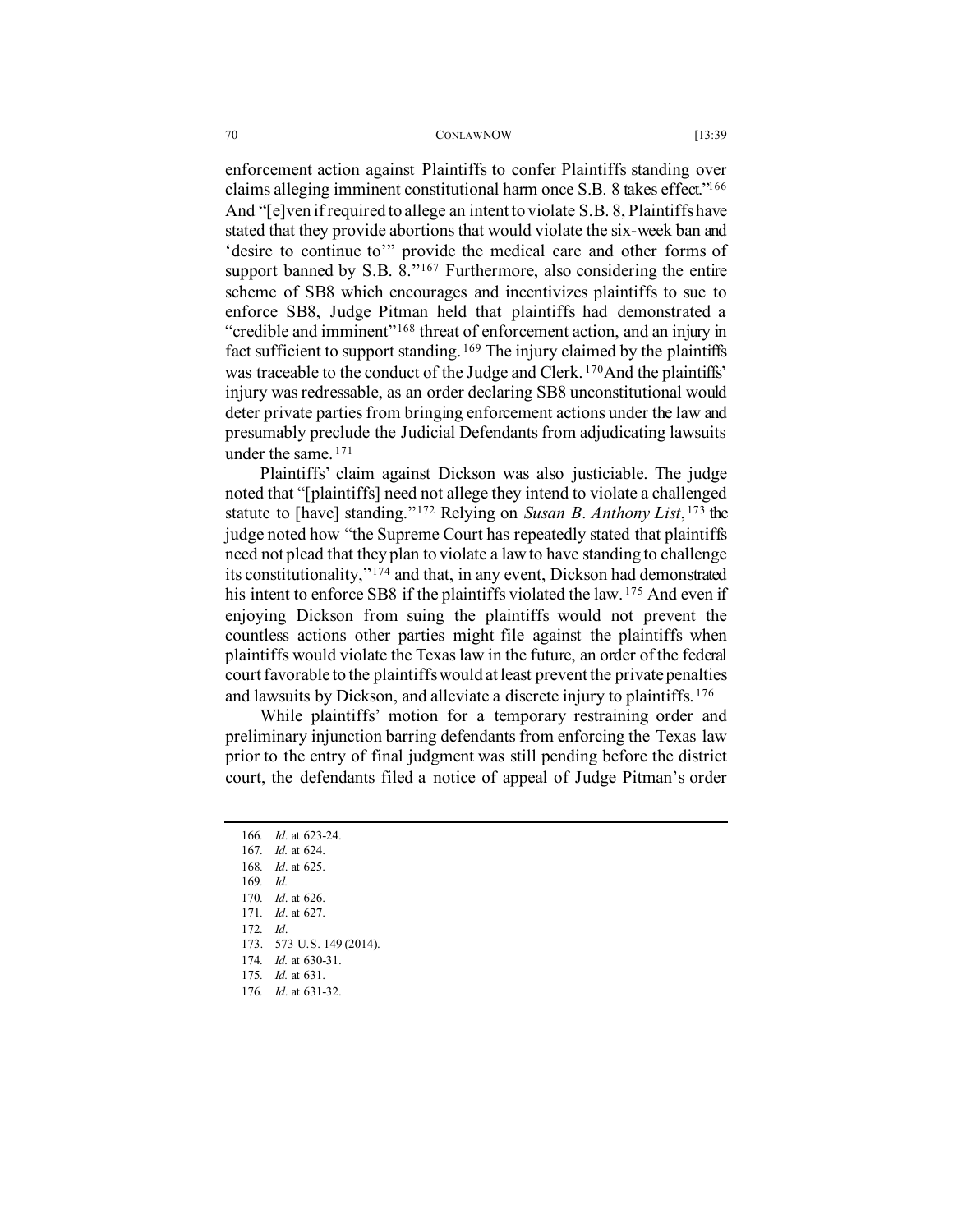enforcement action against Plaintiffs to confer Plaintiffs standing over claims alleging imminent constitutional harm once S.B. 8 takes effect."[166] And "[e]ven if required to allege an intent to violate S.B. 8, Plaintiffs have stated that they provide abortions that would violate the six-week ban and 'desire to continue to'" provide the medical care and other forms of support banned by S.B. 8."[167] Furthermore, also considering the entire scheme of SB8 which encourages and incentivizes plaintiffs to sue to enforce SB8, Judge Pitman held that plaintiffs had demonstrated a "credible and imminent"[168] threat of enforcement action, and an injury in fact sufficient to support standing.[169] The injury claimed by the plaintiffs was traceable to the conduct of the Judge and Clerk.[170] And the plaintiffs' injury was redressable, as an order declaring SB8 unconstitutional would deter private parties from bringing enforcement actions under the law and presumably preclude the Judicial Defendants from adjudicating lawsuits under the same.[171]

Plaintiffs' claim against Dickson was also justiciable. The judge noted that "[plaintiffs] need not allege they intend to violate a challenged statute to [have] standing."[172] Relying on *Susan B. Anthony List*,[173] the judge noted how "the Supreme Court has repeatedly stated that plaintiffs need not plead that they plan to violate a law to have standing to challenge its constitutionality,"[174] and that, in any event, Dickson had demonstrated his intent to enforce SB8 if the plaintiffs violated the law.[175] And even if enjoying Dickson from suing the plaintiffs would not prevent the countless actions other parties might file against the plaintiffs when plaintiffs would violate the Texas law in the future, an order of the federal court favorable to the plaintiffs would at least prevent the private penalties and lawsuits by Dickson, and alleviate a discrete injury to plaintiffs.[176]

While plaintiffs' motion for a temporary restraining order and preliminary injunction barring defendants from enforcing the Texas law prior to the entry of final judgment was still pending before the district court, the defendants filed a notice of appeal of Judge Pitman's order

---

166. *Id*. at 623-24.
167. *Id.* at 624.
168. *Id*. at 625.
169. *Id.*
170. *Id*. at 626.
171. *Id*. at 627.
172. *Id*.
173. 573 U.S. 149 (2014).
174. *Id.* at 630-31.
175. *Id.* at 631.
176. *Id*. at 631-32.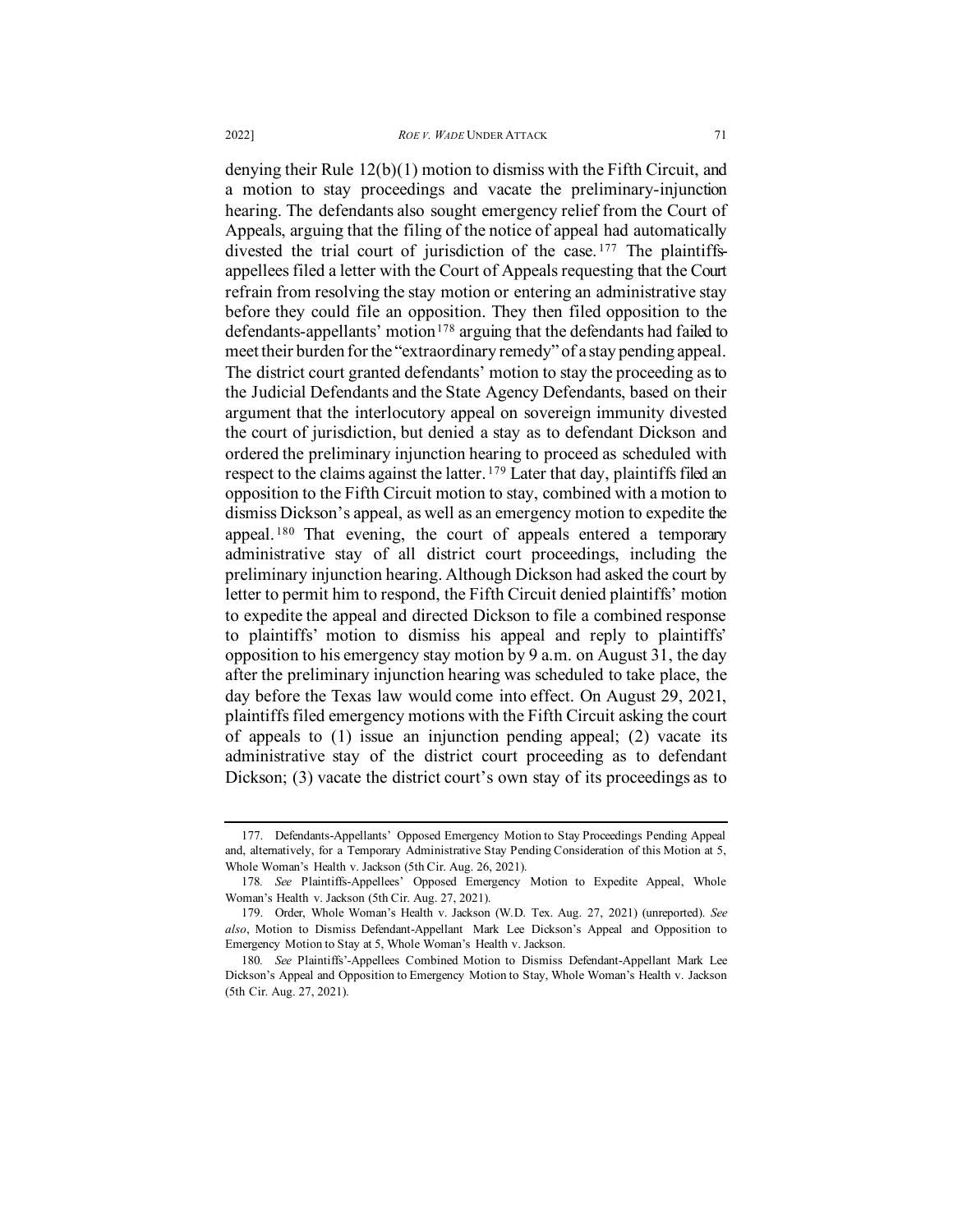denying their Rule 12(b)(1) motion to dismiss with the Fifth Circuit, and a motion to stay proceedings and vacate the preliminary-injunction hearing. The defendants also sought emergency relief from the Court of Appeals, arguing that the filing of the notice of appeal had automatically divested the trial court of jurisdiction of the case.[177] The plaintiffs-appellees filed a letter with the Court of Appeals requesting that the Court refrain from resolving the stay motion or entering an administrative stay before they could file an opposition. They then filed opposition to the defendants-appellants' motion[178] arguing that the defendants had failed to meet their burden for the "extraordinary remedy" of a stay pending appeal. The district court granted defendants' motion to stay the proceeding as to the Judicial Defendants and the State Agency Defendants, based on their argument that the interlocutory appeal on sovereign immunity divested the court of jurisdiction, but denied a stay as to defendant Dickson and ordered the preliminary injunction hearing to proceed as scheduled with respect to the claims against the latter.[179] Later that day, plaintiffs filed an opposition to the Fifth Circuit motion to stay, combined with a motion to dismiss Dickson's appeal, as well as an emergency motion to expedite the appeal.[180] That evening, the court of appeals entered a temporary administrative stay of all district court proceedings, including the preliminary injunction hearing. Although Dickson had asked the court by letter to permit him to respond, the Fifth Circuit denied plaintiffs' motion to expedite the appeal and directed Dickson to file a combined response to plaintiffs' motion to dismiss his appeal and reply to plaintiffs' opposition to his emergency stay motion by 9 a.m. on August 31, the day after the preliminary injunction hearing was scheduled to take place, the day before the Texas law would come into effect. On August 29, 2021, plaintiffs filed emergency motions with the Fifth Circuit asking the court of appeals to (1) issue an injunction pending appeal; (2) vacate its administrative stay of the district court proceeding as to defendant Dickson; (3) vacate the district court's own stay of its proceedings as to

---

177. Defendants-Appellants' Opposed Emergency Motion to Stay Proceedings Pending Appeal and, alternatively, for a Temporary Administrative Stay Pending Consideration of this Motion at 5, Whole Woman's Health v. Jackson (5th Cir. Aug. 26, 2021).

178. *See* Plaintiffs-Appellees' Opposed Emergency Motion to Expedite Appeal, Whole Woman's Health v. Jackson (5th Cir. Aug. 27, 2021).

179. Order, Whole Woman's Health v. Jackson (W.D. Tex. Aug. 27, 2021) (unreported). *See also*, Motion to Dismiss Defendant-Appellant Mark Lee Dickson's Appeal and Opposition to Emergency Motion to Stay at 5, Whole Woman's Health v. Jackson.

180. *See* Plaintiffs'-Appellees Combined Motion to Dismiss Defendant-Appellant Mark Lee Dickson's Appeal and Opposition to Emergency Motion to Stay, Whole Woman's Health v. Jackson (5th Cir. Aug. 27, 2021).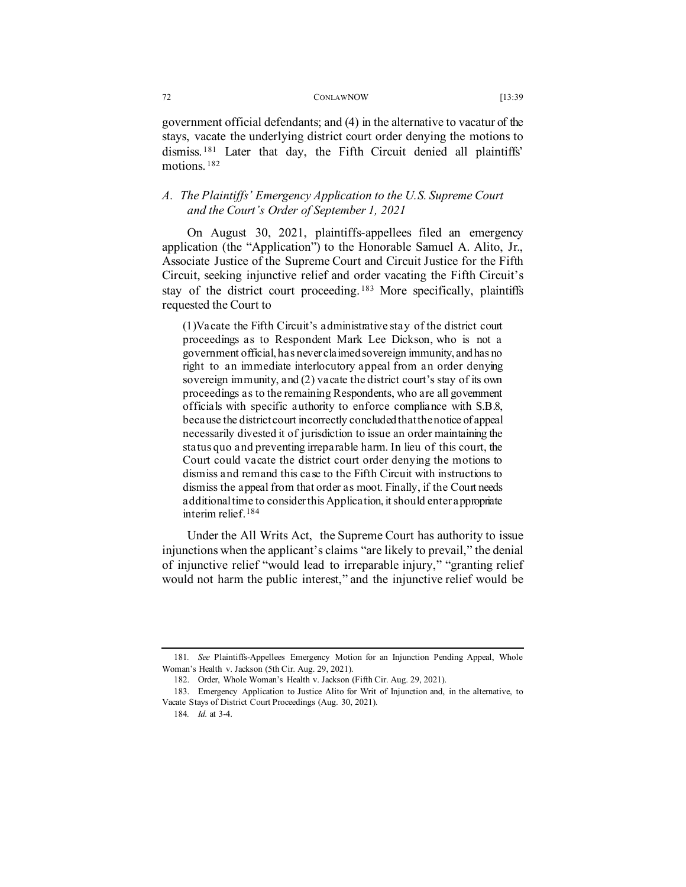government official defendants; and (4) in the alternative to vacatur of the stays, vacate the underlying district court order denying the motions to dismiss.[181] Later that day, the Fifth Circuit denied all plaintiffs' motions.[182]

### *A. The Plaintiffs' Emergency Application to the U.S. Supreme Court and the Court's Order of September 1, 2021*

On August 30, 2021, plaintiffs-appellees filed an emergency application (the "Application") to the Honorable Samuel A. Alito, Jr., Associate Justice of the Supreme Court and Circuit Justice for the Fifth Circuit, seeking injunctive relief and order vacating the Fifth Circuit's stay of the district court proceeding.[183] More specifically, plaintiffs requested the Court to

> (1)Vacate the Fifth Circuit's administrative stay of the district court proceedings as to Respondent Mark Lee Dickson, who is not a government official, has never claimed sovereign immunity, and has no right to an immediate interlocutory appeal from an order denying sovereign immunity, and (2) vacate the district court's stay of its own proceedings as to the remaining Respondents, who are all government officials with specific authority to enforce compliance with S.B.8, because the district court incorrectly concluded that the notice of appeal necessarily divested it of jurisdiction to issue an order maintaining the status quo and preventing irreparable harm. In lieu of this court, the Court could vacate the district court order denying the motions to dismiss and remand this case to the Fifth Circuit with instructions to dismiss the appeal from that order as moot. Finally, if the Court needs additional time to consider this Application, it should enter appropriate interim relief.[184]

Under the All Writs Act, the Supreme Court has authority to issue injunctions when the applicant's claims "are likely to prevail," the denial of injunctive relief "would lead to irreparable injury," "granting relief would not harm the public interest," and the injunctive relief would be

---

181. *See* Plaintiffs-Appellees Emergency Motion for an Injunction Pending Appeal, Whole Woman's Health v. Jackson (5th Cir. Aug. 29, 2021).

182. Order, Whole Woman's Health v. Jackson (Fifth Cir. Aug. 29, 2021).

183. Emergency Application to Justice Alito for Writ of Injunction and, in the alternative, to Vacate Stays of District Court Proceedings (Aug. 30, 2021).

184. *Id.* at 3-4.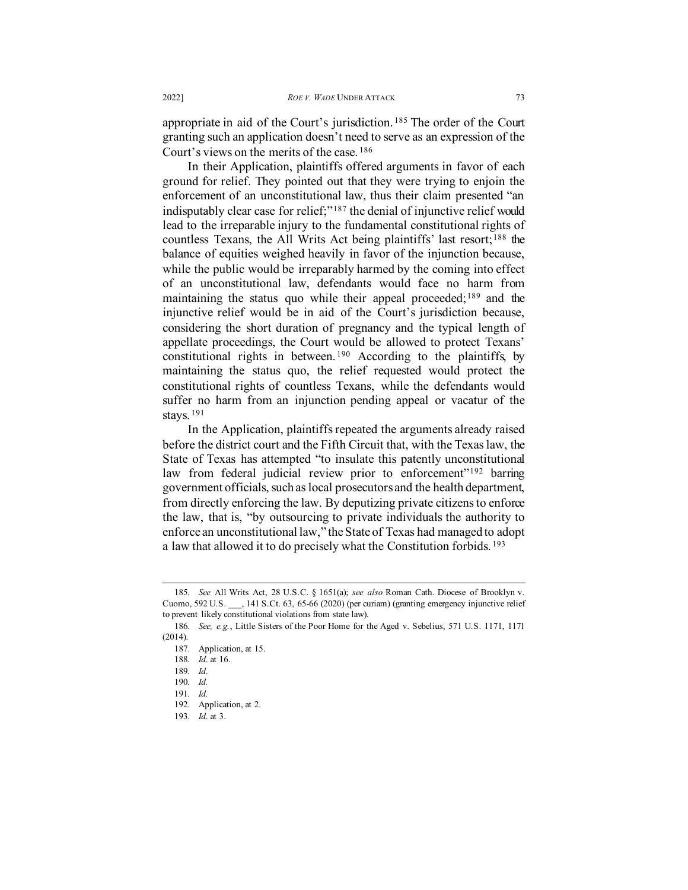appropriate in aid of the Court's jurisdiction.[185] The order of the Court granting such an application doesn't need to serve as an expression of the Court's views on the merits of the case.[186]

In their Application, plaintiffs offered arguments in favor of each ground for relief. They pointed out that they were trying to enjoin the enforcement of an unconstitutional law, thus their claim presented "an indisputably clear case for relief;"[187] the denial of injunctive relief would lead to the irreparable injury to the fundamental constitutional rights of countless Texans, the All Writs Act being plaintiffs' last resort;[188] the balance of equities weighed heavily in favor of the injunction because, while the public would be irreparably harmed by the coming into effect of an unconstitutional law, defendants would face no harm from maintaining the status quo while their appeal proceeded;[189] and the injunctive relief would be in aid of the Court's jurisdiction because, considering the short duration of pregnancy and the typical length of appellate proceedings, the Court would be allowed to protect Texans' constitutional rights in between.[190] According to the plaintiffs, by maintaining the status quo, the relief requested would protect the constitutional rights of countless Texans, while the defendants would suffer no harm from an injunction pending appeal or vacatur of the stays.[191]

In the Application, plaintiffs repeated the arguments already raised before the district court and the Fifth Circuit that, with the Texas law, the State of Texas has attempted "to insulate this patently unconstitutional law from federal judicial review prior to enforcement"[192] barring government officials, such as local prosecutors and the health department, from directly enforcing the law. By deputizing private citizens to enforce the law, that is, "by outsourcing to private individuals the authority to enforce an unconstitutional law," the State of Texas had managed to adopt a law that allowed it to do precisely what the Constitution forbids.[193]

---

185. *See* All Writs Act, 28 U.S.C. § 1651(a); *see also* Roman Cath. Diocese of Brooklyn v. Cuomo, 592 U.S. ___, 141 S.Ct. 63, 65-66 (2020) (per curiam) (granting emergency injunctive relief to prevent likely constitutional violations from state law).

186. *See, e.g.*, Little Sisters of the Poor Home for the Aged v. Sebelius, 571 U.S. 1171, 1171 (2014).

187. Application, at 15.

188. *Id*. at 16.

189. *Id*.

190. *Id.*

191. *Id.*

192. Application, at 2.

193. *Id*. at 3.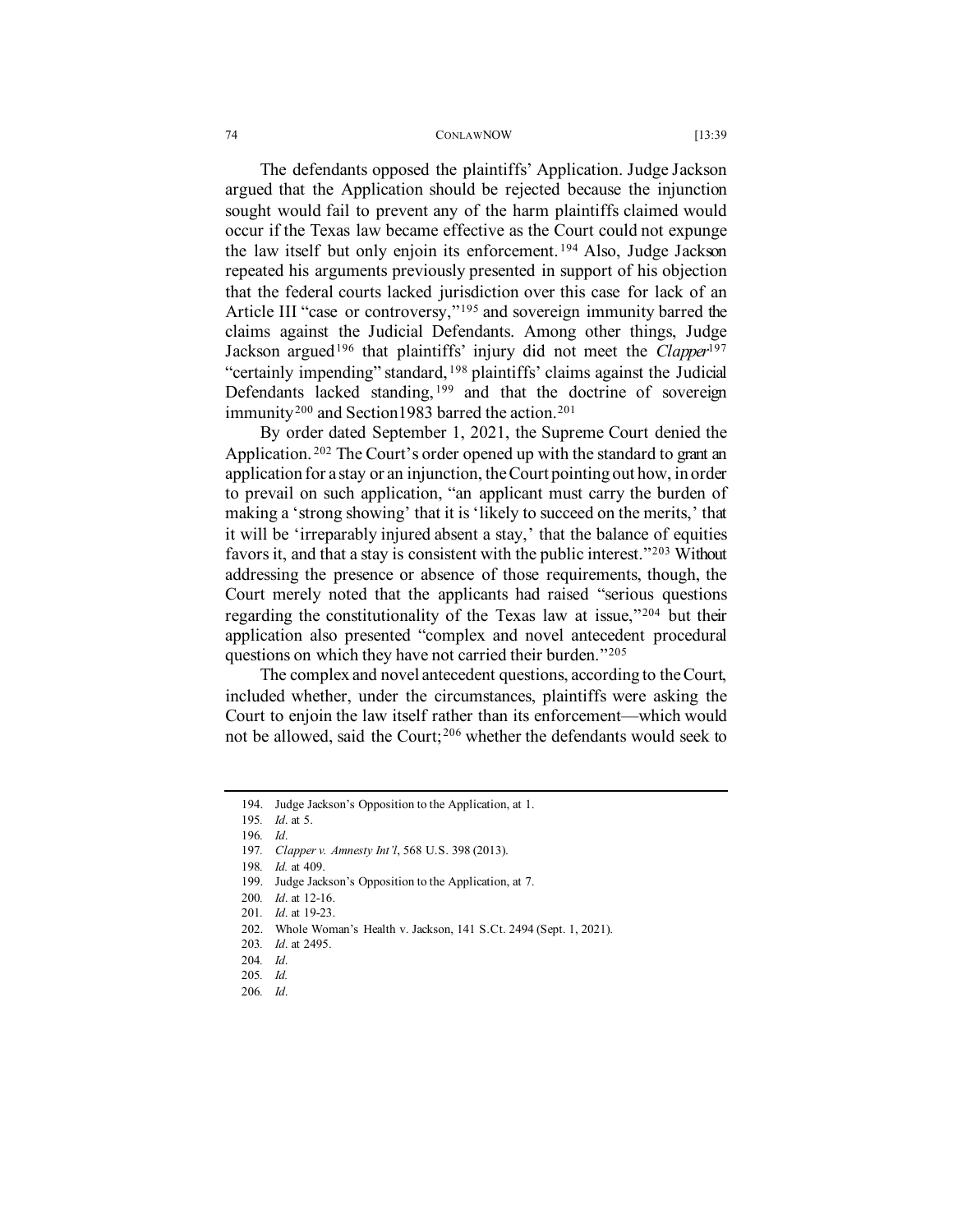The defendants opposed the plaintiffs' Application. Judge Jackson argued that the Application should be rejected because the injunction sought would fail to prevent any of the harm plaintiffs claimed would occur if the Texas law became effective as the Court could not expunge the law itself but only enjoin its enforcement.[194] Also, Judge Jackson repeated his arguments previously presented in support of his objection that the federal courts lacked jurisdiction over this case for lack of an Article III "case or controversy,"[195] and sovereign immunity barred the claims against the Judicial Defendants. Among other things, Judge Jackson argued[196] that plaintiffs' injury did not meet the *Clapper*[197] "certainly impending" standard,[198] plaintiffs' claims against the Judicial Defendants lacked standing,[199] and that the doctrine of sovereign immunity[200] and Section1983 barred the action.[201]

By order dated September 1, 2021, the Supreme Court denied the Application.[202] The Court's order opened up with the standard to grant an application for a stay or an injunction, the Court pointing out how, in order to prevail on such application, "an applicant must carry the burden of making a 'strong showing' that it is 'likely to succeed on the merits,' that it will be 'irreparably injured absent a stay,' that the balance of equities favors it, and that a stay is consistent with the public interest."[203] Without addressing the presence or absence of those requirements, though, the Court merely noted that the applicants had raised "serious questions regarding the constitutionality of the Texas law at issue,"[204] but their application also presented "complex and novel antecedent procedural questions on which they have not carried their burden."[205]

The complex and novel antecedent questions, according to the Court, included whether, under the circumstances, plaintiffs were asking the Court to enjoin the law itself rather than its enforcement—which would not be allowed, said the Court;[206] whether the defendants would seek to

---

194. Judge Jackson's Opposition to the Application, at 1.
195. *Id*. at 5.
196. *Id*.
197. *Clapper v. Amnesty Int'l*, 568 U.S. 398 (2013).
198. *Id.* at 409.
199. Judge Jackson's Opposition to the Application, at 7.
200. *Id*. at 12-16.
201. *Id*. at 19-23.
202. Whole Woman's Health v. Jackson, 141 S.Ct. 2494 (Sept. 1, 2021).
203. *Id*. at 2495.
204. *Id*.
205. *Id.*
206. *Id*.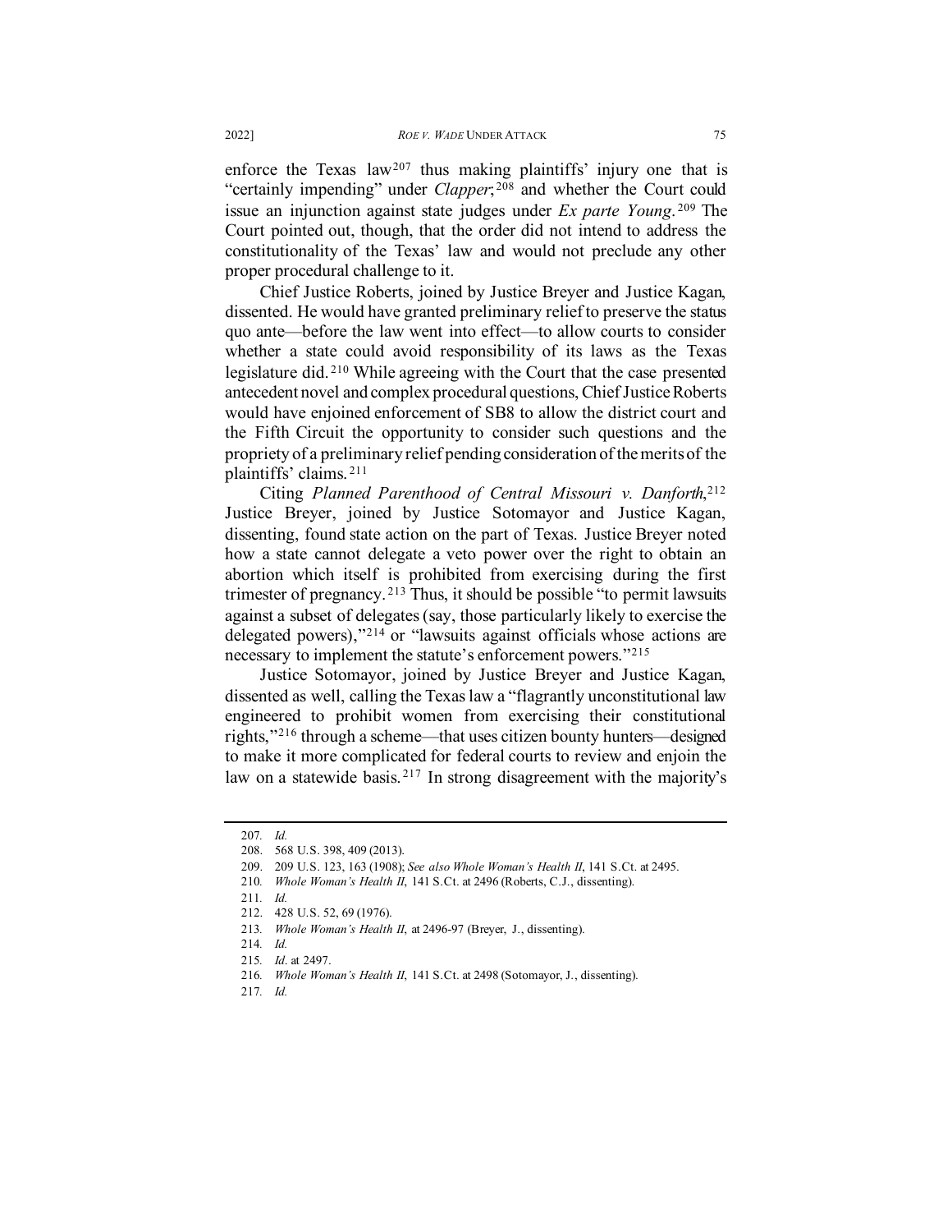enforce the Texas law[207] thus making plaintiffs' injury one that is "certainly impending" under *Clapper*;[208] and whether the Court could issue an injunction against state judges under *Ex parte Young*.[209] The Court pointed out, though, that the order did not intend to address the constitutionality of the Texas' law and would not preclude any other proper procedural challenge to it.

Chief Justice Roberts, joined by Justice Breyer and Justice Kagan, dissented. He would have granted preliminary relief to preserve the status quo ante—before the law went into effect—to allow courts to consider whether a state could avoid responsibility of its laws as the Texas legislature did.[210] While agreeing with the Court that the case presented antecedent novel and complex procedural questions, Chief Justice Roberts would have enjoined enforcement of SB8 to allow the district court and the Fifth Circuit the opportunity to consider such questions and the propriety of a preliminary relief pending consideration of the merits of the plaintiffs' claims.[211]

Citing *Planned Parenthood of Central Missouri v. Danforth*,[212] Justice Breyer, joined by Justice Sotomayor and Justice Kagan, dissenting, found state action on the part of Texas. Justice Breyer noted how a state cannot delegate a veto power over the right to obtain an abortion which itself is prohibited from exercising during the first trimester of pregnancy.[213] Thus, it should be possible "to permit lawsuits against a subset of delegates (say, those particularly likely to exercise the delegated powers),"[214] or "lawsuits against officials whose actions are necessary to implement the statute's enforcement powers."[215]

Justice Sotomayor, joined by Justice Breyer and Justice Kagan, dissented as well, calling the Texas law a "flagrantly unconstitutional law engineered to prohibit women from exercising their constitutional rights,"[216] through a scheme—that uses citizen bounty hunters—designed to make it more complicated for federal courts to review and enjoin the law on a statewide basis.[217] In strong disagreement with the majority's

---

207. *Id.*

208. 568 U.S. 398, 409 (2013).

209. 209 U.S. 123, 163 (1908); *See also Whole Woman's Health II*, 141 S.Ct. at 2495.

210. *Whole Woman's Health II*, 141 S.Ct. at 2496 (Roberts, C.J., dissenting).

211. *Id.*

212. 428 U.S. 52, 69 (1976).

213. *Whole Woman's Health II*, at 2496-97 (Breyer, J., dissenting).

214. *Id.*

215. *Id.* at 2497.

216. *Whole Woman's Health II*, 141 S.Ct. at 2498 (Sotomayor, J., dissenting).

217. *Id.*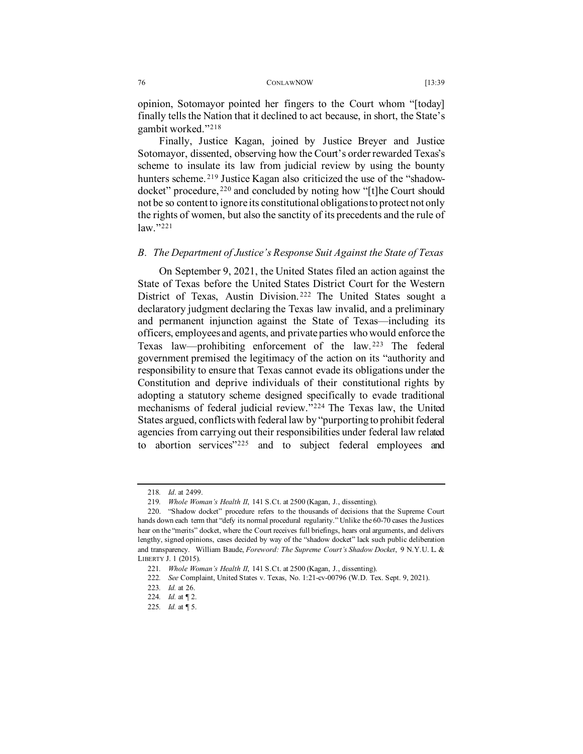opinion, Sotomayor pointed her fingers to the Court whom "[today] finally tells the Nation that it declined to act because, in short, the State's gambit worked."[218]

Finally, Justice Kagan, joined by Justice Breyer and Justice Sotomayor, dissented, observing how the Court's order rewarded Texas's scheme to insulate its law from judicial review by using the bounty hunters scheme.[219] Justice Kagan also criticized the use of the "shadow-docket" procedure,[220] and concluded by noting how "[t]he Court should not be so content to ignore its constitutional obligations to protect not only the rights of women, but also the sanctity of its precedents and the rule of law."[221]

### *B. The Department of Justice's Response Suit Against the State of Texas*

On September 9, 2021, the United States filed an action against the State of Texas before the United States District Court for the Western District of Texas, Austin Division.[222] The United States sought a declaratory judgment declaring the Texas law invalid, and a preliminary and permanent injunction against the State of Texas—including its officers, employees and agents, and private parties who would enforce the Texas law—prohibiting enforcement of the law.[223] The federal government premised the legitimacy of the action on its "authority and responsibility to ensure that Texas cannot evade its obligations under the Constitution and deprive individuals of their constitutional rights by adopting a statutory scheme designed specifically to evade traditional mechanisms of federal judicial review."[224] The Texas law, the United States argued, conflicts with federal law by "purporting to prohibit federal agencies from carrying out their responsibilities under federal law related to abortion services"[225] and to subject federal employees and

---

218. *Id*. at 2499.

219. *Whole Woman's Health II*, 141 S.Ct. at 2500 (Kagan, J., dissenting).

220. "Shadow docket" procedure refers to the thousands of decisions that the Supreme Court hands down each term that "defy its normal procedural regularity." Unlike the 60-70 cases the Justices hear on the "merits" docket, where the Court receives full briefings, hears oral arguments, and delivers lengthy, signed opinions, cases decided by way of the "shadow docket" lack such public deliberation and transparency. William Baude, *Foreword: The Supreme Court's Shadow Docket*, 9 N.Y.U. L. & LIBERTY J. 1 (2015).

221. *Whole Woman's Health II*, 141 S.Ct. at 2500 (Kagan, J., dissenting).

222. *See* Complaint, United States v. Texas, No. 1:21-cv-00796 (W.D. Tex. Sept. 9, 2021).

223. *Id.* at 26.

224. *Id.* at ¶ 2.

225. *Id.* at ¶ 5.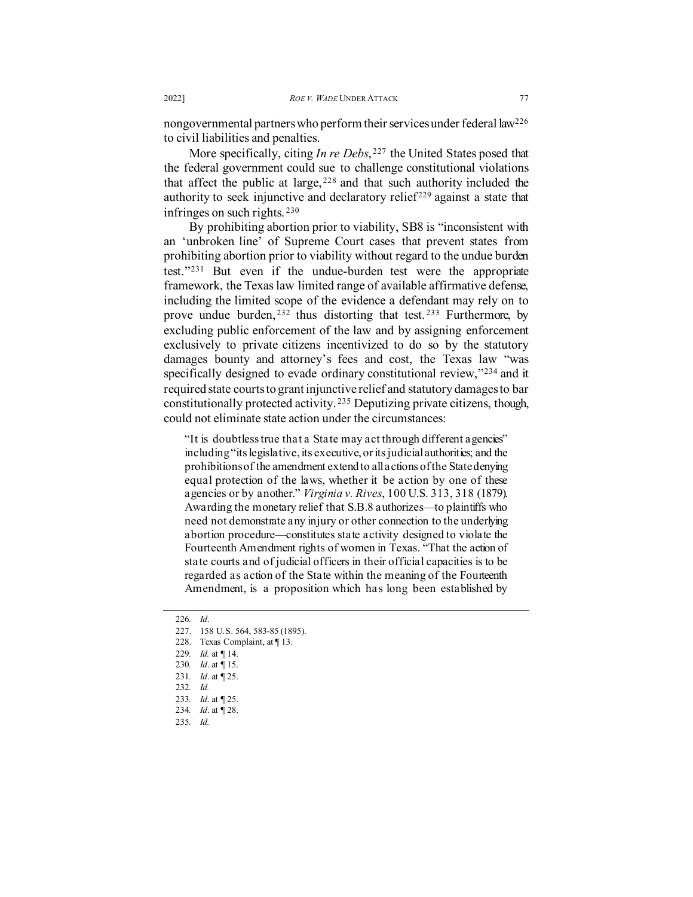nongovernmental partners who perform their services under federal law[226] to civil liabilities and penalties.

More specifically, citing *In re Debs*,[227] the United States posed that the federal government could sue to challenge constitutional violations that affect the public at large,[228] and that such authority included the authority to seek injunctive and declaratory relief[229] against a state that infringes on such rights.[230]

By prohibiting abortion prior to viability, SB8 is "inconsistent with an 'unbroken line' of Supreme Court cases that prevent states from prohibiting abortion prior to viability without regard to the undue burden test."[231] But even if the undue-burden test were the appropriate framework, the Texas law limited range of available affirmative defense, including the limited scope of the evidence a defendant may rely on to prove undue burden,[232] thus distorting that test.[233] Furthermore, by excluding public enforcement of the law and by assigning enforcement exclusively to private citizens incentivized to do so by the statutory damages bounty and attorney's fees and cost, the Texas law "was specifically designed to evade ordinary constitutional review,"[234] and it required state courts to grant injunctive relief and statutory damages to bar constitutionally protected activity.[235] Deputizing private citizens, though, could not eliminate state action under the circumstances:

> "It is doubtless true that a State may act through different agencies" including "its legislative, its executive, or its judicial authorities; and the prohibitions of the amendment extend to all actions of the State denying equal protection of the laws, whether it be action by one of these agencies or by another." *Virginia v. Rives*, 100 U.S. 313, 318 (1879). Awarding the monetary relief that S.B.8 authorizes—to plaintiffs who need not demonstrate any injury or other connection to the underlying abortion procedure—constitutes state activity designed to violate the Fourteenth Amendment rights of women in Texas. "That the action of state courts and of judicial officers in their official capacities is to be regarded as action of the State within the meaning of the Fourteenth Amendment, is a proposition which has long been established by

---

226. *Id*.
227. 158 U.S. 564, 583-85 (1895).
228. Texas Complaint, at ¶ 13.
229. *Id.* at ¶ 14.
230. *Id*. at ¶ 15.
231. *Id*. at ¶ 25.
232. *Id.*
233. *Id*. at ¶ 25.
234. *Id*. at ¶ 28.
235. *Id.*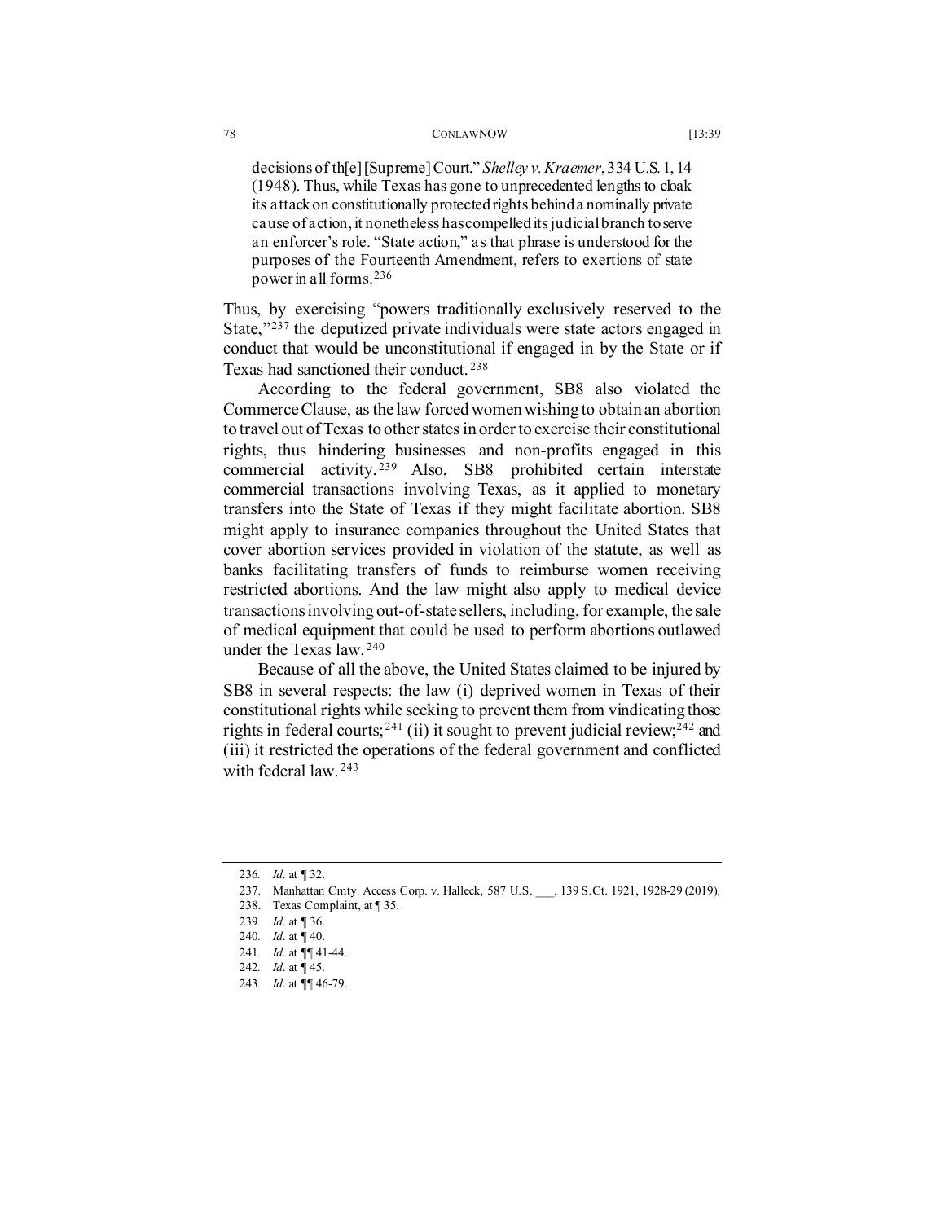> decisions of th[e] [Supreme] Court." *Shelley v. Kraemer*, 334 U.S. 1, 14 (1948). Thus, while Texas has gone to unprecedented lengths to cloak its attack on constitutionally protected rights behind a nominally private cause of action, it nonetheless has compelled its judicial branch to serve an enforcer's role. "State action," as that phrase is understood for the purposes of the Fourteenth Amendment, refers to exertions of state power in all forms.[236]

Thus, by exercising "powers traditionally exclusively reserved to the State,"[237] the deputized private individuals were state actors engaged in conduct that would be unconstitutional if engaged in by the State or if Texas had sanctioned their conduct.[238]

According to the federal government, SB8 also violated the Commerce Clause, as the law forced women wishing to obtain an abortion to travel out of Texas to other states in order to exercise their constitutional rights, thus hindering businesses and non-profits engaged in this commercial activity.[239] Also, SB8 prohibited certain interstate commercial transactions involving Texas, as it applied to monetary transfers into the State of Texas if they might facilitate abortion. SB8 might apply to insurance companies throughout the United States that cover abortion services provided in violation of the statute, as well as banks facilitating transfers of funds to reimburse women receiving restricted abortions. And the law might also apply to medical device transactions involving out-of-state sellers, including, for example, the sale of medical equipment that could be used to perform abortions outlawed under the Texas law.[240]

Because of all the above, the United States claimed to be injured by SB8 in several respects: the law (i) deprived women in Texas of their constitutional rights while seeking to prevent them from vindicating those rights in federal courts;[241] (ii) it sought to prevent judicial review;[242] and (iii) it restricted the operations of the federal government and conflicted with federal law.[243]

---

236. *Id*. at ¶ 32.

237. Manhattan Cmty. Access Corp. v. Halleck, 587 U.S. ___, 139 S.Ct. 1921, 1928-29 (2019).

238. Texas Complaint, at ¶ 35.

239. *Id*. at ¶ 36.

240. *Id*. at ¶ 40.

241. *Id*. at ¶¶ 41-44.

242. *Id*. at ¶ 45.

243. *Id*. at ¶¶ 46-79.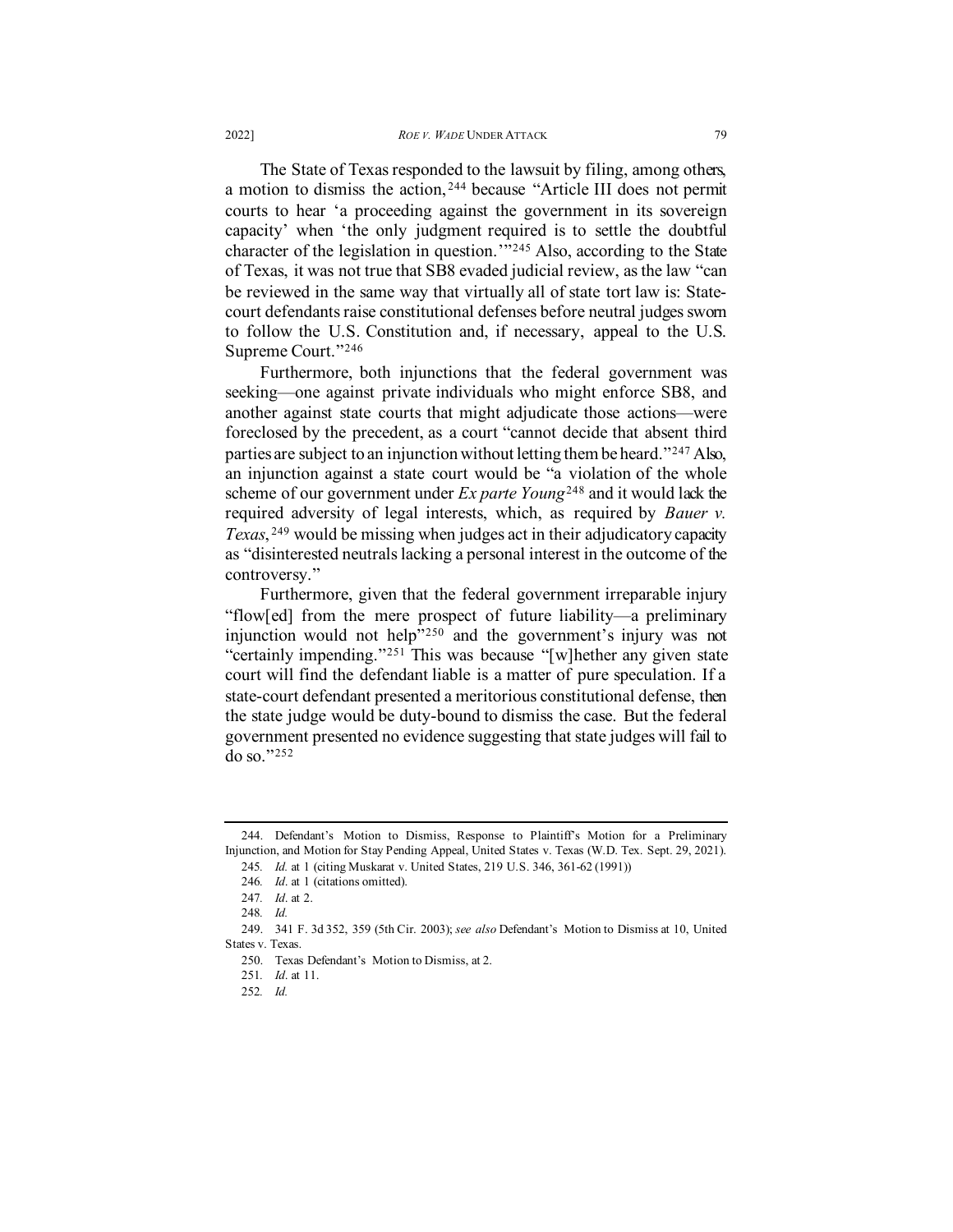The State of Texas responded to the lawsuit by filing, among others, a motion to dismiss the action,[244] because "Article III does not permit courts to hear 'a proceeding against the government in its sovereign capacity' when 'the only judgment required is to settle the doubtful character of the legislation in question.'"[245] Also, according to the State of Texas, it was not true that SB8 evaded judicial review, as the law "can be reviewed in the same way that virtually all of state tort law is: State-court defendants raise constitutional defenses before neutral judges sworn to follow the U.S. Constitution and, if necessary, appeal to the U.S. Supreme Court."[246]

Furthermore, both injunctions that the federal government was seeking—one against private individuals who might enforce SB8, and another against state courts that might adjudicate those actions—were foreclosed by the precedent, as a court "cannot decide that absent third parties are subject to an injunction without letting them be heard."[247] Also, an injunction against a state court would be "a violation of the whole scheme of our government under *Ex parte Young*[248] and it would lack the required adversity of legal interests, which, as required by *Bauer v. Texas*,[249] would be missing when judges act in their adjudicatory capacity as "disinterested neutrals lacking a personal interest in the outcome of the controversy."

Furthermore, given that the federal government irreparable injury "flow[ed] from the mere prospect of future liability—a preliminary injunction would not help"[250] and the government's injury was not "certainly impending."[251] This was because "[w]hether any given state court will find the defendant liable is a matter of pure speculation. If a state-court defendant presented a meritorious constitutional defense, then the state judge would be duty-bound to dismiss the case. But the federal government presented no evidence suggesting that state judges will fail to do so."[252]

---

244. Defendant's Motion to Dismiss, Response to Plaintiff's Motion for a Preliminary Injunction, and Motion for Stay Pending Appeal, United States v. Texas (W.D. Tex. Sept. 29, 2021).

245. *Id.* at 1 (citing Muskarat v. United States, 219 U.S. 346, 361-62 (1991))

246. *Id.* at 1 (citations omitted).

247. *Id.* at 2.

248. *Id.*

249. 341 F. 3d 352, 359 (5th Cir. 2003); *see also* Defendant's Motion to Dismiss at 10, United States v. Texas.

250. Texas Defendant's Motion to Dismiss, at 2.

251. *Id.* at 11.

252. *Id.*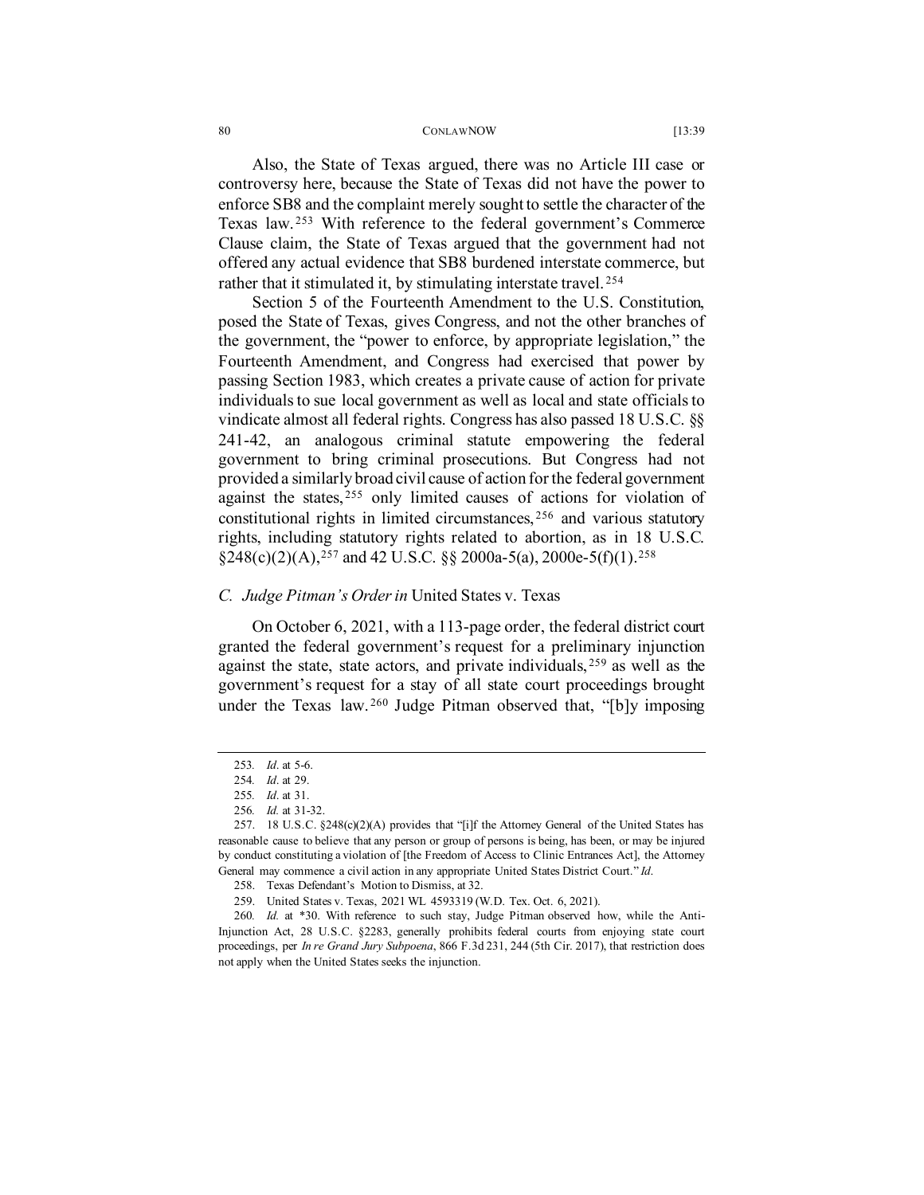Also, the State of Texas argued, there was no Article III case or controversy here, because the State of Texas did not have the power to enforce SB8 and the complaint merely sought to settle the character of the Texas law.[253] With reference to the federal government's Commerce Clause claim, the State of Texas argued that the government had not offered any actual evidence that SB8 burdened interstate commerce, but rather that it stimulated it, by stimulating interstate travel.[254]

Section 5 of the Fourteenth Amendment to the U.S. Constitution, posed the State of Texas, gives Congress, and not the other branches of the government, the "power to enforce, by appropriate legislation," the Fourteenth Amendment, and Congress had exercised that power by passing Section 1983, which creates a private cause of action for private individuals to sue local government as well as local and state officials to vindicate almost all federal rights. Congress has also passed 18 U.S.C. §§ 241-42, an analogous criminal statute empowering the federal government to bring criminal prosecutions. But Congress had not provided a similarly broad civil cause of action for the federal government against the states,[255] only limited causes of actions for violation of constitutional rights in limited circumstances,[256] and various statutory rights, including statutory rights related to abortion, as in 18 U.S.C. §248(c)(2)(A),[257] and 42 U.S.C. §§ 2000a-5(a), 2000e-5(f)(1).[258]

### *C. Judge Pitman's Order in* United States v. Texas

On October 6, 2021, with a 113-page order, the federal district court granted the federal government's request for a preliminary injunction against the state, state actors, and private individuals,[259] as well as the government's request for a stay of all state court proceedings brought under the Texas law.[260] Judge Pitman observed that, "[b]y imposing

---

253. *Id*. at 5-6.

254. *Id*. at 29.

255. *Id*. at 31.

256. *Id.* at 31-32.

257. 18 U.S.C. §248(c)(2)(A) provides that "[i]f the Attorney General of the United States has reasonable cause to believe that any person or group of persons is being, has been, or may be injured by conduct constituting a violation of [the Freedom of Access to Clinic Entrances Act], the Attorney General may commence a civil action in any appropriate United States District Court." *Id*.

258. Texas Defendant's Motion to Dismiss, at 32.

259. United States v. Texas, 2021 WL 4593319 (W.D. Tex. Oct. 6, 2021).

260. *Id.* at *30. With reference to such stay, Judge Pitman observed how, while the Anti-Injunction Act, 28 U.S.C. §2283, generally prohibits federal courts from enjoying state court proceedings, per *In re Grand Jury Subpoena*, 866 F.3d 231, 244 (5th Cir. 2017), that restriction does not apply when the United States seeks the injunction.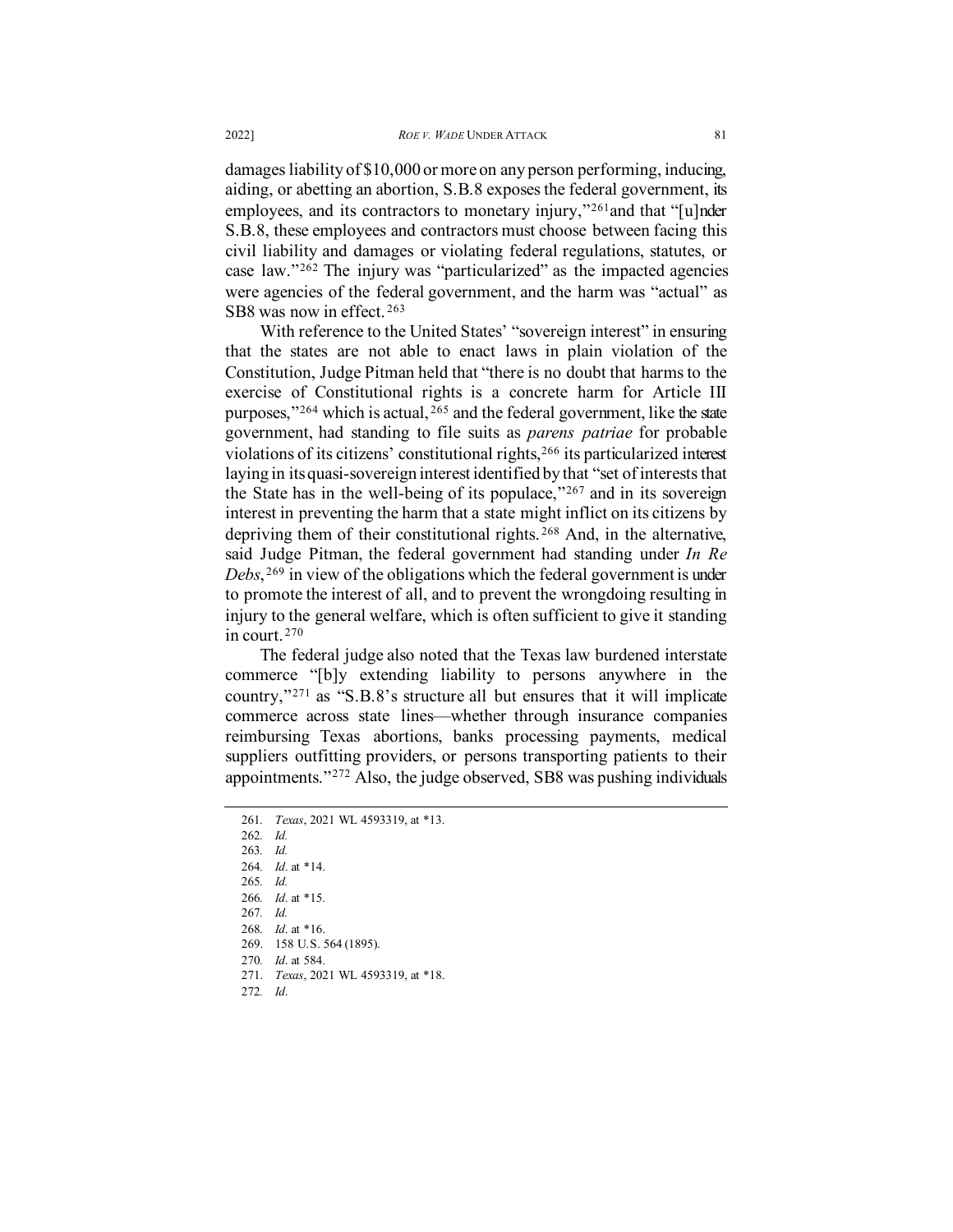damages liability of $10,000 or more on any person performing, inducing, aiding, or abetting an abortion, S.B.8 exposes the federal government, its employees, and its contractors to monetary injury,"[261] and that "[u]nder S.B.8, these employees and contractors must choose between facing this civil liability and damages or violating federal regulations, statutes, or case law."[262] The injury was "particularized" as the impacted agencies were agencies of the federal government, and the harm was "actual" as SB8 was now in effect.[263]

With reference to the United States' "sovereign interest" in ensuring that the states are not able to enact laws in plain violation of the Constitution, Judge Pitman held that "there is no doubt that harms to the exercise of Constitutional rights is a concrete harm for Article III purposes,"[264] which is actual,[265] and the federal government, like the state government, had standing to file suits as *parens patriae* for probable violations of its citizens' constitutional rights,[266] its particularized interest laying in its quasi-sovereign interest identified by that "set of interests that the State has in the well-being of its populace,"[267] and in its sovereign interest in preventing the harm that a state might inflict on its citizens by depriving them of their constitutional rights.[268] And, in the alternative, said Judge Pitman, the federal government had standing under *In Re Debs*,[269] in view of the obligations which the federal government is under to promote the interest of all, and to prevent the wrongdoing resulting in injury to the general welfare, which is often sufficient to give it standing in court.[270]

The federal judge also noted that the Texas law burdened interstate commerce "[b]y extending liability to persons anywhere in the country,"[271] as "S.B.8's structure all but ensures that it will implicate commerce across state lines—whether through insurance companies reimbursing Texas abortions, banks processing payments, medical suppliers outfitting providers, or persons transporting patients to their appointments."[272] Also, the judge observed, SB8 was pushing individuals

---

261. *Texas*, 2021 WL 4593319, at *13.

262. *Id.*

263. *Id.*

264. *Id*. at *14.

265. *Id.*

266. *Id*. at *15.

267. *Id.*

268. *Id*. at *16.

269. 158 U.S. 564 (1895).

270. *Id*. at 584.

271. *Texas*, 2021 WL 4593319, at *18.

272. *Id*.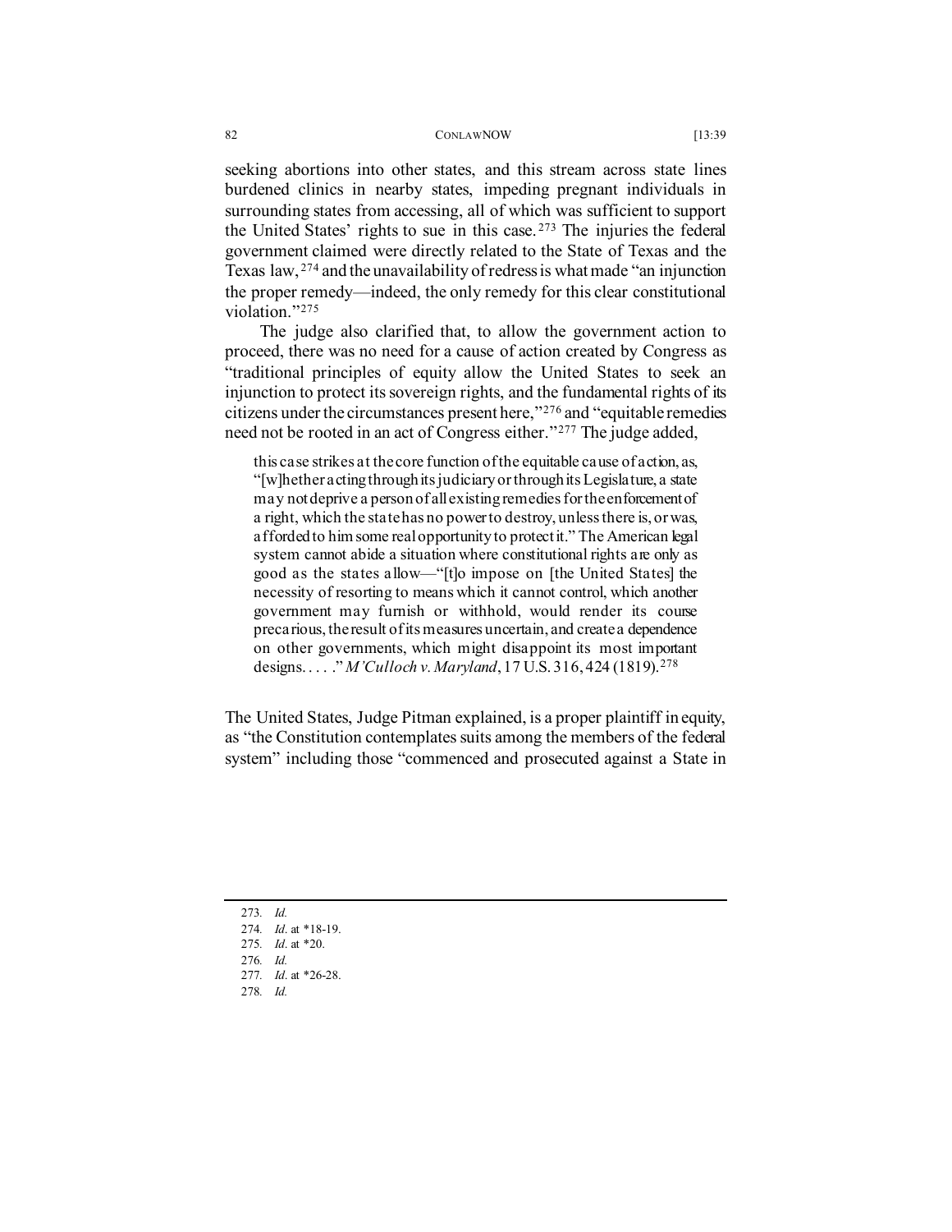seeking abortions into other states, and this stream across state lines burdened clinics in nearby states, impeding pregnant individuals in surrounding states from accessing, all of which was sufficient to support the United States' rights to sue in this case.[273] The injuries the federal government claimed were directly related to the State of Texas and the Texas law,[274] and the unavailability of redress is what made "an injunction the proper remedy—indeed, the only remedy for this clear constitutional violation."[275]

The judge also clarified that, to allow the government action to proceed, there was no need for a cause of action created by Congress as "traditional principles of equity allow the United States to seek an injunction to protect its sovereign rights, and the fundamental rights of its citizens under the circumstances present here,"[276] and "equitable remedies need not be rooted in an act of Congress either."[277] The judge added,

> this case strikes at the core function of the equitable cause of action, as, "[w]hether acting through its judiciary or through its Legislature, a state may not deprive a person of all existing remedies for the enforcement of a right, which the state has no power to destroy, unless there is, or was, afforded to him some real opportunity to protect it." The American legal system cannot abide a situation where constitutional rights are only as good as the states allow—"[t]o impose on [the United States] the necessity of resorting to means which it cannot control, which another government may furnish or withhold, would render its course precarious, the result of its measures uncertain, and create a dependence on other governments, which might disappoint its most important designs. . . . ." *M'Culloch v. Maryland*, 17 U.S. 316, 424 (1819).[278]

The United States, Judge Pitman explained, is a proper plaintiff in equity, as "the Constitution contemplates suits among the members of the federal system" including those "commenced and prosecuted against a State in

---

273. *Id.*
274. *Id*. at *18-19.
275. *Id*. at *20.
276. *Id.*
277. *Id*. at *26-28.
278. *Id.*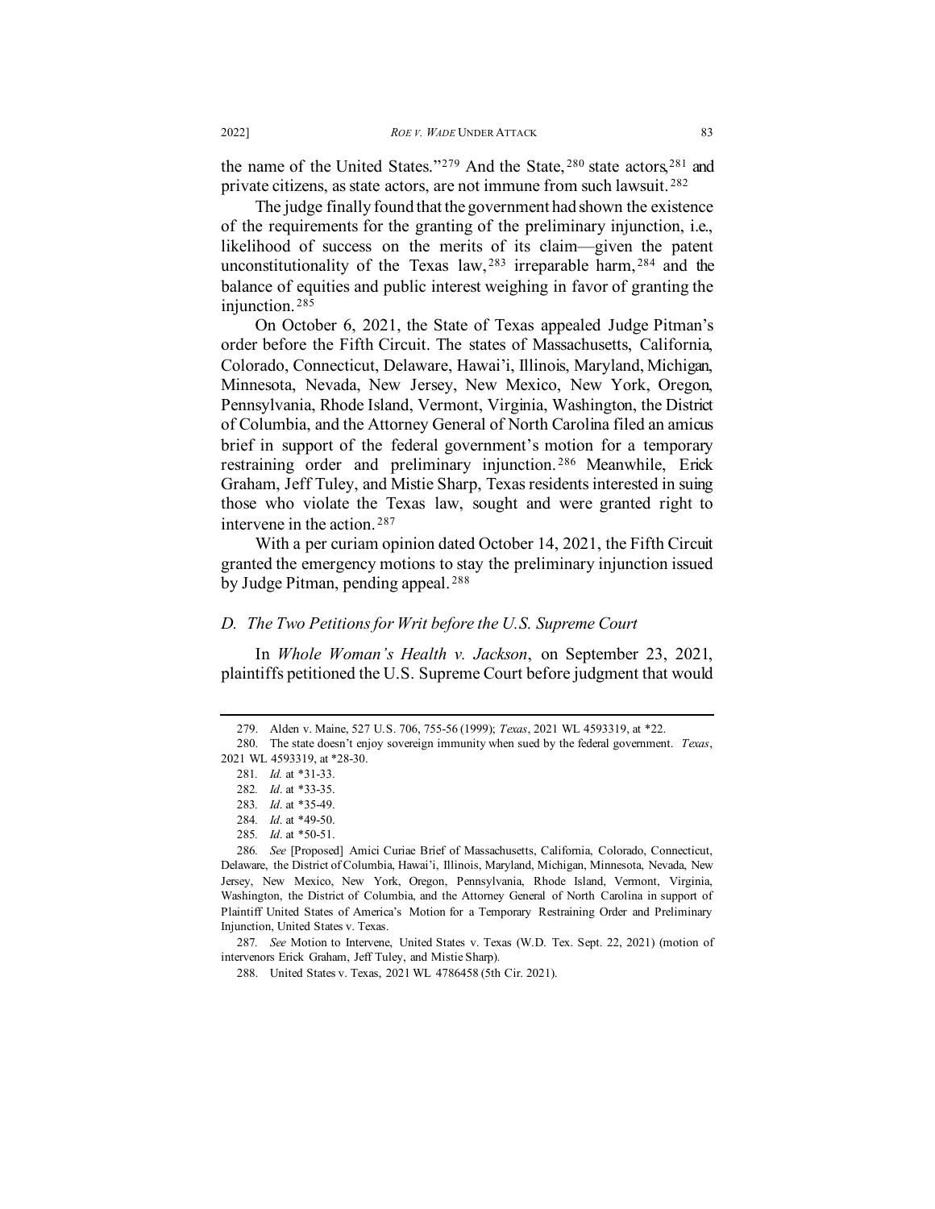the name of the United States."[279] And the State,[280] state actors,[281] and private citizens, as state actors, are not immune from such lawsuit.[282]

The judge finally found that the government had shown the existence of the requirements for the granting of the preliminary injunction, i.e., likelihood of success on the merits of its claim—given the patent unconstitutionality of the Texas law,[283] irreparable harm,[284] and the balance of equities and public interest weighing in favor of granting the injunction.[285]

On October 6, 2021, the State of Texas appealed Judge Pitman's order before the Fifth Circuit. The states of Massachusetts, California, Colorado, Connecticut, Delaware, Hawai'i, Illinois, Maryland, Michigan, Minnesota, Nevada, New Jersey, New Mexico, New York, Oregon, Pennsylvania, Rhode Island, Vermont, Virginia, Washington, the District of Columbia, and the Attorney General of North Carolina filed an amicus brief in support of the federal government's motion for a temporary restraining order and preliminary injunction.[286] Meanwhile, Erick Graham, Jeff Tuley, and Mistie Sharp, Texas residents interested in suing those who violate the Texas law, sought and were granted right to intervene in the action.[287]

With a per curiam opinion dated October 14, 2021, the Fifth Circuit granted the emergency motions to stay the preliminary injunction issued by Judge Pitman, pending appeal.[288]

### *D. The Two Petitions for Writ before the U.S. Supreme Court*

In *Whole Woman's Health v. Jackson*, on September 23, 2021, plaintiffs petitioned the U.S. Supreme Court before judgment that would

---

279. Alden v. Maine, 527 U.S. 706, 755-56 (1999); *Texas*, 2021 WL 4593319, at *22.

280. The state doesn't enjoy sovereign immunity when sued by the federal government. *Texas*, 2021 WL 4593319, at *28-30.

281. *Id.* at *31-33.

282. *Id*. at *33-35.

283. *Id*. at *35-49.

284. *Id*. at *49-50.

285. *Id*. at *50-51.

286. *See* [Proposed] Amici Curiae Brief of Massachusetts, California, Colorado, Connecticut, Delaware, the District of Columbia, Hawai'i, Illinois, Maryland, Michigan, Minnesota, Nevada, New Jersey, New Mexico, New York, Oregon, Pennsylvania, Rhode Island, Vermont, Virginia, Washington, the District of Columbia, and the Attorney General of North Carolina in support of Plaintiff United States of America's Motion for a Temporary Restraining Order and Preliminary Injunction, United States v. Texas.

287. *See* Motion to Intervene, United States v. Texas (W.D. Tex. Sept. 22, 2021) (motion of intervenors Erick Graham, Jeff Tuley, and Mistie Sharp).

288. United States v. Texas, 2021 WL 4786458 (5th Cir. 2021).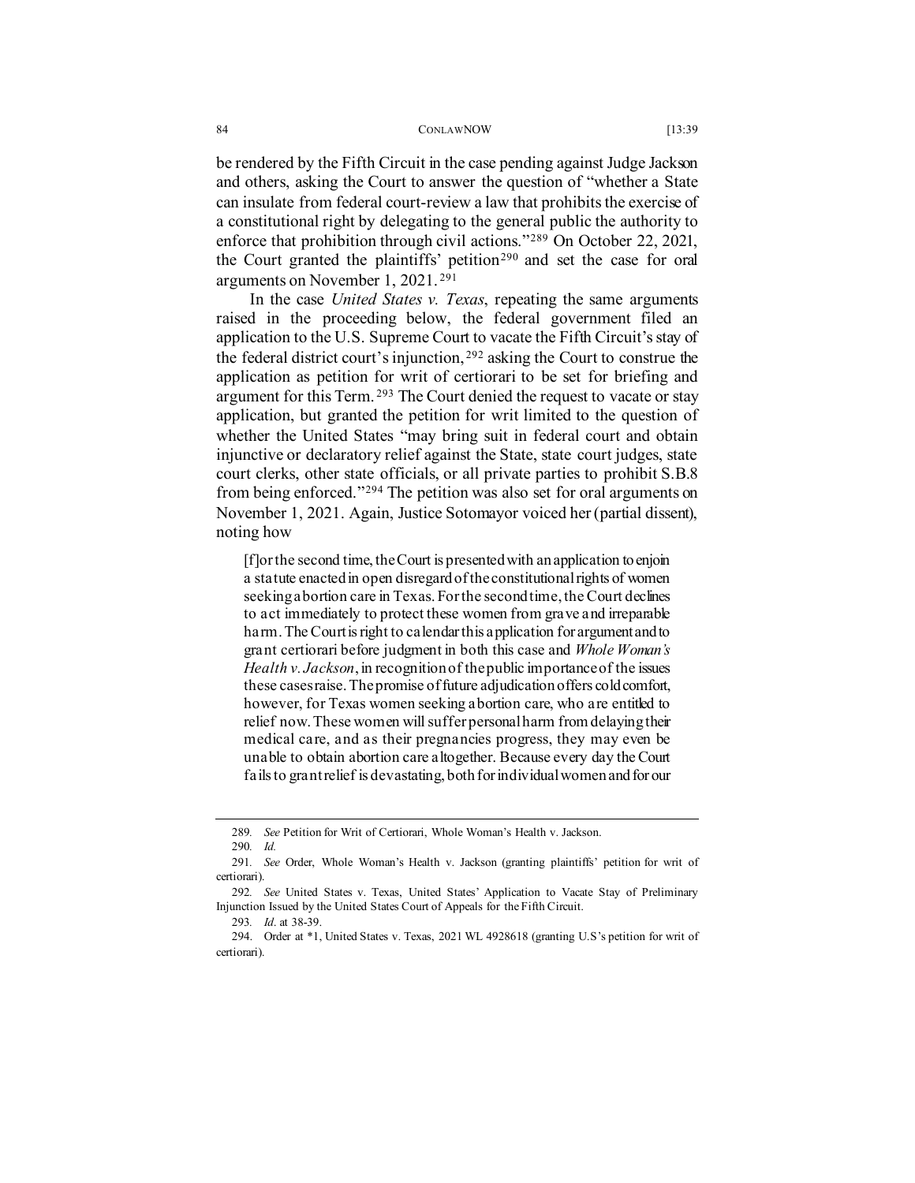be rendered by the Fifth Circuit in the case pending against Judge Jackson and others, asking the Court to answer the question of "whether a State can insulate from federal court-review a law that prohibits the exercise of a constitutional right by delegating to the general public the authority to enforce that prohibition through civil actions."[289] On October 22, 2021, the Court granted the plaintiffs' petition[290] and set the case for oral arguments on November 1, 2021.[291]

In the case *United States v. Texas*, repeating the same arguments raised in the proceeding below, the federal government filed an application to the U.S. Supreme Court to vacate the Fifth Circuit's stay of the federal district court's injunction,[292] asking the Court to construe the application as petition for writ of certiorari to be set for briefing and argument for this Term.[293] The Court denied the request to vacate or stay application, but granted the petition for writ limited to the question of whether the United States "may bring suit in federal court and obtain injunctive or declaratory relief against the State, state court judges, state court clerks, other state officials, or all private parties to prohibit S.B.8 from being enforced."[294] The petition was also set for oral arguments on November 1, 2021. Again, Justice Sotomayor voiced her (partial dissent), noting how

> [f]or the second time, the Court is presented with an application to enjoin a statute enacted in open disregard of the constitutional rights of women seeking abortion care in Texas. For the second time, the Court declines to act immediately to protect these women from grave and irreparable harm. The Court is right to calendar this application for argument and to grant certiorari before judgment in both this case and *Whole Woman's Health v. Jackson*, in recognition of the public importance of the issues these cases raise. The promise of future adjudication offers cold comfort, however, for Texas women seeking abortion care, who are entitled to relief now. These women will suffer personal harm from delaying their medical care, and as their pregnancies progress, they may even be unable to obtain abortion care altogether. Because every day the Court fails to grant relief is devastating, both for individual women and for our

---

289. *See* Petition for Writ of Certiorari, Whole Woman's Health v. Jackson.

290. *Id.*

291. *See* Order, Whole Woman's Health v. Jackson (granting plaintiffs' petition for writ of certiorari).

292. *See* United States v. Texas, United States' Application to Vacate Stay of Preliminary Injunction Issued by the United States Court of Appeals for the Fifth Circuit.

293. *Id*. at 38-39.

294. Order at *1, United States v. Texas, 2021 WL 4928618 (granting U.S's petition for writ of certiorari).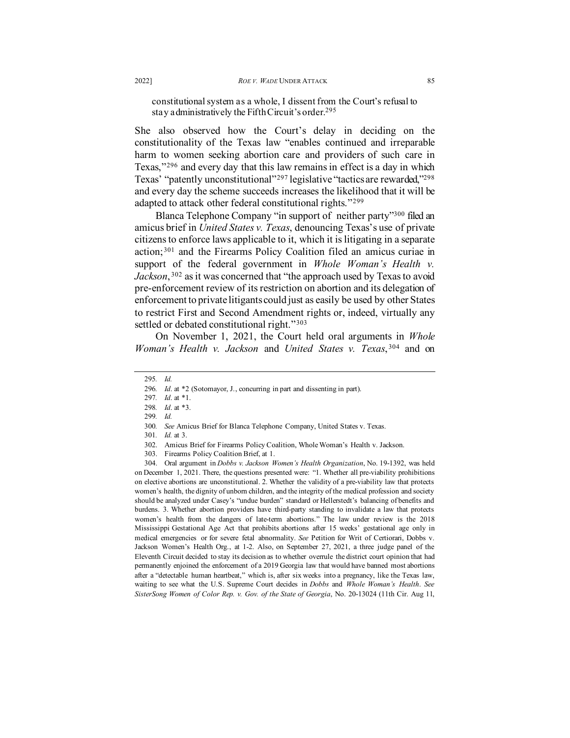constitutional system as a whole, I dissent from the Court's refusal to stay administratively the Fifth Circuit's order.[295]

She also observed how the Court's delay in deciding on the constitutionality of the Texas law "enables continued and irreparable harm to women seeking abortion care and providers of such care in Texas,"[296] and every day that this law remains in effect is a day in which Texas' "patently unconstitutional"[297] legislative "tactics are rewarded,"[298] and every day the scheme succeeds increases the likelihood that it will be adapted to attack other federal constitutional rights."[299]

Blanca Telephone Company "in support of neither party"[300] filed an amicus brief in *United States v. Texas*, denouncing Texas's use of private citizens to enforce laws applicable to it, which it is litigating in a separate action;[301] and the Firearms Policy Coalition filed an amicus curiae in support of the federal government in *Whole Woman's Health v. Jackson*,[302] as it was concerned that "the approach used by Texas to avoid pre-enforcement review of its restriction on abortion and its delegation of enforcement to private litigants could just as easily be used by other States to restrict First and Second Amendment rights or, indeed, virtually any settled or debated constitutional right."[303]

On November 1, 2021, the Court held oral arguments in *Whole Woman's Health v. Jackson* and *United States v. Texas*,[304] and on

---

295. *Id.*

296. *Id*. at *2 (Sotomayor, J., concurring in part and dissenting in part).

297. *Id*. at *1.

298. *Id*. at *3.

299. *Id.*

300. *See* Amicus Brief for Blanca Telephone Company, United States v. Texas.

301. *Id.* at 3.

302. Amicus Brief for Firearms Policy Coalition, Whole Woman's Health v. Jackson.

303. Firearms Policy Coalition Brief, at 1.

304. Oral argument in *Dobbs v. Jackson Women's Health Organization*, No. 19-1392, was held on December 1, 2021. There, the questions presented were: "1. Whether all pre-viability prohibitions on elective abortions are unconstitutional. 2. Whether the validity of a pre-viability law that protects women's health, the dignity of unborn children, and the integrity of the medical profession and society should be analyzed under Casey's "undue burden" standard or Hellerstedt's balancing of benefits and burdens. 3. Whether abortion providers have third-party standing to invalidate a law that protects women's health from the dangers of late-term abortions." The law under review is the 2018 Mississippi Gestational Age Act that prohibits abortions after 15 weeks' gestational age only in medical emergencies or for severe fetal abnormality. *See* Petition for Writ of Certiorari, Dobbs v. Jackson Women's Health Org., at 1-2. Also, on September 27, 2021, a three judge panel of the Eleventh Circuit decided to stay its decision as to whether overrule the district court opinion that had permanently enjoined the enforcement of a 2019 Georgia law that would have banned most abortions after a "detectable human heartbeat," which is, after six weeks into a pregnancy, like the Texas law, waiting to see what the U.S. Supreme Court decides in *Dobbs* and *Whole Woman's Health*. *See SisterSong Women of Color Rep. v. Gov. of the State of Georgia*, No. 20-13024 (11th Cir. Aug 11,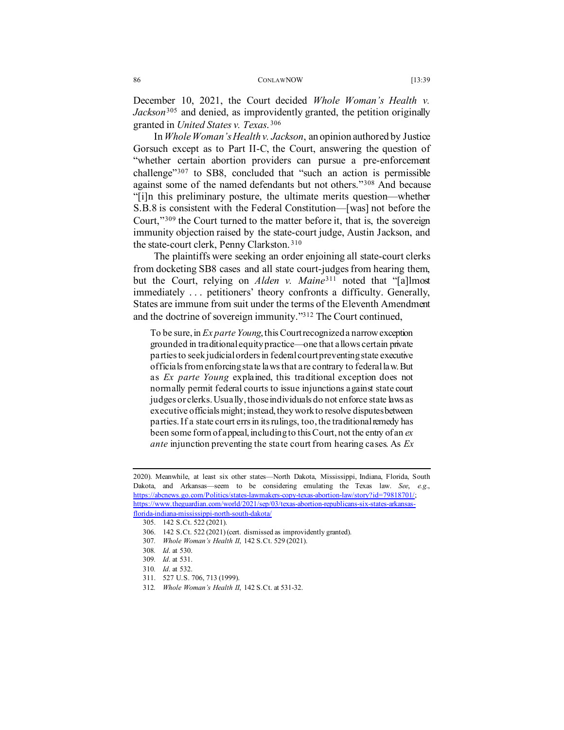December 10, 2021, the Court decided *Whole Woman's Health v. Jackson*[305] and denied, as improvidently granted, the petition originally granted in *United States v. Texas*.[306]

In *Whole Woman's Health v. Jackson*, an opinion authored by Justice Gorsuch except as to Part II-C, the Court, answering the question of "whether certain abortion providers can pursue a pre-enforcement challenge"[307] to SB8, concluded that "such an action is permissible against some of the named defendants but not others."[308] And because "[i]n this preliminary posture, the ultimate merits question—whether S.B.8 is consistent with the Federal Constitution—[was] not before the Court,"[309] the Court turned to the matter before it, that is, the sovereign immunity objection raised by the state-court judge, Austin Jackson, and the state-court clerk, Penny Clarkston.[310]

The plaintiffs were seeking an order enjoining all state-court clerks from docketing SB8 cases and all state court-judges from hearing them, but the Court, relying on *Alden v. Maine*[311] noted that "[a]lmost immediately . . . petitioners' theory confronts a difficulty. Generally, States are immune from suit under the terms of the Eleventh Amendment and the doctrine of sovereign immunity."[312] The Court continued,

> To be sure, in *Ex parte Young*, this Court recognized a narrow exception grounded in traditional equity practice—one that allows certain private parties to seek judicial orders in federal court preventing state executive officials from enforcing state laws that are contrary to federal law. But as *Ex parte Young* explained, this traditional exception does not normally permit federal courts to issue injunctions against state court judges or clerks. Usually, those individuals do not enforce state laws as executive officials might; instead, they work to resolve disputes between parties. If a state court errs in its rulings, too, the traditional remedy has been some form of appeal, including to this Court, not the entry of an *ex ante* injunction preventing the state court from hearing cases. As *Ex*

---

2020). Meanwhile, at least six other states—North Dakota, Mississippi, Indiana, Florida, South Dakota, and Arkansas—seem to be considering emulating the Texas law. *See*, *e.g.*, https://abcnews.go.com/Politics/states-lawmakers-copy-texas-abortion-law/story?id=79818701/; https://www.theguardian.com/world/2021/sep/03/texas-abortion-republicans-six-states-arkansas-florida-indiana-mississippi-north-south-dakota/

305. 142 S.Ct. 522 (2021).
306. 142 S.Ct. 522 (2021) (cert. dismissed as improvidently granted).
307. *Whole Woman's Health II*, 142 S.Ct. 529 (2021).
308. *Id*. at 530.
309. *Id*. at 531.
310. *Id*. at 532.
311. 527 U.S. 706, 713 (1999).
312. *Whole Woman's Health II*, 142 S.Ct. at 531-32.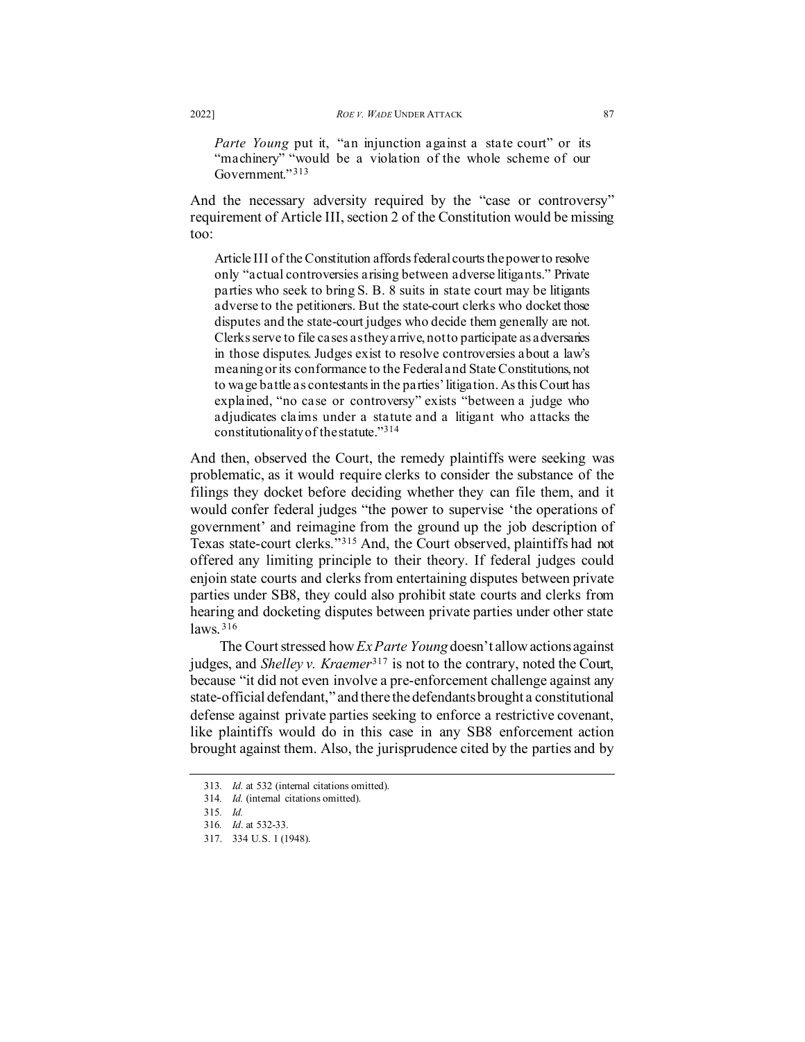*Parte Young* put it, "an injunction against a state court" or its "machinery" "would be a violation of the whole scheme of our Government."[313]

And the necessary adversity required by the "case or controversy" requirement of Article III, section 2 of the Constitution would be missing too:

> Article III of the Constitution affords federal courts the power to resolve only "actual controversies arising between adverse litigants." Private parties who seek to bring S. B. 8 suits in state court may be litigants adverse to the petitioners. But the state-court clerks who docket those disputes and the state-court judges who decide them generally are not. Clerks serve to file cases as they arrive, not to participate as adversaries in those disputes. Judges exist to resolve controversies about a law's meaning or its conformance to the Federal and State Constitutions, not to wage battle as contestants in the parties' litigation. As this Court has explained, "no case or controversy" exists "between a judge who adjudicates claims under a statute and a litigant who attacks the constitutionality of the statute."[314]

And then, observed the Court, the remedy plaintiffs were seeking was problematic, as it would require clerks to consider the substance of the filings they docket before deciding whether they can file them, and it would confer federal judges "the power to supervise 'the operations of government' and reimagine from the ground up the job description of Texas state-court clerks."[315] And, the Court observed, plaintiffs had not offered any limiting principle to their theory. If federal judges could enjoin state courts and clerks from entertaining disputes between private parties under SB8, they could also prohibit state courts and clerks from hearing and docketing disputes between private parties under other state laws.[316]

The Court stressed how *Ex Parte Young* doesn't allow actions against judges, and *Shelley v. Kraemer*[317] is not to the contrary, noted the Court, because "it did not even involve a pre-enforcement challenge against any state-official defendant," and there the defendants brought a constitutional defense against private parties seeking to enforce a restrictive covenant, like plaintiffs would do in this case in any SB8 enforcement action brought against them. Also, the jurisprudence cited by the parties and by

---

313. *Id.* at 532 (internal citations omitted).

314. *Id.* (internal citations omitted).

315. *Id.*

316. *Id*. at 532-33.

317. 334 U.S. 1 (1948).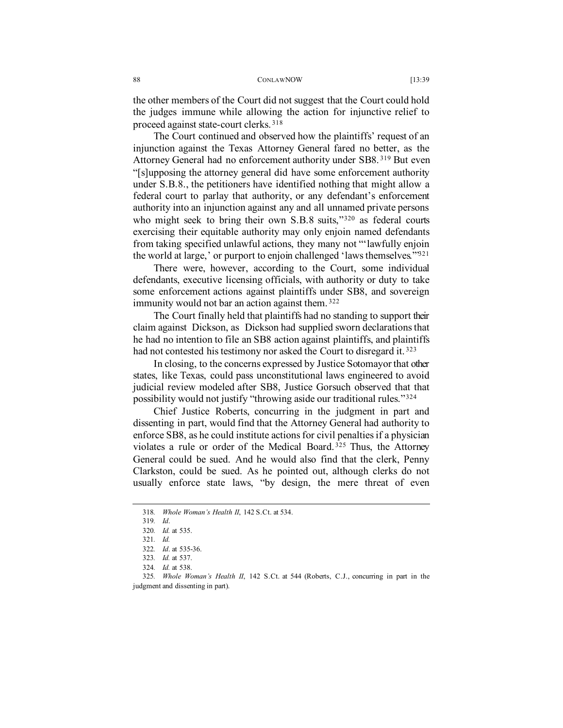the other members of the Court did not suggest that the Court could hold the judges immune while allowing the action for injunctive relief to proceed against state-court clerks.[318]

The Court continued and observed how the plaintiffs' request of an injunction against the Texas Attorney General fared no better, as the Attorney General had no enforcement authority under SB8.[319] But even "[s]upposing the attorney general did have some enforcement authority under S.B.8., the petitioners have identified nothing that might allow a federal court to parlay that authority, or any defendant's enforcement authority into an injunction against any and all unnamed private persons who might seek to bring their own S.B.8 suits,"[320] as federal courts exercising their equitable authority may only enjoin named defendants from taking specified unlawful actions, they many not "'lawfully enjoin the world at large,' or purport to enjoin challenged 'laws themselves.'"[321]

There were, however, according to the Court, some individual defendants, executive licensing officials, with authority or duty to take some enforcement actions against plaintiffs under SB8, and sovereign immunity would not bar an action against them.[322]

The Court finally held that plaintiffs had no standing to support their claim against Dickson, as Dickson had supplied sworn declarations that he had no intention to file an SB8 action against plaintiffs, and plaintiffs had not contested his testimony nor asked the Court to disregard it.[323]

In closing, to the concerns expressed by Justice Sotomayor that other states, like Texas, could pass unconstitutional laws engineered to avoid judicial review modeled after SB8, Justice Gorsuch observed that that possibility would not justify "throwing aside our traditional rules."[324]

Chief Justice Roberts, concurring in the judgment in part and dissenting in part, would find that the Attorney General had authority to enforce SB8, as he could institute actions for civil penalties if a physician violates a rule or order of the Medical Board.[325] Thus, the Attorney General could be sued. And he would also find that the clerk, Penny Clarkston, could be sued. As he pointed out, although clerks do not usually enforce state laws, "by design, the mere threat of even

---

318. *Whole Woman's Health II*, 142 S.Ct. at 534.

319. *Id.*

320. *Id.* at 535.

321. *Id.*

322. *Id*. at 535-36.

323. *Id.* at 537.

324. *Id.* at 538.

325. *Whole Woman's Health II*, 142 S.Ct. at 544 (Roberts, C.J., concurring in part in the judgment and dissenting in part).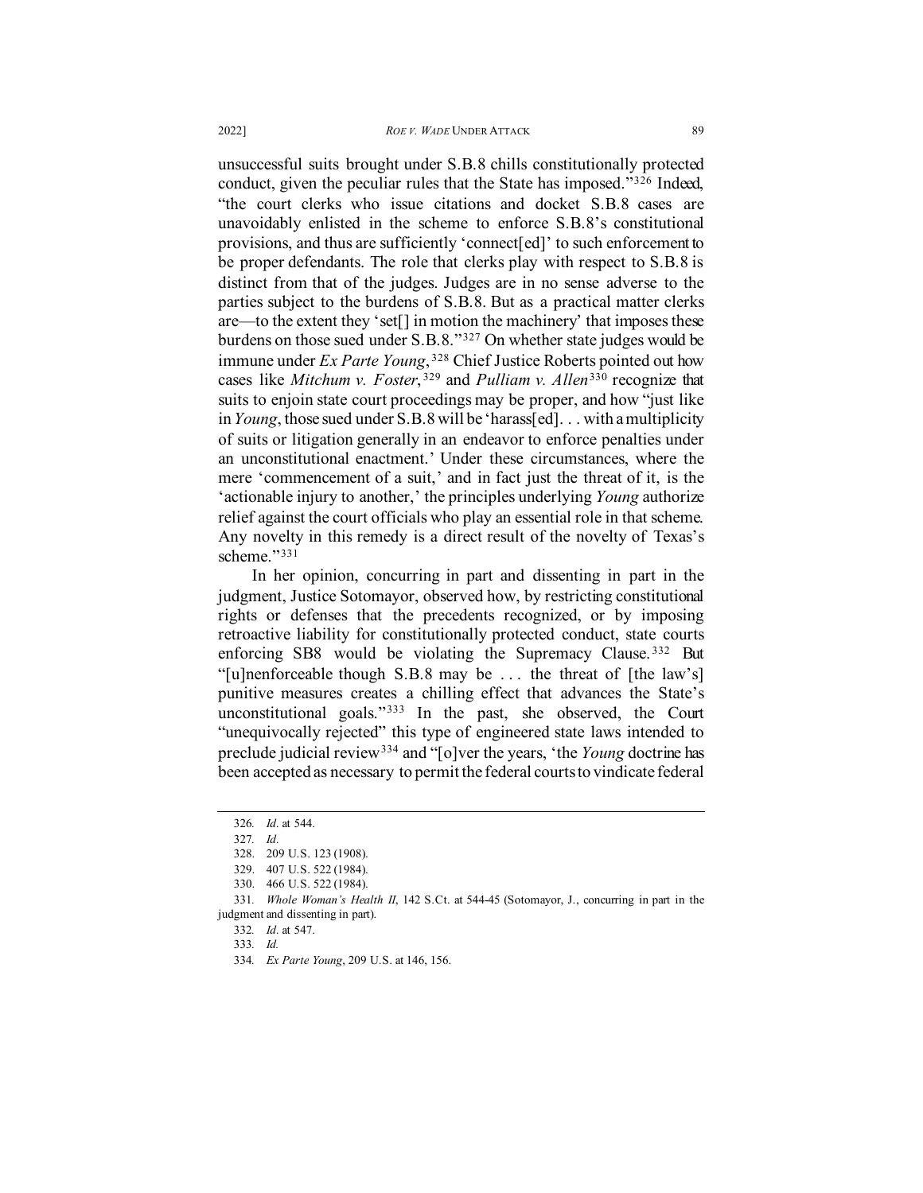unsuccessful suits brought under S.B.8 chills constitutionally protected conduct, given the peculiar rules that the State has imposed."[326] Indeed, "the court clerks who issue citations and docket S.B.8 cases are unavoidably enlisted in the scheme to enforce S.B.8's constitutional provisions, and thus are sufficiently 'connect[ed]' to such enforcement to be proper defendants. The role that clerks play with respect to S.B.8 is distinct from that of the judges. Judges are in no sense adverse to the parties subject to the burdens of S.B.8. But as a practical matter clerks are—to the extent they 'set[] in motion the machinery' that imposes these burdens on those sued under S.B.8."[327] On whether state judges would be immune under *Ex Parte Young*,[328] Chief Justice Roberts pointed out how cases like *Mitchum v. Foster*,[329] and *Pulliam v. Allen*[330] recognize that suits to enjoin state court proceedings may be proper, and how "just like in *Young*, those sued under S.B.8 will be 'harass[ed]. . . with a multiplicity of suits or litigation generally in an endeavor to enforce penalties under an unconstitutional enactment.' Under these circumstances, where the mere 'commencement of a suit,' and in fact just the threat of it, is the 'actionable injury to another,' the principles underlying *Young* authorize relief against the court officials who play an essential role in that scheme. Any novelty in this remedy is a direct result of the novelty of Texas's scheme."[331]

In her opinion, concurring in part and dissenting in part in the judgment, Justice Sotomayor, observed how, by restricting constitutional rights or defenses that the precedents recognized, or by imposing retroactive liability for constitutionally protected conduct, state courts enforcing SB8 would be violating the Supremacy Clause.[332] But "[u]nenforceable though S.B.8 may be . . . the threat of [the law's] punitive measures creates a chilling effect that advances the State's unconstitutional goals."[333] In the past, she observed, the Court "unequivocally rejected" this type of engineered state laws intended to preclude judicial review[334] and "[o]ver the years, 'the *Young* doctrine has been accepted as necessary to permit the federal courts to vindicate federal

---

326. *Id*. at 544.

327. *Id*.

328. 209 U.S. 123 (1908).

329. 407 U.S. 522 (1984).

330. 466 U.S. 522 (1984).

331. *Whole Woman's Health II*, 142 S.Ct. at 544-45 (Sotomayor, J., concurring in part in the judgment and dissenting in part).

332. *Id*. at 547.

333. *Id*.

334. *Ex Parte Young*, 209 U.S. at 146, 156.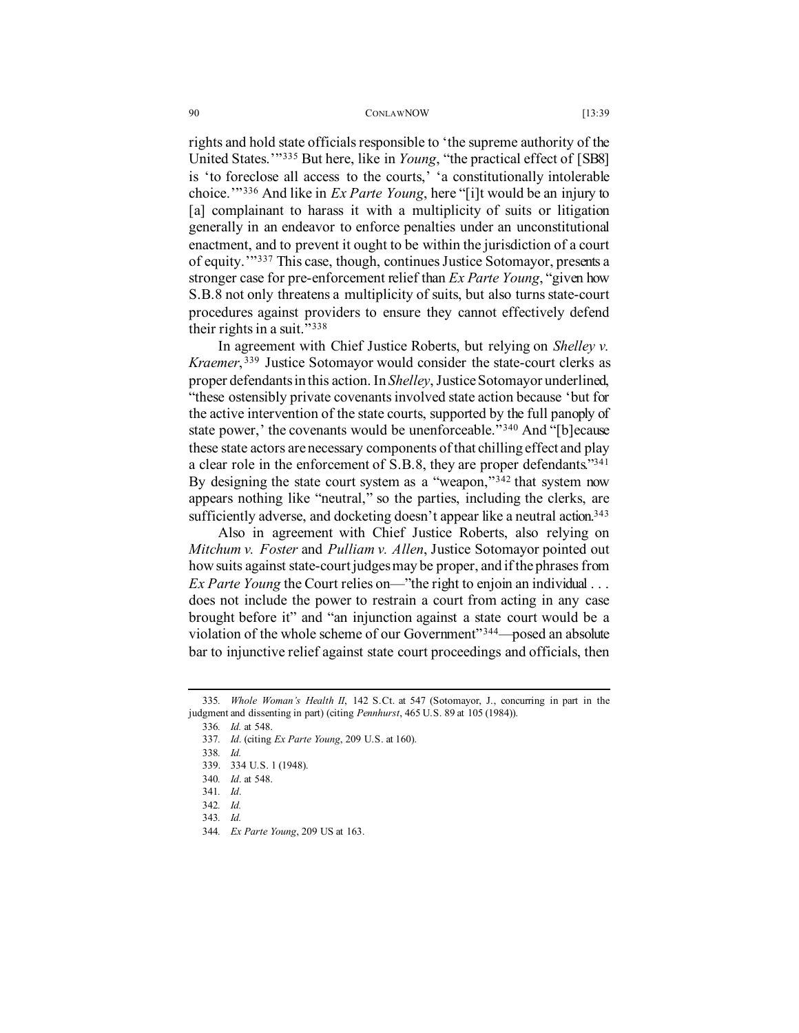rights and hold state officials responsible to 'the supreme authority of the United States.'"[335] But here, like in *Young*, "the practical effect of [SB8] is 'to foreclose all access to the courts,' 'a constitutionally intolerable choice.'"[336] And like in *Ex Parte Young*, here "[i]t would be an injury to [a] complainant to harass it with a multiplicity of suits or litigation generally in an endeavor to enforce penalties under an unconstitutional enactment, and to prevent it ought to be within the jurisdiction of a court of equity.'"[337] This case, though, continues Justice Sotomayor, presents a stronger case for pre-enforcement relief than *Ex Parte Young*, "given how S.B.8 not only threatens a multiplicity of suits, but also turns state-court procedures against providers to ensure they cannot effectively defend their rights in a suit."[338]

In agreement with Chief Justice Roberts, but relying on *Shelley v. Kraemer*,[339] Justice Sotomayor would consider the state-court clerks as proper defendants in this action. In *Shelley*, Justice Sotomayor underlined, "these ostensibly private covenants involved state action because 'but for the active intervention of the state courts, supported by the full panoply of state power,' the covenants would be unenforceable."[340] And "[b]ecause these state actors are necessary components of that chilling effect and play a clear role in the enforcement of S.B.8, they are proper defendants."[341] By designing the state court system as a "weapon,"[342] that system now appears nothing like "neutral," so the parties, including the clerks, are sufficiently adverse, and docketing doesn't appear like a neutral action.[343]

Also in agreement with Chief Justice Roberts, also relying on *Mitchum v. Foster* and *Pulliam v. Allen*, Justice Sotomayor pointed out how suits against state-court judges may be proper, and if the phrases from *Ex Parte Young* the Court relies on—"the right to enjoin an individual . . . does not include the power to restrain a court from acting in any case brought before it" and "an injunction against a state court would be a violation of the whole scheme of our Government"[344]—posed an absolute bar to injunctive relief against state court proceedings and officials, then

---

335. *Whole Woman's Health II*, 142 S.Ct. at 547 (Sotomayor, J., concurring in part in the judgment and dissenting in part) (citing *Pennhurst*, 465 U.S. 89 at 105 (1984)).

336. *Id.* at 548.

337. *Id*. (citing *Ex Parte Young*, 209 U.S. at 160).

338. *Id.*

339. 334 U.S. 1 (1948).

340. *Id*. at 548.

341. *Id*.

342. *Id.*

343. *Id.*

344. *Ex Parte Young*, 209 US at 163.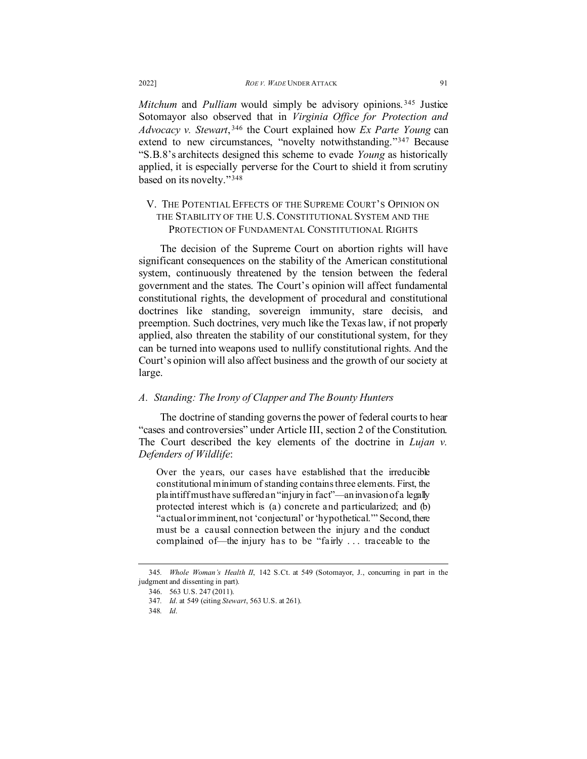*Mitchum* and *Pulliam* would simply be advisory opinions.[345] Justice Sotomayor also observed that in *Virginia Office for Protection and Advocacy v. Stewart*,[346] the Court explained how *Ex Parte Young* can extend to new circumstances, "novelty notwithstanding."[347] Because "S.B.8's architects designed this scheme to evade *Young* as historically applied, it is especially perverse for the Court to shield it from scrutiny based on its novelty."[348]

## V. The Potential Effects of the Supreme Court's Opinion on the Stability of the U.S. Constitutional System and the Protection of Fundamental Constitutional Rights

The decision of the Supreme Court on abortion rights will have significant consequences on the stability of the American constitutional system, continuously threatened by the tension between the federal government and the states. The Court's opinion will affect fundamental constitutional rights, the development of procedural and constitutional doctrines like standing, sovereign immunity, stare decisis, and preemption. Such doctrines, very much like the Texas law, if not properly applied, also threaten the stability of our constitutional system, for they can be turned into weapons used to nullify constitutional rights. And the Court's opinion will also affect business and the growth of our society at large.

### *A. Standing: The Irony of Clapper and The Bounty Hunters*

The doctrine of standing governs the power of federal courts to hear "cases and controversies" under Article III, section 2 of the Constitution. The Court described the key elements of the doctrine in *Lujan v. Defenders of Wildlife*:

> Over the years, our cases have established that the irreducible constitutional minimum of standing contains three elements. First, the plaintiff must have suffered an "injury in fact"—an invasion of a legally protected interest which is (a) concrete and particularized; and (b) "actual or imminent, not 'conjectural' or 'hypothetical.'" Second, there must be a causal connection between the injury and the conduct complained of—the injury has to be "fairly . . . traceable to the

---

345. *Whole Woman's Health II*, 142 S.Ct. at 549 (Sotomayor, J., concurring in part in the judgment and dissenting in part).

346. 563 U.S. 247 (2011).

347. *Id*. at 549 (citing *Stewart*, 563 U.S. at 261).

348. *Id*.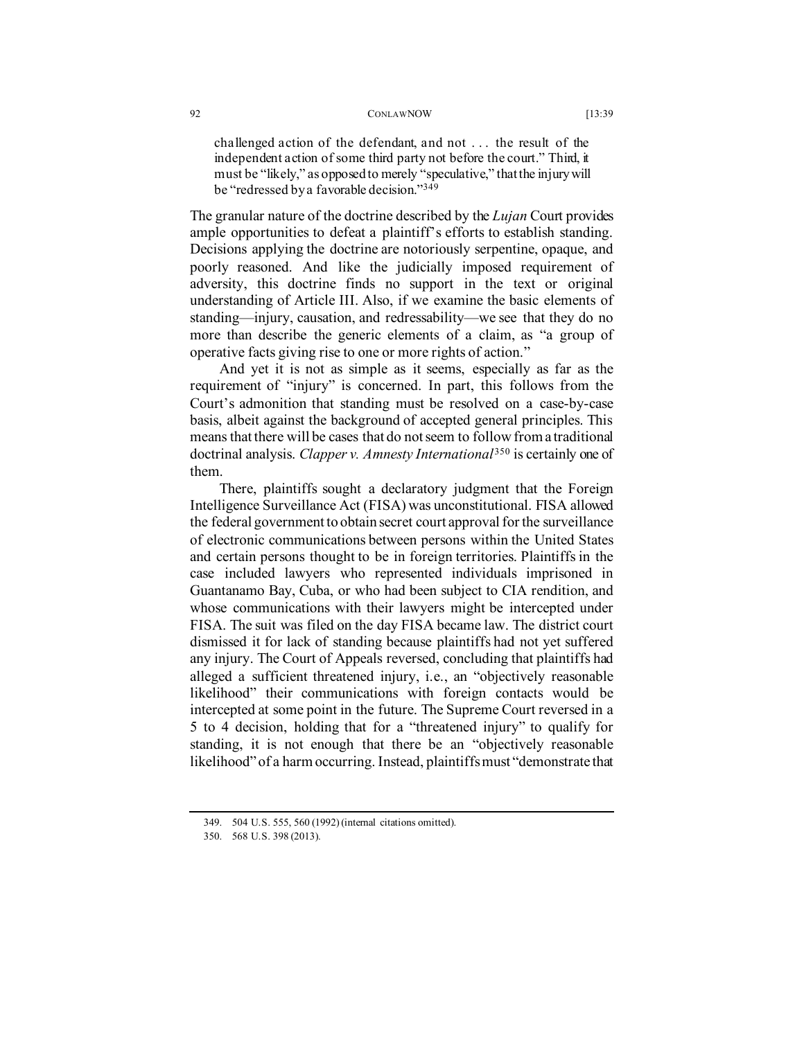> challenged action of the defendant, and not . . . the result of the independent action of some third party not before the court." Third, it must be "likely," as opposed to merely "speculative," that the injury will be "redressed by a favorable decision."[349]

The granular nature of the doctrine described by the *Lujan* Court provides ample opportunities to defeat a plaintiff's efforts to establish standing. Decisions applying the doctrine are notoriously serpentine, opaque, and poorly reasoned. And like the judicially imposed requirement of adversity, this doctrine finds no support in the text or original understanding of Article III. Also, if we examine the basic elements of standing—injury, causation, and redressability—we see that they do no more than describe the generic elements of a claim, as "a group of operative facts giving rise to one or more rights of action."

And yet it is not as simple as it seems, especially as far as the requirement of "injury" is concerned. In part, this follows from the Court's admonition that standing must be resolved on a case-by-case basis, albeit against the background of accepted general principles. This means that there will be cases that do not seem to follow from a traditional doctrinal analysis. *Clapper v. Amnesty International*[350] is certainly one of them.

There, plaintiffs sought a declaratory judgment that the Foreign Intelligence Surveillance Act (FISA) was unconstitutional. FISA allowed the federal government to obtain secret court approval for the surveillance of electronic communications between persons within the United States and certain persons thought to be in foreign territories. Plaintiffs in the case included lawyers who represented individuals imprisoned in Guantanamo Bay, Cuba, or who had been subject to CIA rendition, and whose communications with their lawyers might be intercepted under FISA. The suit was filed on the day FISA became law. The district court dismissed it for lack of standing because plaintiffs had not yet suffered any injury. The Court of Appeals reversed, concluding that plaintiffs had alleged a sufficient threatened injury, i.e., an "objectively reasonable likelihood" their communications with foreign contacts would be intercepted at some point in the future. The Supreme Court reversed in a 5 to 4 decision, holding that for a "threatened injury" to qualify for standing, it is not enough that there be an "objectively reasonable likelihood" of a harm occurring. Instead, plaintiffs must "demonstrate that

---

349. 504 U.S. 555, 560 (1992) (internal citations omitted).

350. 568 U.S. 398 (2013).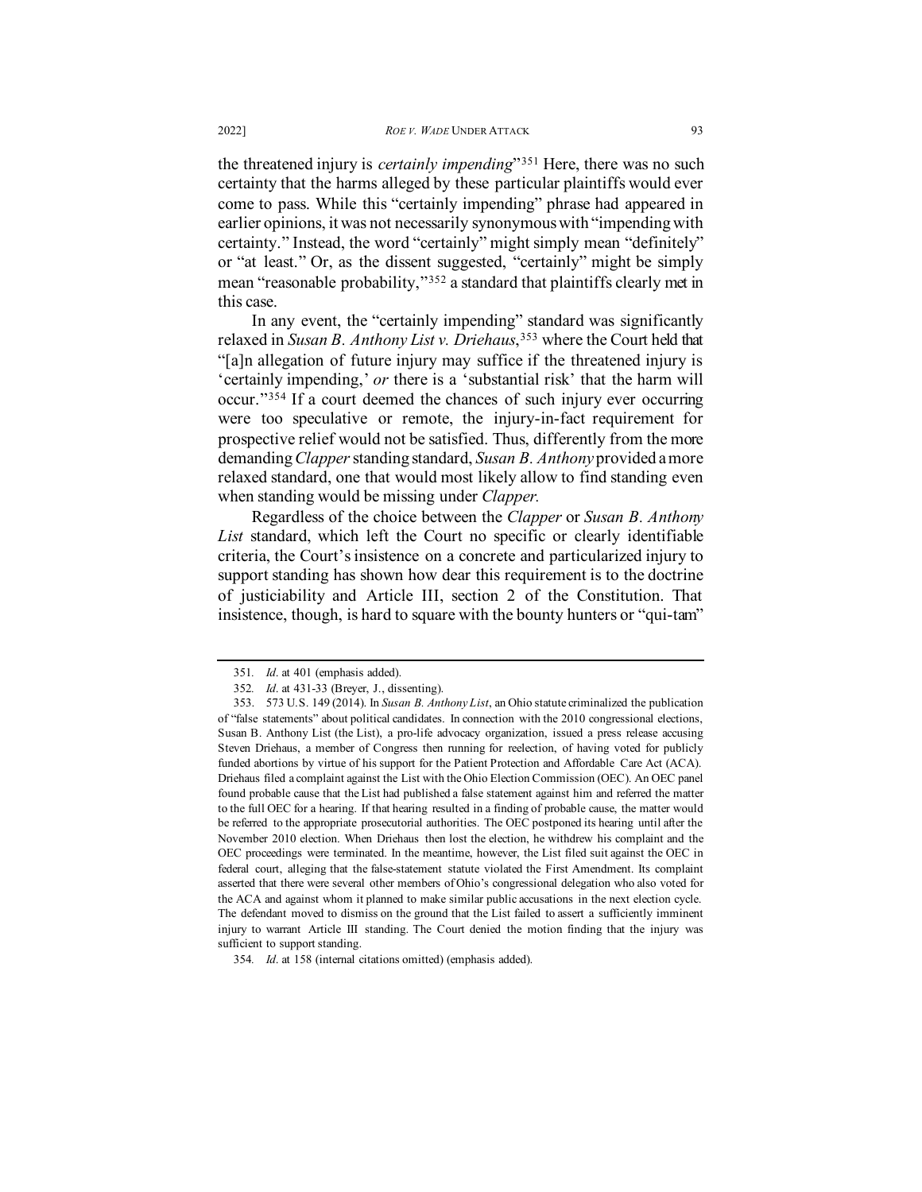the threatened injury is *certainly impending*"[351] Here, there was no such certainty that the harms alleged by these particular plaintiffs would ever come to pass. While this "certainly impending" phrase had appeared in earlier opinions, it was not necessarily synonymous with "impending with certainty." Instead, the word "certainly" might simply mean "definitely" or "at least." Or, as the dissent suggested, "certainly" might be simply mean "reasonable probability,"[352] a standard that plaintiffs clearly met in this case.

In any event, the "certainly impending" standard was significantly relaxed in *Susan B. Anthony List v. Driehaus*,[353] where the Court held that "[a]n allegation of future injury may suffice if the threatened injury is 'certainly impending,' *or* there is a 'substantial risk' that the harm will occur."[354] If a court deemed the chances of such injury ever occurring were too speculative or remote, the injury-in-fact requirement for prospective relief would not be satisfied. Thus, differently from the more demanding *Clapper* standing standard, *Susan B. Anthony* provided a more relaxed standard, one that would most likely allow to find standing even when standing would be missing under *Clapper*.

Regardless of the choice between the *Clapper* or *Susan B. Anthony List* standard, which left the Court no specific or clearly identifiable criteria, the Court's insistence on a concrete and particularized injury to support standing has shown how dear this requirement is to the doctrine of justiciability and Article III, section 2 of the Constitution. That insistence, though, is hard to square with the bounty hunters or "qui-tam"

---

351. *Id*. at 401 (emphasis added).

352. *Id*. at 431-33 (Breyer, J., dissenting).

353. 573 U.S. 149 (2014). In *Susan B. Anthony List*, an Ohio statute criminalized the publication of "false statements" about political candidates. In connection with the 2010 congressional elections, Susan B. Anthony List (the List), a pro-life advocacy organization, issued a press release accusing Steven Driehaus, a member of Congress then running for reelection, of having voted for publicly funded abortions by virtue of his support for the Patient Protection and Affordable Care Act (ACA). Driehaus filed a complaint against the List with the Ohio Election Commission (OEC). An OEC panel found probable cause that the List had published a false statement against him and referred the matter to the full OEC for a hearing. If that hearing resulted in a finding of probable cause, the matter would be referred to the appropriate prosecutorial authorities. The OEC postponed its hearing until after the November 2010 election. When Driehaus then lost the election, he withdrew his complaint and the OEC proceedings were terminated. In the meantime, however, the List filed suit against the OEC in federal court, alleging that the false-statement statute violated the First Amendment. Its complaint asserted that there were several other members of Ohio's congressional delegation who also voted for the ACA and against whom it planned to make similar public accusations in the next election cycle. The defendant moved to dismiss on the ground that the List failed to assert a sufficiently imminent injury to warrant Article III standing. The Court denied the motion finding that the injury was sufficient to support standing.

354. *Id*. at 158 (internal citations omitted) (emphasis added).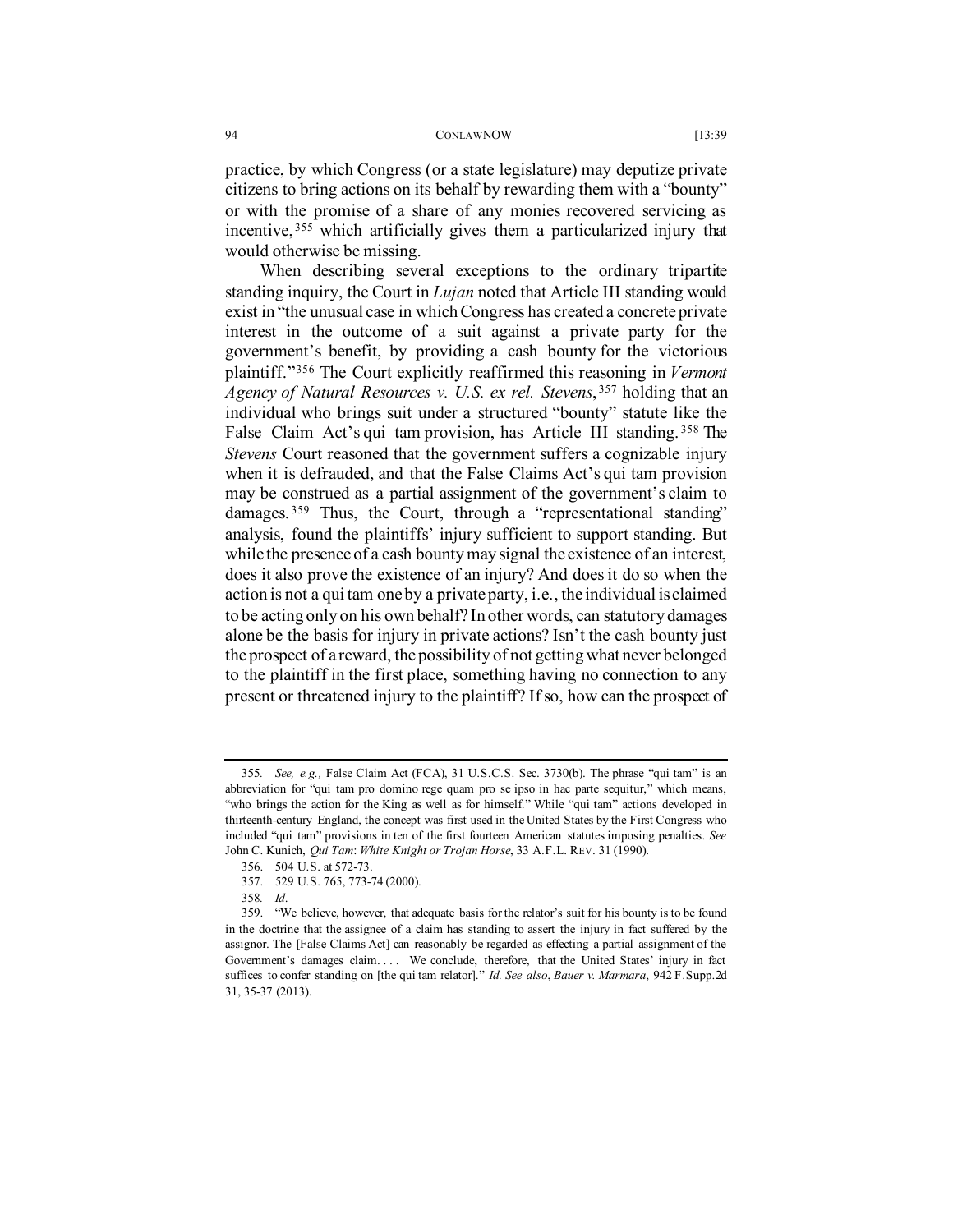practice, by which Congress (or a state legislature) may deputize private citizens to bring actions on its behalf by rewarding them with a "bounty" or with the promise of a share of any monies recovered servicing as incentive,[355] which artificially gives them a particularized injury that would otherwise be missing.

When describing several exceptions to the ordinary tripartite standing inquiry, the Court in *Lujan* noted that Article III standing would exist in "the unusual case in which Congress has created a concrete private interest in the outcome of a suit against a private party for the government's benefit, by providing a cash bounty for the victorious plaintiff."[356] The Court explicitly reaffirmed this reasoning in *Vermont Agency of Natural Resources v. U.S. ex rel. Stevens*,[357] holding that an individual who brings suit under a structured "bounty" statute like the False Claim Act's qui tam provision, has Article III standing.[358] The *Stevens* Court reasoned that the government suffers a cognizable injury when it is defrauded, and that the False Claims Act's qui tam provision may be construed as a partial assignment of the government's claim to damages.[359] Thus, the Court, through a "representational standing" analysis, found the plaintiffs' injury sufficient to support standing. But while the presence of a cash bounty may signal the existence of an interest, does it also prove the existence of an injury? And does it do so when the action is not a qui tam one by a private party, i.e., the individual is claimed to be acting only on his own behalf? In other words, can statutory damages alone be the basis for injury in private actions? Isn't the cash bounty just the prospect of a reward, the possibility of not getting what never belonged to the plaintiff in the first place, something having no connection to any present or threatened injury to the plaintiff? If so, how can the prospect of

---

355. *See, e.g.,* False Claim Act (FCA), 31 U.S.C.S. Sec. 3730(b). The phrase "qui tam" is an abbreviation for "qui tam pro domino rege quam pro se ipso in hac parte sequitur," which means, "who brings the action for the King as well as for himself." While "qui tam" actions developed in thirteenth-century England, the concept was first used in the United States by the First Congress who included "qui tam" provisions in ten of the first fourteen American statutes imposing penalties. *See* John C. Kunich, *Qui Tam*: *White Knight or Trojan Horse*, 33 A.F.L. REV. 31 (1990).

356. 504 U.S. at 572-73.

357. 529 U.S. 765, 773-74 (2000).

358. *Id*.

359. "We believe, however, that adequate basis for the relator's suit for his bounty is to be found in the doctrine that the assignee of a claim has standing to assert the injury in fact suffered by the assignor. The [False Claims Act] can reasonably be regarded as effecting a partial assignment of the Government's damages claim. . . . We conclude, therefore, that the United States' injury in fact suffices to confer standing on [the qui tam relator]." *Id. See also*, *Bauer v. Marmara*, 942 F.Supp.2d 31, 35-37 (2013).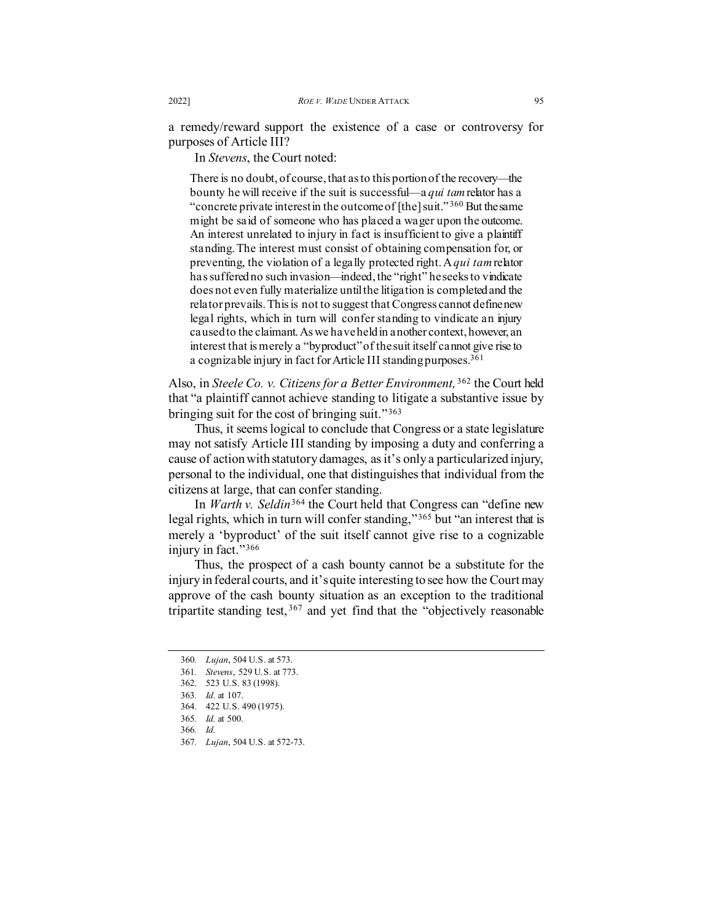a remedy/reward support the existence of a case or controversy for purposes of Article III?

In *Stevens*, the Court noted:

> There is no doubt, of course, that as to this portion of the recovery—the bounty he will receive if the suit is successful—a *qui tam* relator has a "concrete private interest in the outcome of [the] suit."[360] But the same might be said of someone who has placed a wager upon the outcome. An interest unrelated to injury in fact is insufficient to give a plaintiff standing. The interest must consist of obtaining compensation for, or preventing, the violation of a legally protected right. A *qui tam* relator has suffered no such invasion—indeed, the "right" he seeks to vindicate does not even fully materialize until the litigation is completed and the relator prevails. This is not to suggest that Congress cannot define new legal rights, which in turn will confer standing to vindicate an injury caused to the claimant. As we have held in another context, however, an interest that is merely a "byproduct" of the suit itself cannot give rise to a cognizable injury in fact for Article III standing purposes.[361]

Also, in *Steele Co. v. Citizens for a Better Environment,*[362] the Court held that "a plaintiff cannot achieve standing to litigate a substantive issue by bringing suit for the cost of bringing suit."[363]

Thus, it seems logical to conclude that Congress or a state legislature may not satisfy Article III standing by imposing a duty and conferring a cause of action with statutory damages, as it's only a particularized injury, personal to the individual, one that distinguishes that individual from the citizens at large, that can confer standing.

In *Warth v. Seldin*[364] the Court held that Congress can "define new legal rights, which in turn will confer standing,"[365] but "an interest that is merely a 'byproduct' of the suit itself cannot give rise to a cognizable injury in fact."[366]

Thus, the prospect of a cash bounty cannot be a substitute for the injury in federal courts, and it's quite interesting to see how the Court may approve of the cash bounty situation as an exception to the traditional tripartite standing test,[367] and yet find that the "objectively reasonable

---

360. *Lujan*, 504 U.S. at 573.
361. *Stevens*, 529 U.S. at 773.
362. 523 U.S. 83 (1998).
363. *Id*. at 107.
364. 422 U.S. 490 (1975).
365. *Id.* at 500.
366. *Id.*
367. *Lujan*, 504 U.S. at 572-73.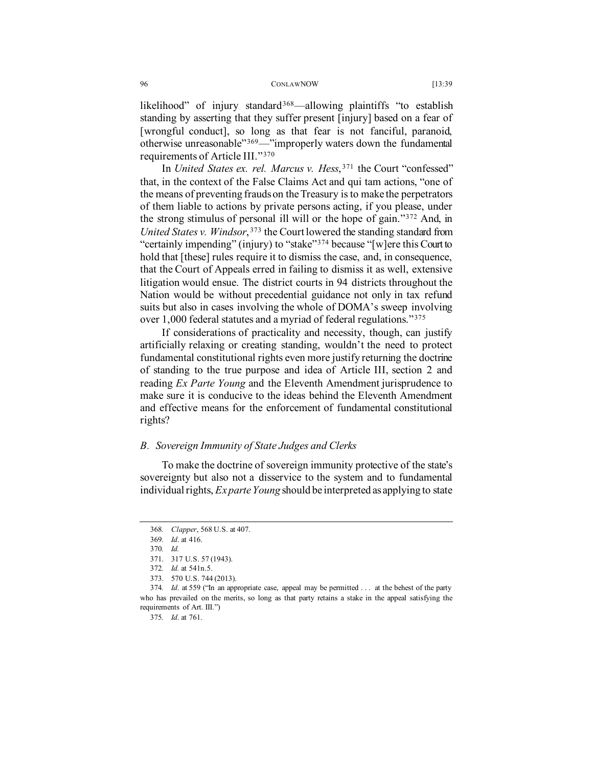likelihood" of injury standard[368]—allowing plaintiffs "to establish standing by asserting that they suffer present [injury] based on a fear of [wrongful conduct], so long as that fear is not fanciful, paranoid, otherwise unreasonable"[369]—"improperly waters down the fundamental requirements of Article III."[370]

In *United States ex. rel. Marcus v. Hess*,[371] the Court "confessed" that, in the context of the False Claims Act and qui tam actions, "one of the means of preventing frauds on the Treasury is to make the perpetrators of them liable to actions by private persons acting, if you please, under the strong stimulus of personal ill will or the hope of gain."[372] And, in *United States v. Windsor*,[373] the Court lowered the standing standard from "certainly impending" (injury) to "stake"[374] because "[w]ere this Court to hold that [these] rules require it to dismiss the case, and, in consequence, that the Court of Appeals erred in failing to dismiss it as well, extensive litigation would ensue. The district courts in 94 districts throughout the Nation would be without precedential guidance not only in tax refund suits but also in cases involving the whole of DOMA's sweep involving over 1,000 federal statutes and a myriad of federal regulations."[375]

If considerations of practicality and necessity, though, can justify artificially relaxing or creating standing, wouldn't the need to protect fundamental constitutional rights even more justify returning the doctrine of standing to the true purpose and idea of Article III, section 2 and reading *Ex Parte Young* and the Eleventh Amendment jurisprudence to make sure it is conducive to the ideas behind the Eleventh Amendment and effective means for the enforcement of fundamental constitutional rights?

### *B. Sovereign Immunity of State Judges and Clerks*

To make the doctrine of sovereign immunity protective of the state's sovereignty but also not a disservice to the system and to fundamental individual rights, *Ex parte Young* should be interpreted as applying to state

---

368. *Clapper*, 568 U.S. at 407.

369. *Id*. at 416.

370. *Id.*

371. 317 U.S. 57 (1943).

372. *Id.* at 541n.5.

373. 570 U.S. 744 (2013).

374. *Id*. at 559 ("In an appropriate case, appeal may be permitted . . . at the behest of the party who has prevailed on the merits, so long as that party retains a stake in the appeal satisfying the requirements of Art. III.")

375. *Id*. at 761.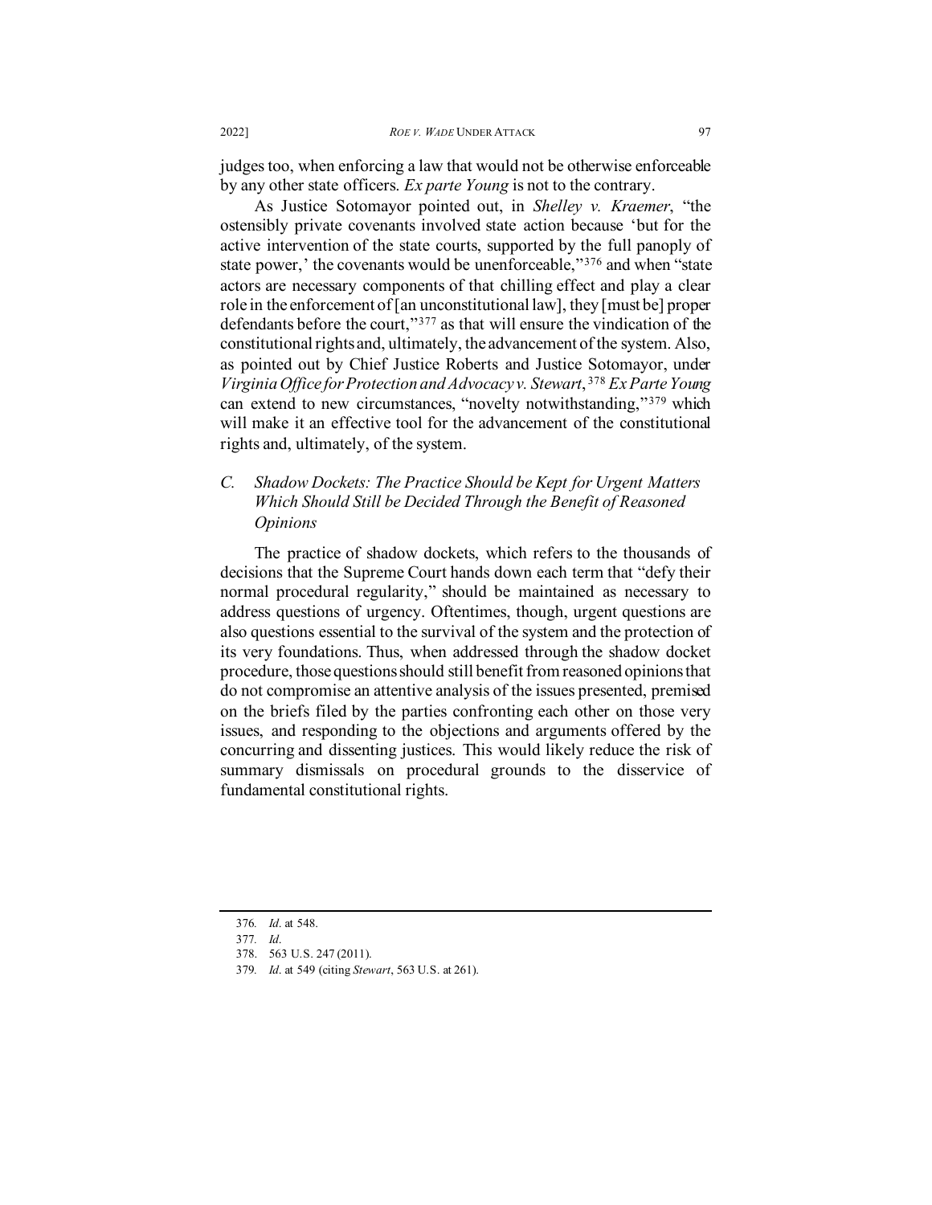judges too, when enforcing a law that would not be otherwise enforceable by any other state officers. *Ex parte Young* is not to the contrary.

As Justice Sotomayor pointed out, in *Shelley v. Kraemer*, "the ostensibly private covenants involved state action because 'but for the active intervention of the state courts, supported by the full panoply of state power,' the covenants would be unenforceable,"[376] and when "state actors are necessary components of that chilling effect and play a clear role in the enforcement of [an unconstitutional law], they [must be] proper defendants before the court,"[377] as that will ensure the vindication of the constitutional rights and, ultimately, the advancement of the system. Also, as pointed out by Chief Justice Roberts and Justice Sotomayor, under *Virginia Office for Protection and Advocacy v. Stewart*,[378] *Ex Parte Young* can extend to new circumstances, "novelty notwithstanding,"[379] which will make it an effective tool for the advancement of the constitutional rights and, ultimately, of the system.

### *C. Shadow Dockets: The Practice Should be Kept for Urgent Matters Which Should Still be Decided Through the Benefit of Reasoned Opinions*

The practice of shadow dockets, which refers to the thousands of decisions that the Supreme Court hands down each term that "defy their normal procedural regularity," should be maintained as necessary to address questions of urgency. Oftentimes, though, urgent questions are also questions essential to the survival of the system and the protection of its very foundations. Thus, when addressed through the shadow docket procedure, those questions should still benefit from reasoned opinions that do not compromise an attentive analysis of the issues presented, premised on the briefs filed by the parties confronting each other on those very issues, and responding to the objections and arguments offered by the concurring and dissenting justices. This would likely reduce the risk of summary dismissals on procedural grounds to the disservice of fundamental constitutional rights.

---

376. *Id.* at 548.

377. *Id.*

378. 563 U.S. 247 (2011).

379. *Id.* at 549 (citing *Stewart*, 563 U.S. at 261).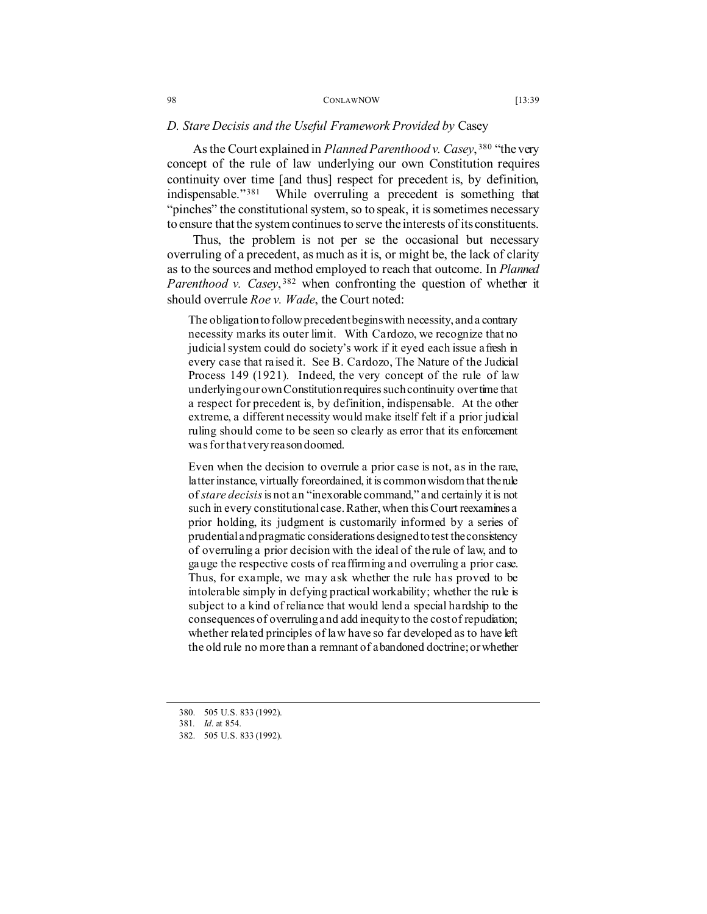### *D. Stare Decisis and the Useful Framework Provided by* Casey

As the Court explained in *Planned Parenthood v. Casey*,[380] "the very concept of the rule of law underlying our own Constitution requires continuity over time [and thus] respect for precedent is, by definition, indispensable."[381] While overruling a precedent is something that "pinches" the constitutional system, so to speak, it is sometimes necessary to ensure that the system continues to serve the interests of its constituents.

Thus, the problem is not per se the occasional but necessary overruling of a precedent, as much as it is, or might be, the lack of clarity as to the sources and method employed to reach that outcome. In *Planned Parenthood v. Casey*,[382] when confronting the question of whether it should overrule *Roe v. Wade*, the Court noted:

> The obligation to follow precedent begins with necessity, and a contrary necessity marks its outer limit. With Cardozo, we recognize that no judicial system could do society's work if it eyed each issue afresh in every case that raised it. See B. Cardozo, The Nature of the Judicial Process 149 (1921). Indeed, the very concept of the rule of law underlying our own Constitution requires such continuity over time that a respect for precedent is, by definition, indispensable. At the other extreme, a different necessity would make itself felt if a prior judicial ruling should come to be seen so clearly as error that its enforcement was for that very reason doomed.
>
> Even when the decision to overrule a prior case is not, as in the rare, latter instance, virtually foreordained, it is common wisdom that the rule of *stare decisis* is not an "inexorable command," and certainly it is not such in every constitutional case. Rather, when this Court reexamines a prior holding, its judgment is customarily informed by a series of prudential and pragmatic considerations designed to test the consistency of overruling a prior decision with the ideal of the rule of law, and to gauge the respective costs of reaffirming and overruling a prior case. Thus, for example, we may ask whether the rule has proved to be intolerable simply in defying practical workability; whether the rule is subject to a kind of reliance that would lend a special hardship to the consequences of overruling and add inequity to the cost of repudiation; whether related principles of law have so far developed as to have left the old rule no more than a remnant of abandoned doctrine; or whether

---

380. 505 U.S. 833 (1992).

381. *Id*. at 854.

382. 505 U.S. 833 (1992).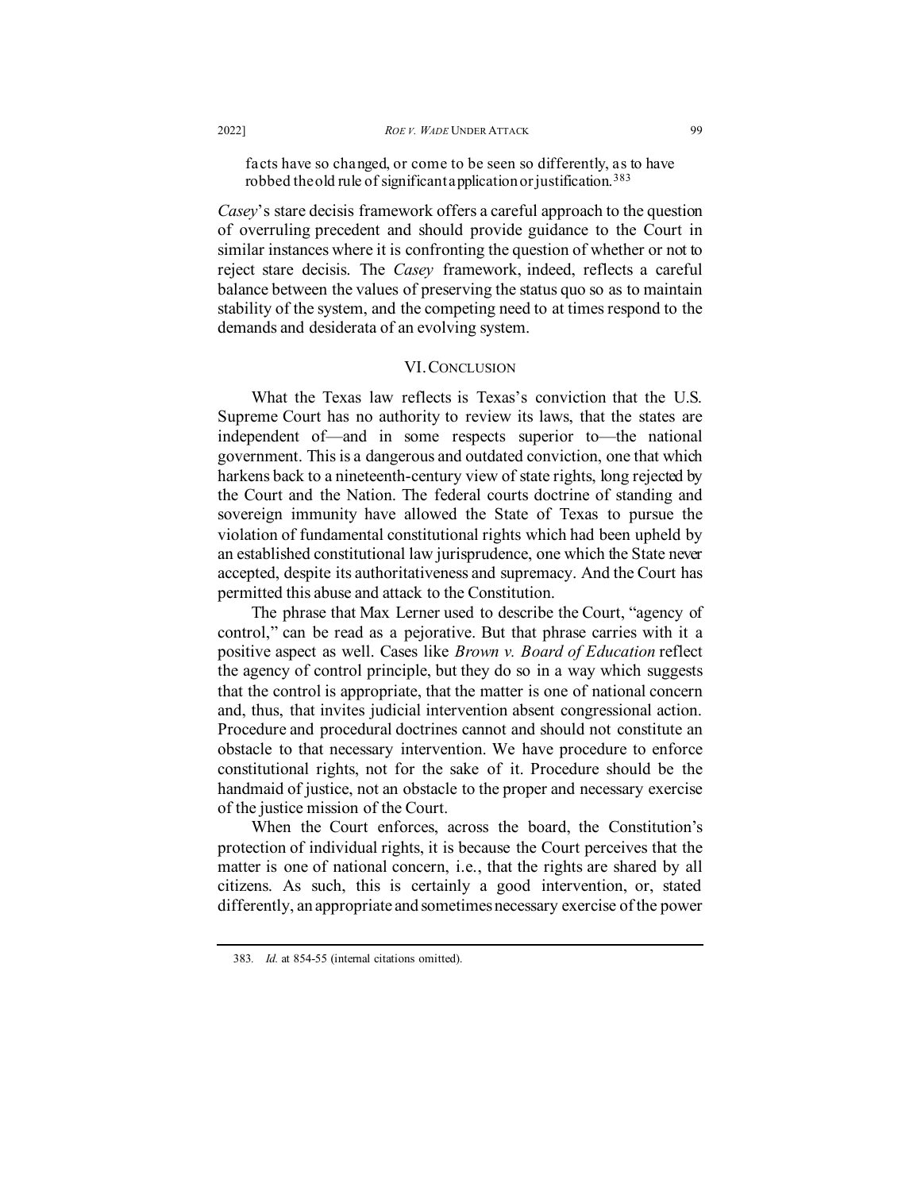> facts have so changed, or come to be seen so differently, as to have robbed the old rule of significant application or justification.[383]

*Casey*'s stare decisis framework offers a careful approach to the question of overruling precedent and should provide guidance to the Court in similar instances where it is confronting the question of whether or not to reject stare decisis. The *Casey* framework, indeed, reflects a careful balance between the values of preserving the status quo so as to maintain stability of the system, and the competing need to at times respond to the demands and desiderata of an evolving system.

## VI. CONCLUSION

What the Texas law reflects is Texas's conviction that the U.S. Supreme Court has no authority to review its laws, that the states are independent of—and in some respects superior to—the national government. This is a dangerous and outdated conviction, one that which harkens back to a nineteenth-century view of state rights, long rejected by the Court and the Nation. The federal courts doctrine of standing and sovereign immunity have allowed the State of Texas to pursue the violation of fundamental constitutional rights which had been upheld by an established constitutional law jurisprudence, one which the State never accepted, despite its authoritativeness and supremacy. And the Court has permitted this abuse and attack to the Constitution.

The phrase that Max Lerner used to describe the Court, "agency of control," can be read as a pejorative. But that phrase carries with it a positive aspect as well. Cases like *Brown v. Board of Education* reflect the agency of control principle, but they do so in a way which suggests that the control is appropriate, that the matter is one of national concern and, thus, that invites judicial intervention absent congressional action. Procedure and procedural doctrines cannot and should not constitute an obstacle to that necessary intervention. We have procedure to enforce constitutional rights, not for the sake of it. Procedure should be the handmaid of justice, not an obstacle to the proper and necessary exercise of the justice mission of the Court.

When the Court enforces, across the board, the Constitution's protection of individual rights, it is because the Court perceives that the matter is one of national concern, i.e., that the rights are shared by all citizens. As such, this is certainly a good intervention, or, stated differently, an appropriate and sometimes necessary exercise of the power

---

383. *Id.* at 854-55 (internal citations omitted).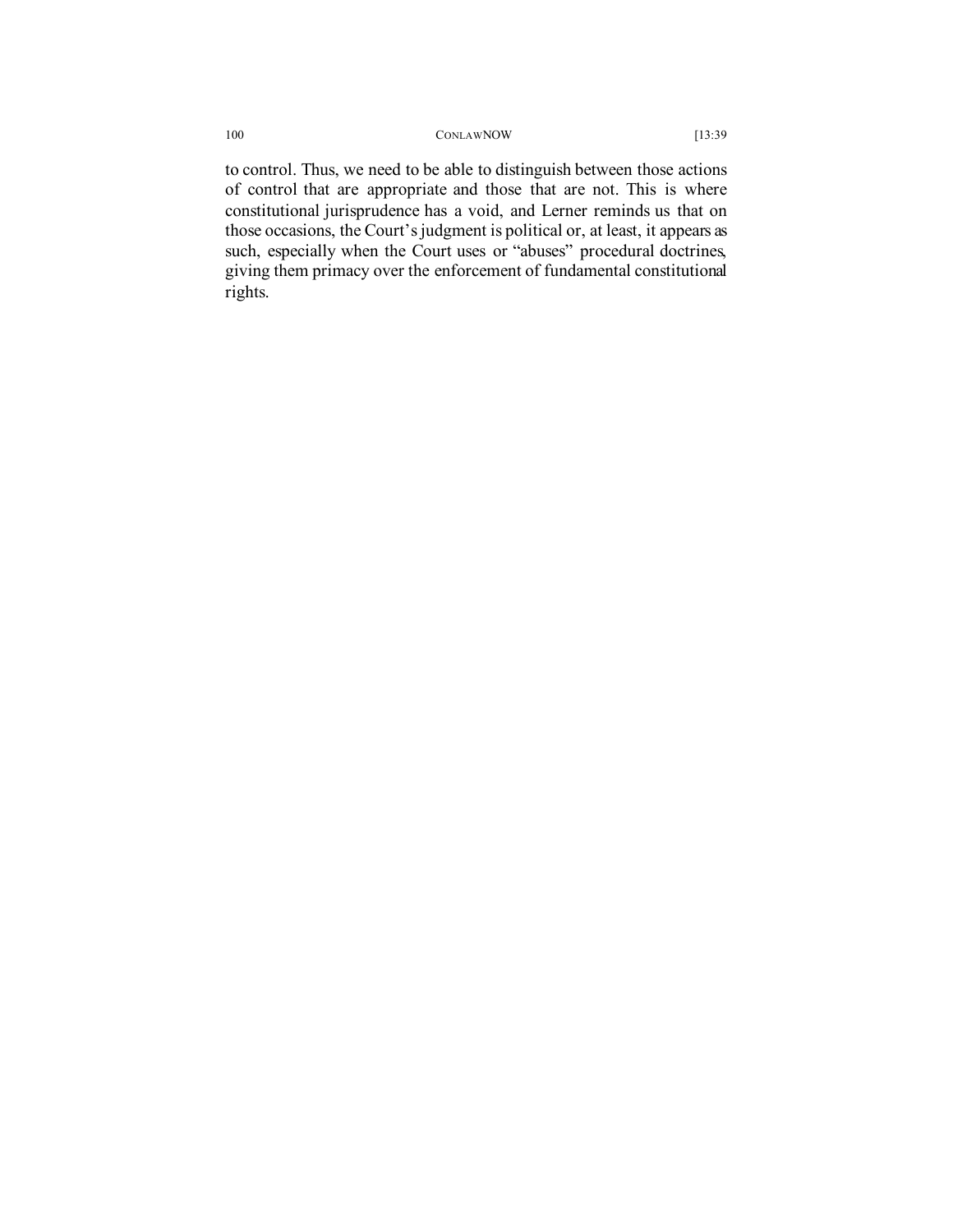to control. Thus, we need to be able to distinguish between those actions of control that are appropriate and those that are not. This is where constitutional jurisprudence has a void, and Lerner reminds us that on those occasions, the Court's judgment is political or, at least, it appears as such, especially when the Court uses or "abuses" procedural doctrines, giving them primacy over the enforcement of fundamental constitutional rights.